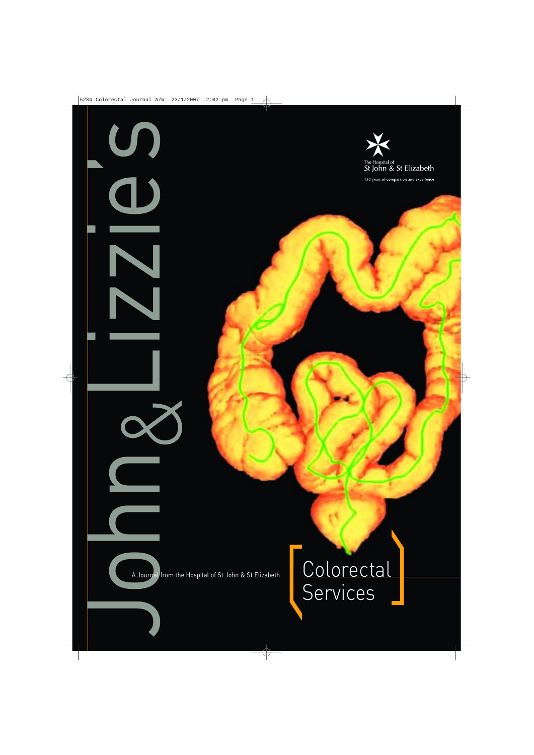# John & Lizzie's

The Hospital of
St John & St Elizabeth

150 years of compassion and excellence

A Journal from the Hospital of St John & St Elizabeth

## [ Colorectal Services ]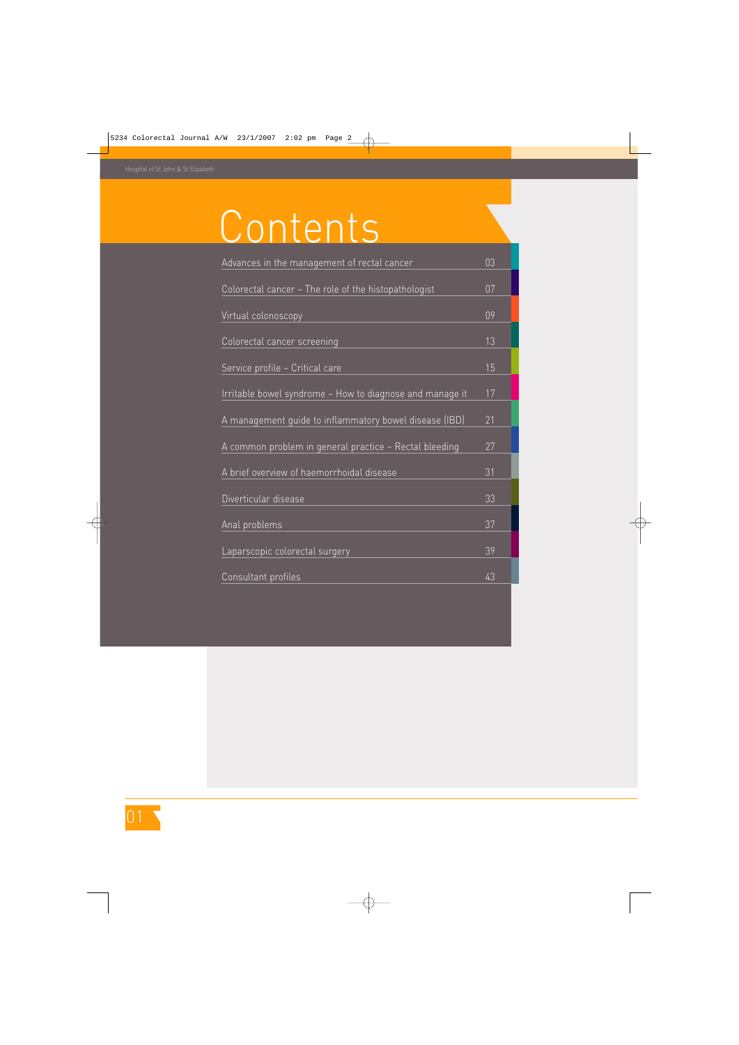# Contents

| | |
|---|---|
| Advances in the management of rectal cancer | 03 |
| Colorectal cancer – The role of the histopathologist | 07 |
| Virtual colonoscopy | 09 |
| Colorectal cancer screening | 13 |
| Service profile – Critical care | 15 |
| Irritable bowel syndrome – How to diagnose and manage it | 17 |
| A management guide to inflammatory bowel disease (IBD) | 21 |
| A common problem in general practice – Rectal bleeding | 27 |
| A brief overview of haemorrhoidal disease | 31 |
| Diverticular disease | 33 |
| Anal problems | 37 |
| Laparscopic colorectal surgery | 39 |
| Consultant profiles | 43 |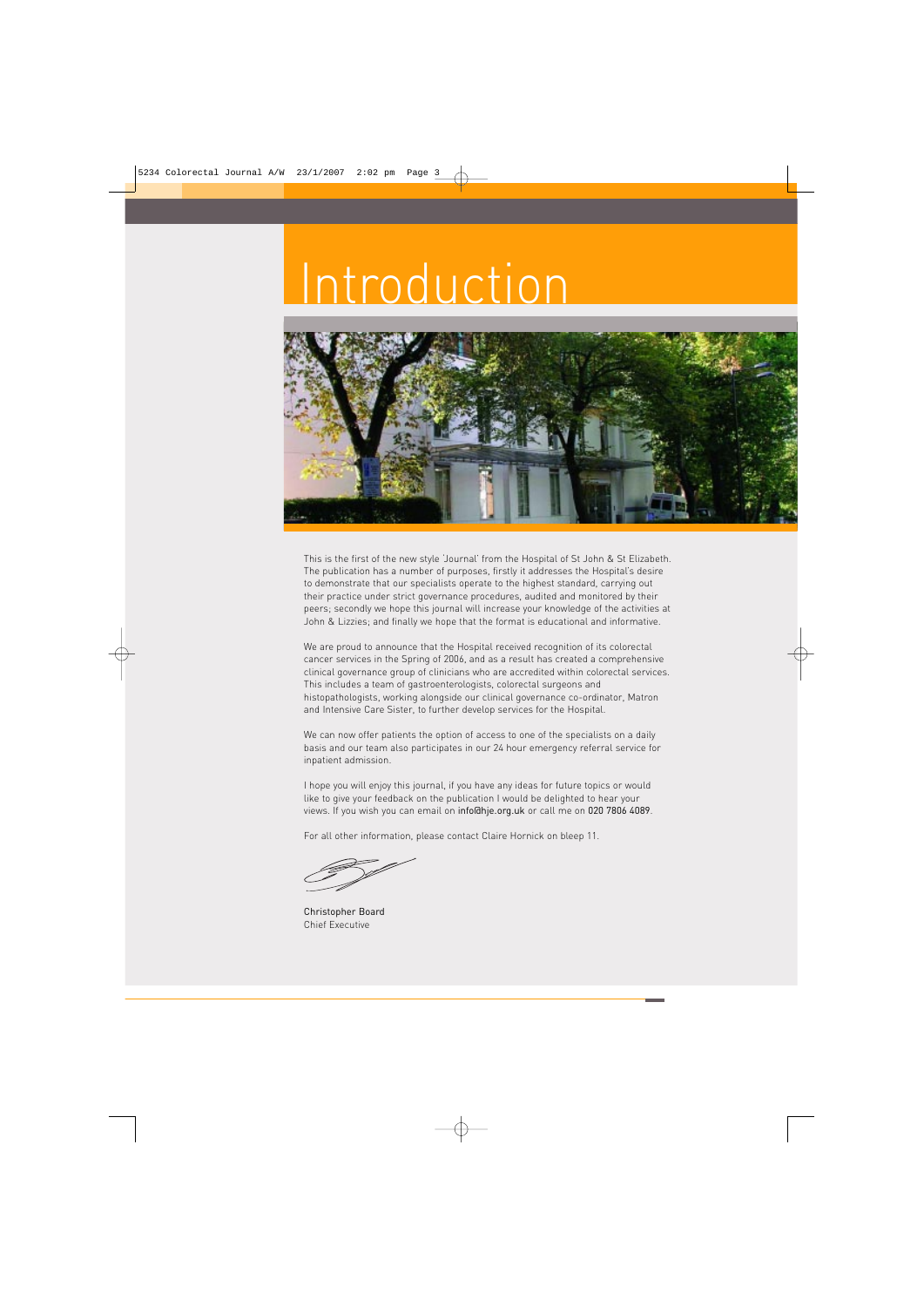# Introduction

This is the first of the new style 'Journal' from the Hospital of St John & St Elizabeth. The publication has a number of purposes, firstly it addresses the Hospital's desire to demonstrate that our specialists operate to the highest standard, carrying out their practice under strict governance procedures, audited and monitored by their peers; secondly we hope this journal will increase your knowledge of the activities at John & Lizzies; and finally we hope that the format is educational and informative.

We are proud to announce that the Hospital received recognition of its colorectal cancer services in the Spring of 2006, and as a result has created a comprehensive clinical governance group of clinicians who are accredited within colorectal services. This includes a team of gastroenterologists, colorectal surgeons and histopathologists, working alongside our clinical governance co-ordinator, Matron and Intensive Care Sister, to further develop services for the Hospital.

We can now offer patients the option of access to one of the specialists on a daily basis and our team also participates in our 24 hour emergency referral service for inpatient admission.

I hope you will enjoy this journal, if you have any ideas for future topics or would like to give your feedback on the publication I would be delighted to hear your views. If you wish you can email on info@hje.org.uk or call me on 020 7806 4089.

For all other information, please contact Claire Hornick on bleep 11.

Christopher Board
Chief Executive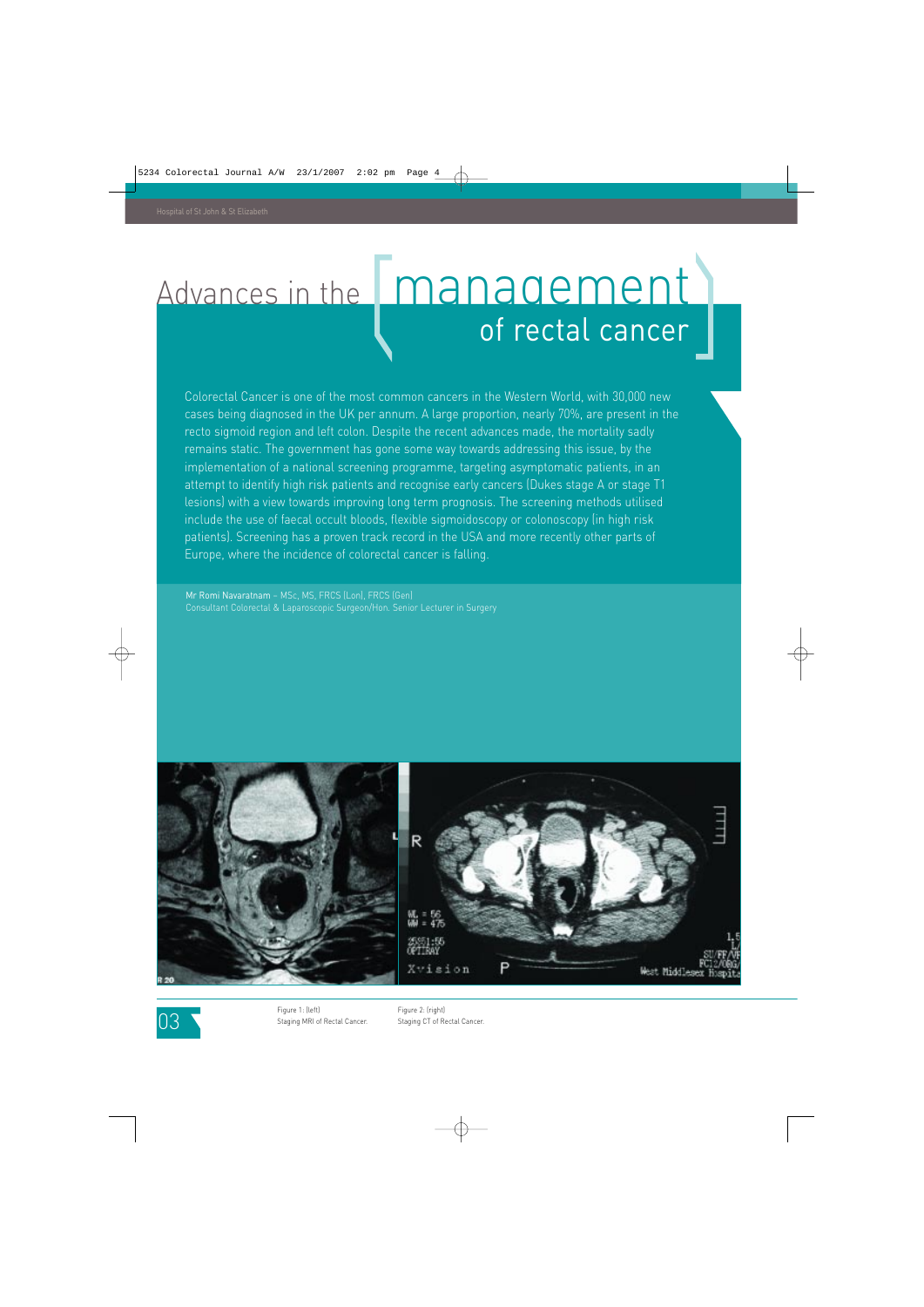# Advances in the management of rectal cancer

Colorectal Cancer is one of the most common cancers in the Western World, with 30,000 new cases being diagnosed in the UK per annum. A large proportion, nearly 70%, are present in the recto sigmoid region and left colon. Despite the recent advances made, the mortality sadly remains static. The government has gone some way towards addressing this issue, by the implementation of a national screening programme, targeting asymptomatic patients, in an attempt to identify high risk patients and recognise early cancers (Dukes stage A or stage T1 lesions) with a view towards improving long term prognosis. The screening methods utilised include the use of faecal occult bloods, flexible sigmoidoscopy or colonoscopy (in high risk patients). Screening has a proven track record in the USA and more recently other parts of Europe, where the incidence of colorectal cancer is falling.

Mr Romi Navaratnam – MSc, MS, FRCS (Lon), FRCS (Gen)
Consultant Colorectal & Laparoscopic Surgeon/Hon. Senior Lecturer in Surgery

Figure 1: (left)
Staging MRI of Rectal Cancer.

Figure 2: (right)
Staging CT of Rectal Cancer.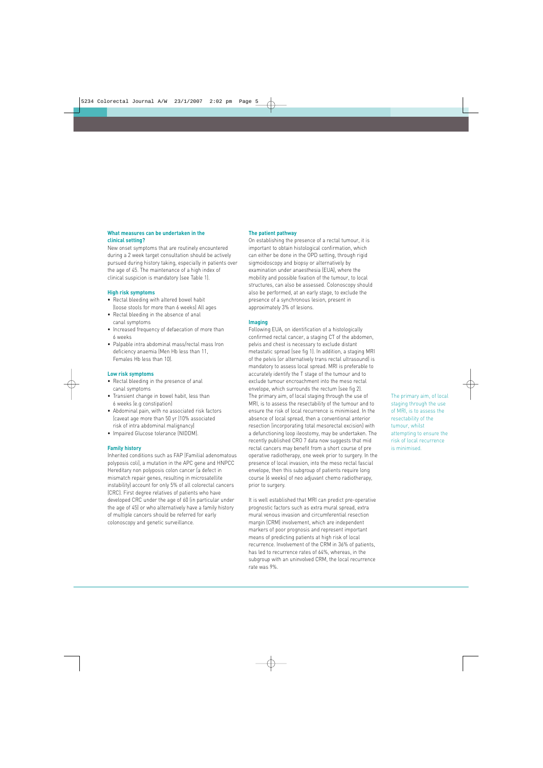### What measures can be undertaken in the clinical setting?

New onset symptoms that are routinely encountered during a 2 week target consultation should be actively pursued during history taking, especially in patients over the age of 45. The maintenance of a high index of clinical suspicion is mandatory (see Table 1).

### High risk symptoms

- Rectal bleeding with altered bowel habit (loose stools for more than 6 weeks) All ages
- Rectal bleeding in the absence of anal canal symptoms
- Increased frequency of defaecation of more than 6 weeks
- Palpable intra abdominal mass/rectal mass Iron deficiency anaemia (Men Hb less than 11, Females Hb less than 10).

### Low risk symptoms

- Rectal bleeding in the presence of anal canal symptoms
- Transient change in bowel habit, less than 6 weeks (e.g constipation)
- Abdominal pain, with no associated risk factors (caveat age more than 50 yr (10% associated risk of intra abdominal malignancy)
- Impaired Glucose tolerance (NIDDM).

### Family history

Inherited conditions such as FAP (Familial adenomatous polyposis coli), a mutation in the APC gene and HNPCC Hereditary non polyposis colon cancer (a defect in mismatch repair genes, resulting in microsatellite instability) account for only 5% of all colorectal cancers (CRC). First degree relatives of patients who have developed CRC under the age of 60 (in particular under the age of 45) or who alternatively have a family history of multiple cancers should be referred for early colonoscopy and genetic surveillance.

### The patient pathway

On establishing the presence of a rectal tumour, it is important to obtain histological confirmation, which can either be done in the OPD setting, through rigid sigmoidoscopy and biopsy or alternatively by examination under anaesthesia (EUA), where the mobility and possible fixation of the tumour, to local structures, can also be assessed. Colonoscopy should also be performed, at an early stage, to exclude the presence of a synchronous lesion, present in approximately 3% of lesions.

### Imaging

Following EUA, on identification of a histologically confirmed rectal cancer, a staging CT of the abdomen, pelvis and chest is necessary to exclude distant metastatic spread (see fig 1). In addition, a staging MRI of the pelvis (or alternatively trans rectal ultrasound) is mandatory to assess local spread. MRI is preferable to accurately identify the T stage of the tumour and to exclude tumour encroachment into the meso rectal envelope, which surrounds the rectum (see fig 2).

The primary aim, of local staging through the use of MRI, is to assess the resectability of the tumour and to ensure the risk of local recurrence is minimised. In the absence of local spread, then a conventional anterior resection (incorporating total mesorectal excision) with a defunctioning loop ileostomy, may be undertaken. The recently published CRO 7 data now suggests that mid rectal cancers may benefit from a short course of pre operative radiotherapy, one week prior to surgery. In the presence of local invasion, into the meso rectal fascial envelope, then this subgroup of patients require long course (6 weeks) of neo adjuvant chemo radiotherapy, prior to surgery.

> The primary aim, of local staging through the use of MRI, is to assess the resectability of the tumour, whilst attempting to ensure the risk of local recurrence is minimised.

It is well established that MRI can predict pre-operative prognostic factors such as extra mural spread, extra mural venous invasion and circumferential resection margin (CRM) involvement, which are independent markers of poor prognosis and represent important means of predicting patients at high risk of local recurrence. Involvement of the CRM in 36% of patients, has led to recurrence rates of 64%, whereas, in the subgroup with an uninvolved CRM, the local recurrence rate was 9%.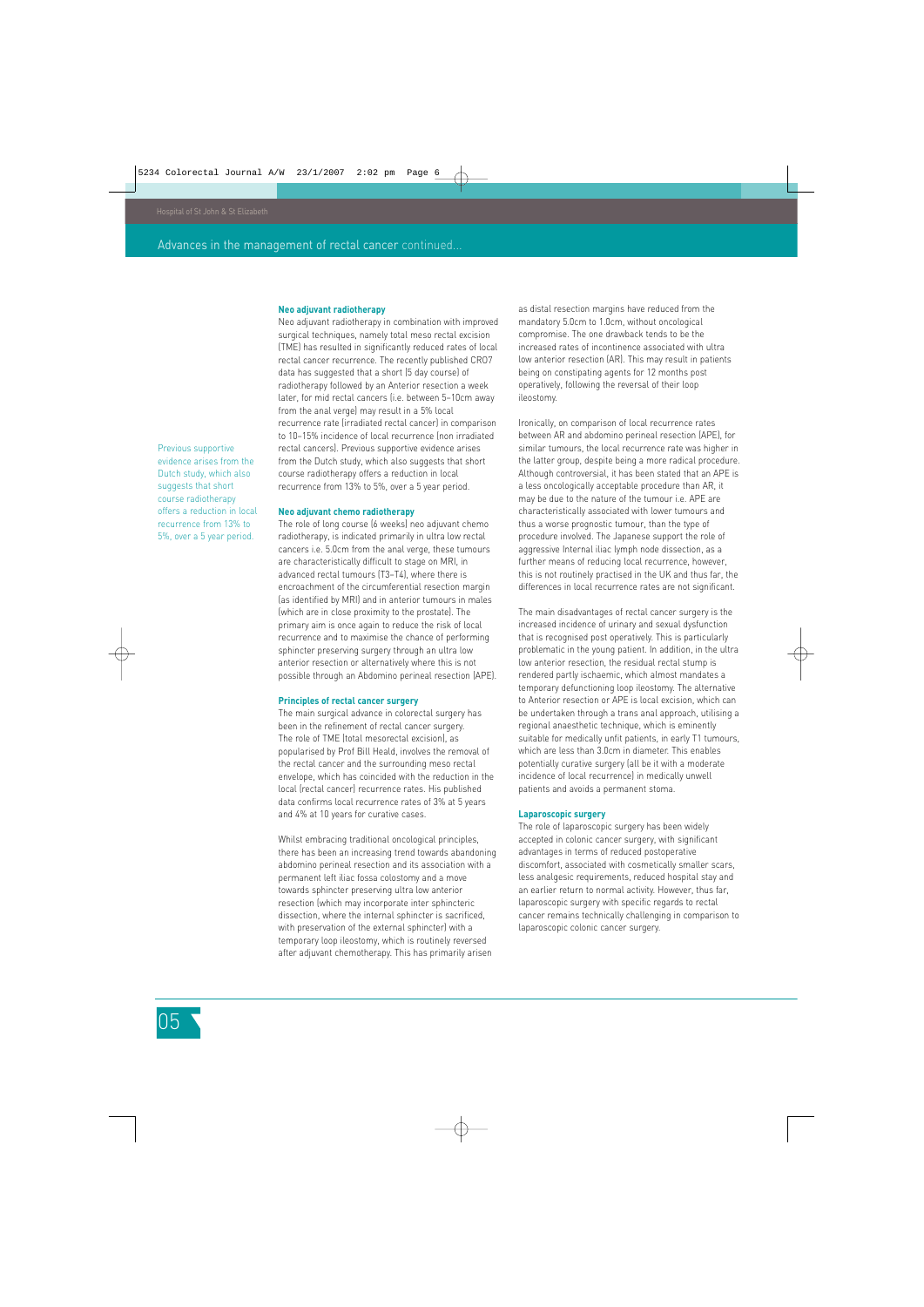## Advances in the management of rectal cancer continued...

### Neo adjuvant radiotherapy

Neo adjuvant radiotherapy in combination with improved surgical techniques, namely total meso rectal excision (TME) has resulted in significantly reduced rates of local rectal cancer recurrence. The recently published CR07 data has suggested that a short (5 day course) of radiotherapy followed by an Anterior resection a week later, for mid rectal cancers (i.e. between 5–10cm away from the anal verge) may result in a 5% local recurrence rate (irradiated rectal cancer) in comparison to 10–15% incidence of local recurrence (non irradiated rectal cancers). Previous supportive evidence arises from the Dutch study, which also suggests that short course radiotherapy offers a reduction in local recurrence from 13% to 5%, over a 5 year period.

> Previous supportive evidence arises from the Dutch study, which also suggests that short course radiotherapy offers a reduction in local recurrence from 13% to 5%, over a 5 year period.

### Neo adjuvant chemo radiotherapy

The role of long course (6 weeks) neo adjuvant chemo radiotherapy, is indicated primarily in ultra low rectal cancers i.e. 5.0cm from the anal verge, these tumours are characteristically difficult to stage on MRI, in advanced rectal tumours (T3–T4), where there is encroachment of the circumferential resection margin (as identified by MRI) and in anterior tumours in males (which are in close proximity to the prostate). The primary aim is once again to reduce the risk of local recurrence and to maximise the chance of performing sphincter preserving surgery through an ultra low anterior resection or alternatively where this is not possible through an Abdomino perineal resection (APE).

### Principles of rectal cancer surgery

The main surgical advance in colorectal surgery has been in the refinement of rectal cancer surgery. The role of TME (total mesorectal excision), as popularised by Prof Bill Heald, involves the removal of the rectal cancer and the surrounding meso rectal envelope, which has coincided with the reduction in the local (rectal cancer) recurrence rates. His published data confirms local recurrence rates of 3% at 5 years and 4% at 10 years for curative cases.

Whilst embracing traditional oncological principles, there has been an increasing trend towards abandoning abdomino perineal resection and its association with a permanent left iliac fossa colostomy and a move towards sphincter preserving ultra low anterior resection (which may incorporate inter sphincteric dissection, where the internal sphincter is sacrificed, with preservation of the external sphincter) with a temporary loop ileostomy, which is routinely reversed after adjuvant chemotherapy. This has primarily arisen as distal resection margins have reduced from the mandatory 5.0cm to 1.0cm, without oncological compromise. The one drawback tends to be the increased rates of incontinence associated with ultra low anterior resection (AR). This may result in patients being on constipating agents for 12 months post operatively, following the reversal of their loop ileostomy.

Ironically, on comparison of local recurrence rates between AR and abdomino perineal resection (APE), for similar tumours, the local recurrence rate was higher in the latter group, despite being a more radical procedure. Although controversial, it has been stated that an APE is a less oncologically acceptable procedure than AR, it may be due to the nature of the tumour i.e. APE are characteristically associated with lower tumours and thus a worse prognostic tumour, than the type of procedure involved. The Japanese support the role of aggressive Internal iliac lymph node dissection, as a further means of reducing local recurrence, however, this is not routinely practised in the UK and thus far, the differences in local recurrence rates are not significant.

The main disadvantages of rectal cancer surgery is the increased incidence of urinary and sexual dysfunction that is recognised post operatively. This is particularly problematic in the young patient. In addition, in the ultra low anterior resection, the residual rectal stump is rendered partly ischaemic, which almost mandates a temporary defunctioning loop ileostomy. The alternative to Anterior resection or APE is local excision, which can be undertaken through a trans anal approach, utilising a regional anaesthetic technique, which is eminently suitable for medically unfit patients, in early T1 tumours, which are less than 3.0cm in diameter. This enables potentially curative surgery (all be it with a moderate incidence of local recurrence) in medically unwell patients and avoids a permanent stoma.

### Laparoscopic surgery

The role of laparoscopic surgery has been widely accepted in colonic cancer surgery, with significant advantages in terms of reduced postoperative discomfort, associated with cosmetically smaller scars, less analgesic requirements, reduced hospital stay and an earlier return to normal activity. However, thus far, laparoscopic surgery with specific regards to rectal cancer remains technically challenging in comparison to laparoscopic colonic cancer surgery.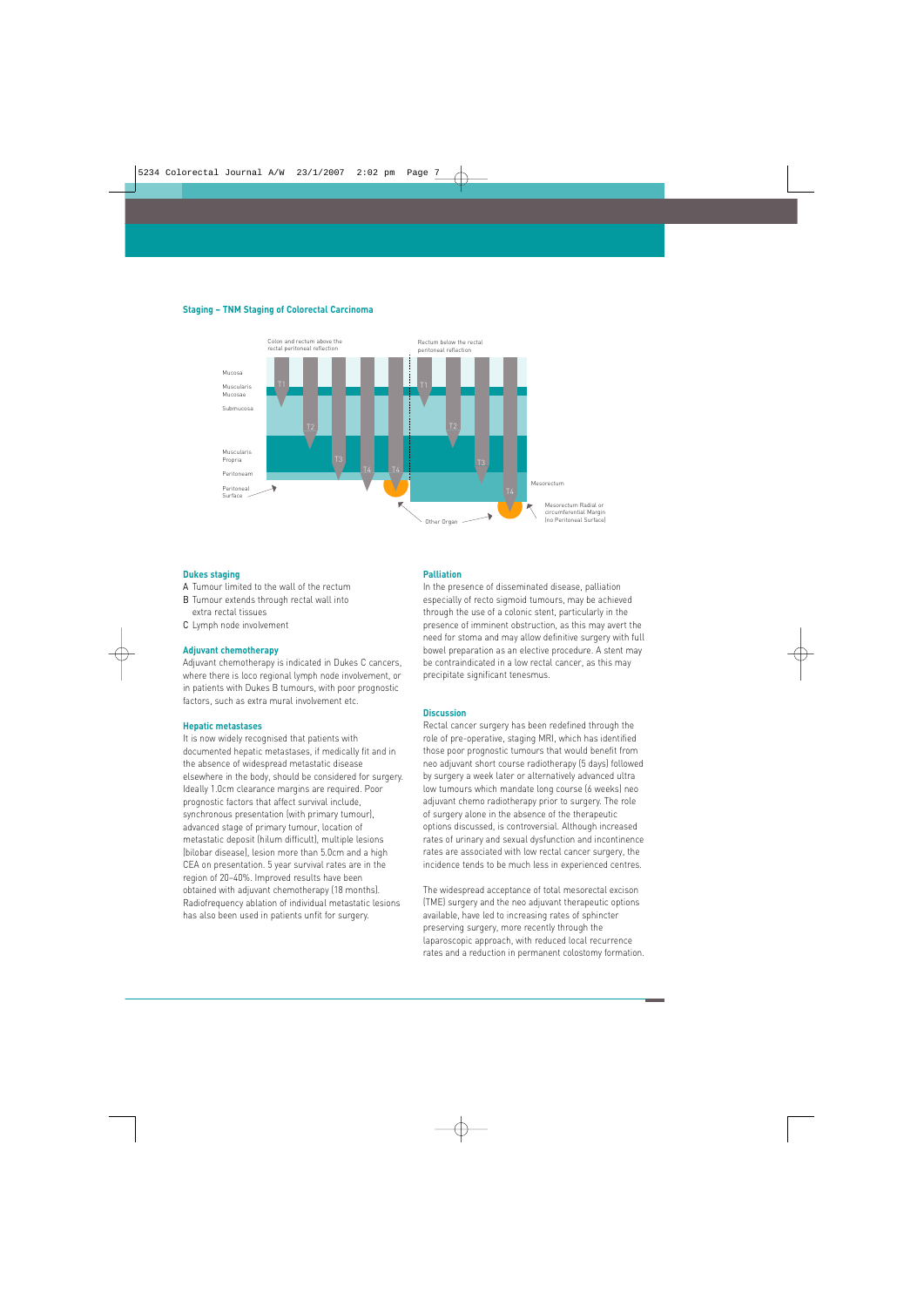### Staging – TNM Staging of Colorectal Carcinoma

Colon and rectum above the rectal peritoneal reflection

Rectum below the rectal peritoneal reflection

Mucosa

Muscularis Mucosae

Submucosa

Muscularis Propria

Peritoneam

Peritoneal Surface

T1 T2 T3 T4 T4 T1 T2 T3 T4

Mesorectum

Mesorectum Radial or circumferential Margin (no Peritoneal Surface)

Other Organ

### Dukes staging

- A Tumour limited to the wall of the rectum
- B Tumour extends through rectal wall into extra rectal tissues
- C Lymph node involvement

### Adjuvant chemotherapy

Adjuvant chemotherapy is indicated in Dukes C cancers, where there is loco regional lymph node involvement, or in patients with Dukes B tumours, with poor prognostic factors, such as extra mural involvement etc.

### Hepatic metastases

It is now widely recognised that patients with documented hepatic metastases, if medically fit and in the absence of widespread metastatic disease elsewhere in the body, should be considered for surgery. Ideally 1.0cm clearance margins are required. Poor prognostic factors that affect survival include, synchronous presentation (with primary tumour), advanced stage of primary tumour, location of metastatic deposit (hilum difficult), multiple lesions (bilobar disease), lesion more than 5.0cm and a high CEA on presentation. 5 year survival rates are in the region of 20-40%. Improved results have been obtained with adjuvant chemotherapy (18 months). Radiofrequency ablation of individual metastatic lesions has also been used in patients unfit for surgery.

### Palliation

In the presence of disseminated disease, palliation especially of recto sigmoid tumours, may be achieved through the use of a colonic stent, particularly in the presence of imminent obstruction, as this may avert the need for stoma and may allow definitive surgery with full bowel preparation as an elective procedure. A stent may be contraindicated in a low rectal cancer, as this may precipitate significant tenesmus.

### Discussion

Rectal cancer surgery has been redefined through the role of pre-operative, staging MRI, which has identified those poor prognostic tumours that would benefit from neo adjuvant short course radiotherapy (5 days) followed by surgery a week later or alternatively advanced ultra low tumours which mandate long course (6 weeks) neo adjuvant chemo radiotherapy prior to surgery. The role of surgery alone in the absence of the therapeutic options discussed, is controversial. Although increased rates of urinary and sexual dysfunction and incontinence rates are associated with low rectal cancer surgery, the incidence tends to be much less in experienced centres.

The widespread acceptance of total mesorectal excison (TME) surgery and the neo adjuvant therapeutic options available, have led to increasing rates of sphincter preserving surgery, more recently through the laparoscopic approach, with reduced local recurrence rates and a reduction in permanent colostomy formation.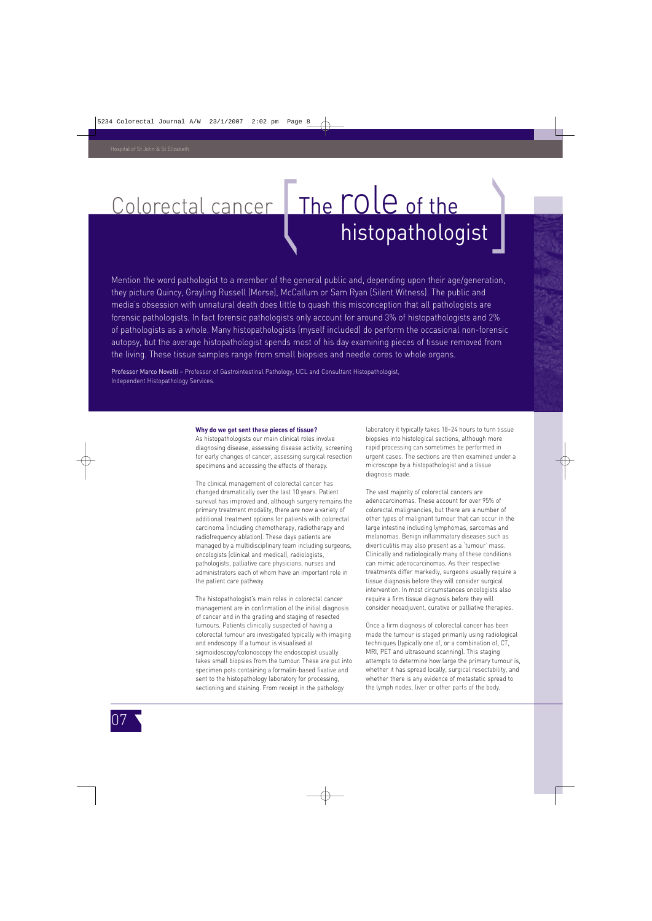# Colorectal cancer [The role of the histopathologist]

Mention the word pathologist to a member of the general public and, depending upon their age/generation, they picture Quincy, Grayling Russell (Morse), McCallum or Sam Ryan (Silent Witness). The public and media's obsession with unnatural death does little to quash this misconception that all pathologists are forensic pathologists. In fact forensic pathologists only account for around 3% of histopathologists and 2% of pathologists as a whole. Many histopathologists (myself included) do perform the occasional non-forensic autopsy, but the average histopathologist spends most of his day examining pieces of tissue removed from the living. These tissue samples range from small biopsies and needle cores to whole organs.

Professor Marco Novelli – Professor of Gastrointestinal Pathology, UCL and Consultant Histopathologist, Independent Histopathology Services.

**Why do we get sent these pieces of tissue?**

As histopathologists our main clinical roles involve diagnosing disease, assessing disease activity, screening for early changes of cancer, assessing surgical resection specimens and accessing the effects of therapy.

The clinical management of colorectal cancer has changed dramatically over the last 10 years. Patient survival has improved and, although surgery remains the primary treatment modality, there are now a variety of additional treatment options for patients with colorectal carcinoma (including chemotherapy, radiotherapy and radiofrequency ablation). These days patients are managed by a multidisciplinary team including surgeons, oncologists (clinical and medical), radiologists, pathologists, palliative care physicians, nurses and administrators each of whom have an important role in the patient care pathway.

The histopathologist's main roles in colorectal cancer management are in confirmation of the initial diagnosis of cancer and in the grading and staging of resected tumours. Patients clinically suspected of having a colorectal tumour are investigated typically with imaging and endoscopy. If a tumour is visualised at sigmoidoscopy/colonoscopy the endoscopist usually takes small biopsies from the tumour. These are put into specimen pots containing a formalin-based fixative and sent to the histopathology laboratory for processing, sectioning and staining. From receipt in the pathology laboratory it typically takes 18–24 hours to turn tissue biopsies into histological sections, although more rapid processing can sometimes be performed in urgent cases. The sections are then examined under a microscope by a histopathologist and a tissue diagnosis made.

The vast majority of colorectal cancers are adenocarcinomas. These account for over 95% of colorectal malignancies, but there are a number of other types of malignant tumour that can occur in the large intestine including lymphomas, sarcomas and melanomas. Benign inflammatory diseases such as diverticulitis may also present as a 'tumour' mass. Clinically and radiologically many of these conditions can mimic adenocarcinomas. As their respective treatments differ markedly, surgeons usually require a tissue diagnosis before they will consider surgical intervention. In most circumstances oncologists also require a firm tissue diagnosis before they will consider neoadjuvent, curative or palliative therapies.

Once a firm diagnosis of colorectal cancer has been made the tumour is staged primarily using radiological techniques (typically one of, or a combination of, CT, MRI, PET and ultrasound scanning). This staging attempts to determine how large the primary tumour is, whether it has spread locally, surgical resectability, and whether there is any evidence of metastatic spread to the lymph nodes, liver or other parts of the body.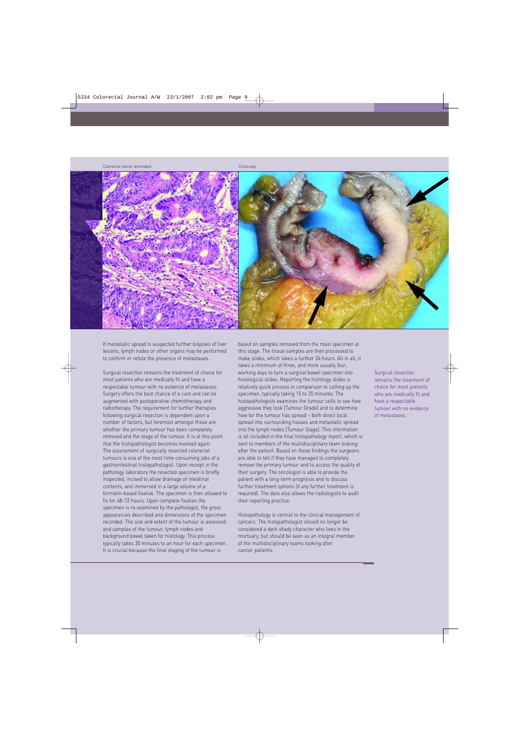Colorectal cancer annotated

Coloscopy

If metastatic spread is suspected further biopsies of liver lesions, lymph nodes or other organs may be performed to confirm or refute the presence of metastases.

Surgical resection remains the treatment of choice for most patients who are medically fit and have a respectable tumour with no evidence of metastases. Surgery offers the best chance of a cure and can be augmented with postoperative chemotherapy and radiotherapy. The requirement for further therapies following surgical resection is dependent upon a number of factors, but foremost amongst these are whether the primary tumour has been completely removed and the stage of the tumour. It is at this point that the histopathologist becomes involved again. The assessment of surgically resected colorectal tumours is one of the most time consuming jobs of a gastrointestinal histopathologist. Upon receipt in the pathology laboratory the resected specimen is briefly inspected, incised to allow drainage of intestinal contents, and immersed in a large volume of a formalin-based fixative. The specimen is then allowed to fix for 48–72 hours. Upon complete fixation the specimen is re-examined by the pathologist, the gross appearances described and dimensions of the specimen recorded. The size and extent of the tumour is assessed and samples of the tumour, lymph nodes and background bowel taken for histology. This process typically takes 30 minutes to an hour for each specimen. It is crucial because the final staging of the tumour is based on samples removed from the main specimen at this stage. The tissue samples are then processed to make slides, which takes a further 24 hours. All in all, it takes a minimum of three, and more usually four, working days to turn a surgical bowel specimen into histological slides. Reporting the histology slides is relatively quick process in comparison to cutting up the specimen, typically taking 15 to 20 minutes. The histopathologists examines the tumour cells to see how aggressive they look (Tumour Grade) and to determine how far the tumour has spread – both direct local spread into surrounding tissues and metastatic spread into the lymph nodes (Tumour Stage). This information is all included in the final histopathology report, which is sent to members of the multidisciplinary team looking after the patient. Based on these findings the surgeons are able to tell if they have managed to completely remove the primary tumour and to access the quality of their surgery. The oncologist is able to provide the patient with a long-term prognosis and to discuss further treatment options (if any further treatment is required). The data also allows the radiologists to audit their reporting practice.

Histopathology is central to the clinical management of cancers. The histopathologist should no longer be considered a dark shady character who lives in the mortuary, but should be seen as an integral member of the multidisciplinary teams looking after cancer patients.

Surgical resection remains the treatment of choice for most patients who are medically fit and have a respectable tumour with no evidence of metastases.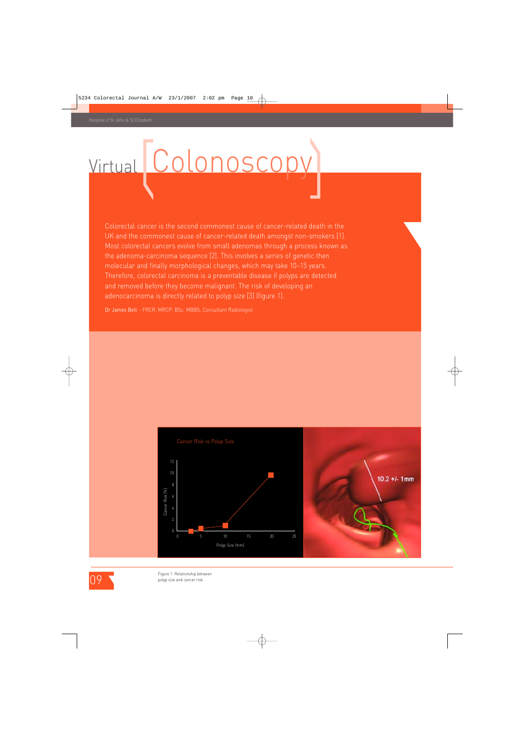# Virtual Colonoscopy

Colorectal cancer is the second commonest cause of cancer-related death in the UK and the commonest cause of cancer-related death amongst non-smokers [1]. Most colorectal cancers evolve from small adenomas through a process known as the adenoma-carcinoma sequence [2]. This involves a series of genetic then molecular and finally morphological changes, which may take 10–15 years. Therefore, colorectal carcinoma is a preventable disease if polyps are detected and removed before they become malignant. The risk of developing an adenocarcinoma is directly related to polyp size [3] (figure 1).

Dr James Bell - FRCR, MRCP, BSc, MBBS, Consultant Radiologist

Figure 1: Relationship between polyp size and cancer risk.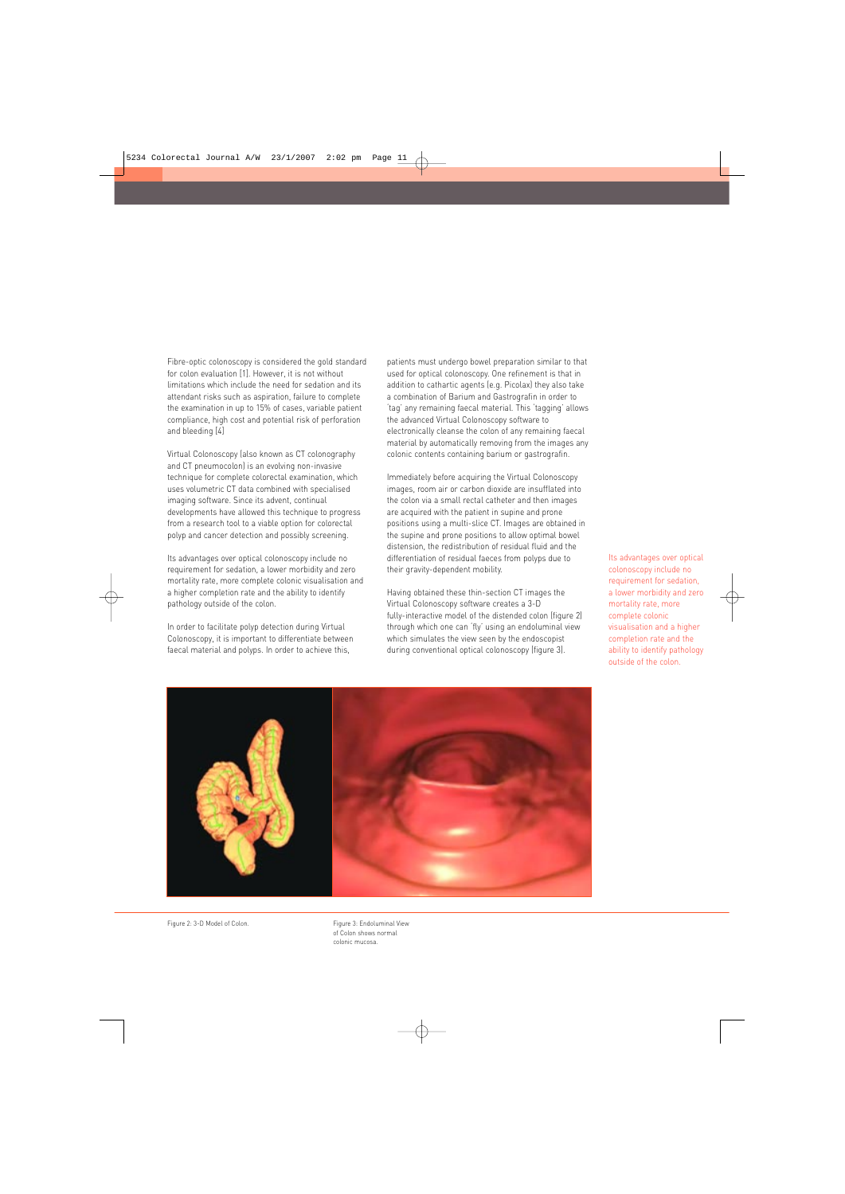Fibre-optic colonoscopy is considered the gold standard for colon evaluation [1]. However, it is not without limitations which include the need for sedation and its attendant risks such as aspiration, failure to complete the examination in up to 15% of cases, variable patient compliance, high cost and potential risk of perforation and bleeding [4]

Virtual Colonoscopy (also known as CT colonography and CT pneumocolon) is an evolving non-invasive technique for complete colorectal examination, which uses volumetric CT data combined with specialised imaging software. Since its advent, continual developments have allowed this technique to progress from a research tool to a viable option for colorectal polyp and cancer detection and possibly screening.

Its advantages over optical colonoscopy include no requirement for sedation, a lower morbidity and zero mortality rate, more complete colonic visualisation and a higher completion rate and the ability to identify pathology outside of the colon.

In order to facilitate polyp detection during Virtual Colonoscopy, it is important to differentiate between faecal material and polyps. In order to achieve this, patients must undergo bowel preparation similar to that used for optical colonoscopy. One refinement is that in addition to cathartic agents (e.g. Picolax) they also take a combination of Barium and Gastrografin in order to 'tag' any remaining faecal material. This 'tagging' allows the advanced Virtual Colonoscopy software to electronically cleanse the colon of any remaining faecal material by automatically removing from the images any colonic contents containing barium or gastrografin.

Immediately before acquiring the Virtual Colonoscopy images, room air or carbon dioxide are insufflated into the colon via a small rectal catheter and then images are acquired with the patient in supine and prone positions using a multi-slice CT. Images are obtained in the supine and prone positions to allow optimal bowel distension, the redistribution of residual fluid and the differentiation of residual faeces from polyps due to their gravity-dependent mobility.

Having obtained these thin-section CT images the Virtual Colonoscopy software creates a 3-D fully-interactive model of the distended colon (figure 2) through which one can 'fly' using an endoluminal view which simulates the view seen by the endoscopist during conventional optical colonoscopy (figure 3).

Its advantages over optical colonoscopy include no requirement for sedation, a lower morbidity and zero mortality rate, more complete colonic visualisation and a higher completion rate and the ability to identify pathology outside of the colon.

Figure 2: 3-D Model of Colon.

Figure 3: Endoluminal View of Colon shows normal colonic mucosa.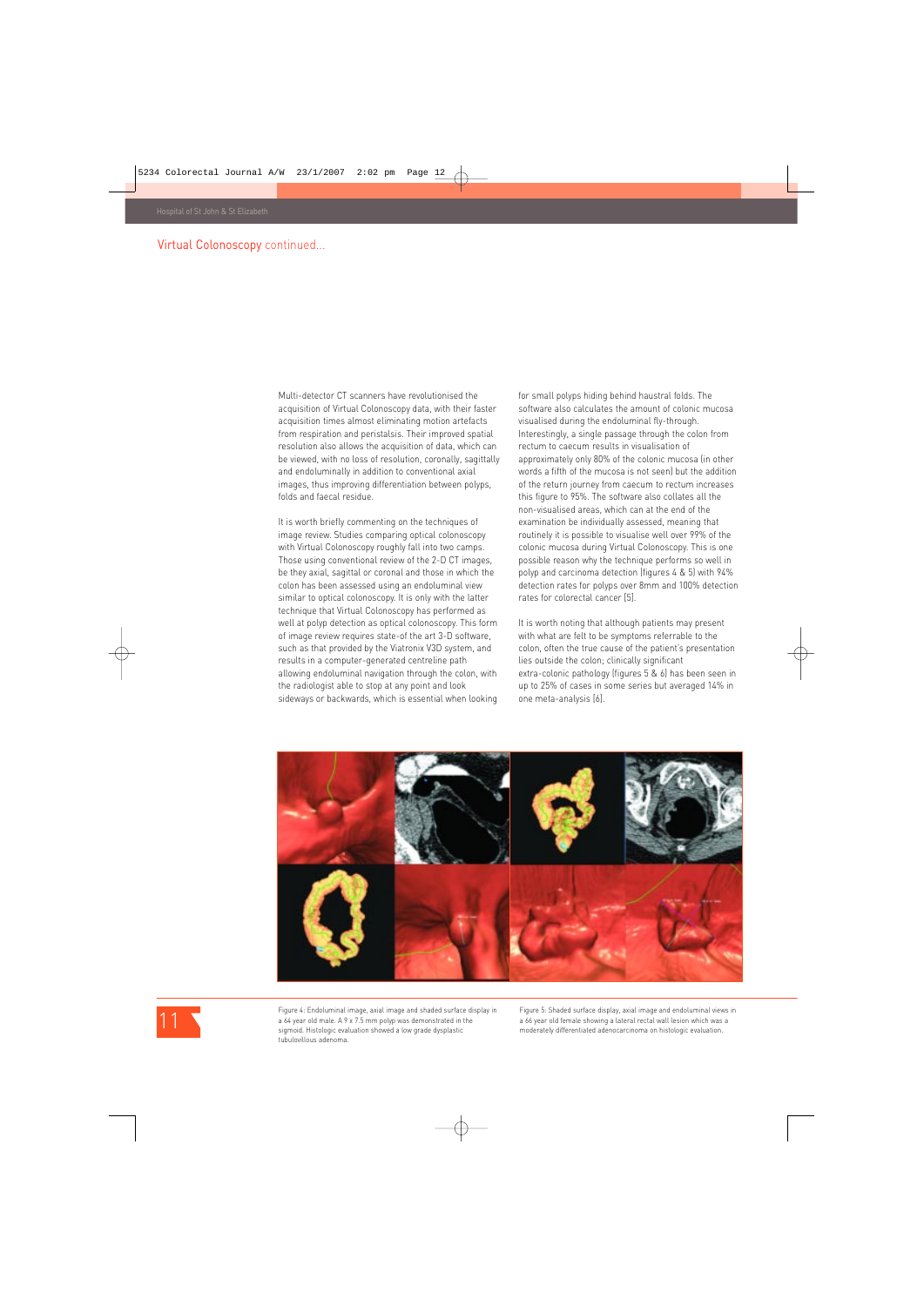## Virtual Colonoscopy continued...

Multi-detector CT scanners have revolutionised the acquisition of Virtual Colonoscopy data, with their faster acquisition times almost eliminating motion artefacts from respiration and peristalsis. Their improved spatial resolution also allows the acquisition of data, which can be viewed, with no loss of resolution, coronally, sagittally and endoluminally in addition to conventional axial images, thus improving differentiation between polyps, folds and faecal residue.

It is worth briefly commenting on the techniques of image review. Studies comparing optical colonoscopy with Virtual Colonoscopy roughly fall into two camps. Those using conventional review of the 2-D CT images, be they axial, sagittal or coronal and those in which the colon has been assessed using an endoluminal view similar to optical colonoscopy. It is only with the latter technique that Virtual Colonoscopy has performed as well at polyp detection as optical colonoscopy. This form of image review requires state-of the art 3-D software, such as that provided by the Viatronix V3D system, and results in a computer-generated centreline path allowing endoluminal navigation through the colon, with the radiologist able to stop at any point and look sideways or backwards, which is essential when looking for small polyps hiding behind haustral folds. The software also calculates the amount of colonic mucosa visualised during the endoluminal fly-through. Interestingly, a single passage through the colon from rectum to caecum results in visualisation of approximately only 80% of the colonic mucosa (in other words a fifth of the mucosa is not seen) but the addition of the return journey from caecum to rectum increases this figure to 95%. The software also collates all the non-visualised areas, which can at the end of the examination be individually assessed, meaning that routinely it is possible to visualise well over 99% of the colonic mucosa during Virtual Colonoscopy. This is one possible reason why the technique performs so well in polyp and carcinoma detection (figures 4 & 5) with 94% detection rates for polyps over 8mm and 100% detection rates for colorectal cancer [5].

It is worth noting that although patients may present with what are felt to be symptoms referrable to the colon, often the true cause of the patient's presentation lies outside the colon; clinically significant extra-colonic pathology (figures 5 & 6) has been seen in up to 25% of cases in some series but averaged 14% in one meta-analysis [6].

Figure 4: Endoluminal image, axial image and shaded surface display in a 64 year old male. A 9 x 7.5 mm polyp was demonstrated in the sigmoid. Histologic evaluation showed a low grade dysplastic tubulovillous adenoma.

Figure 5: Shaded surface display, axial image and endoluminal views in a 66 year old female showing a lateral rectal wall lesion which was a moderately differentiated adenocarcinoma on histologic evaluation.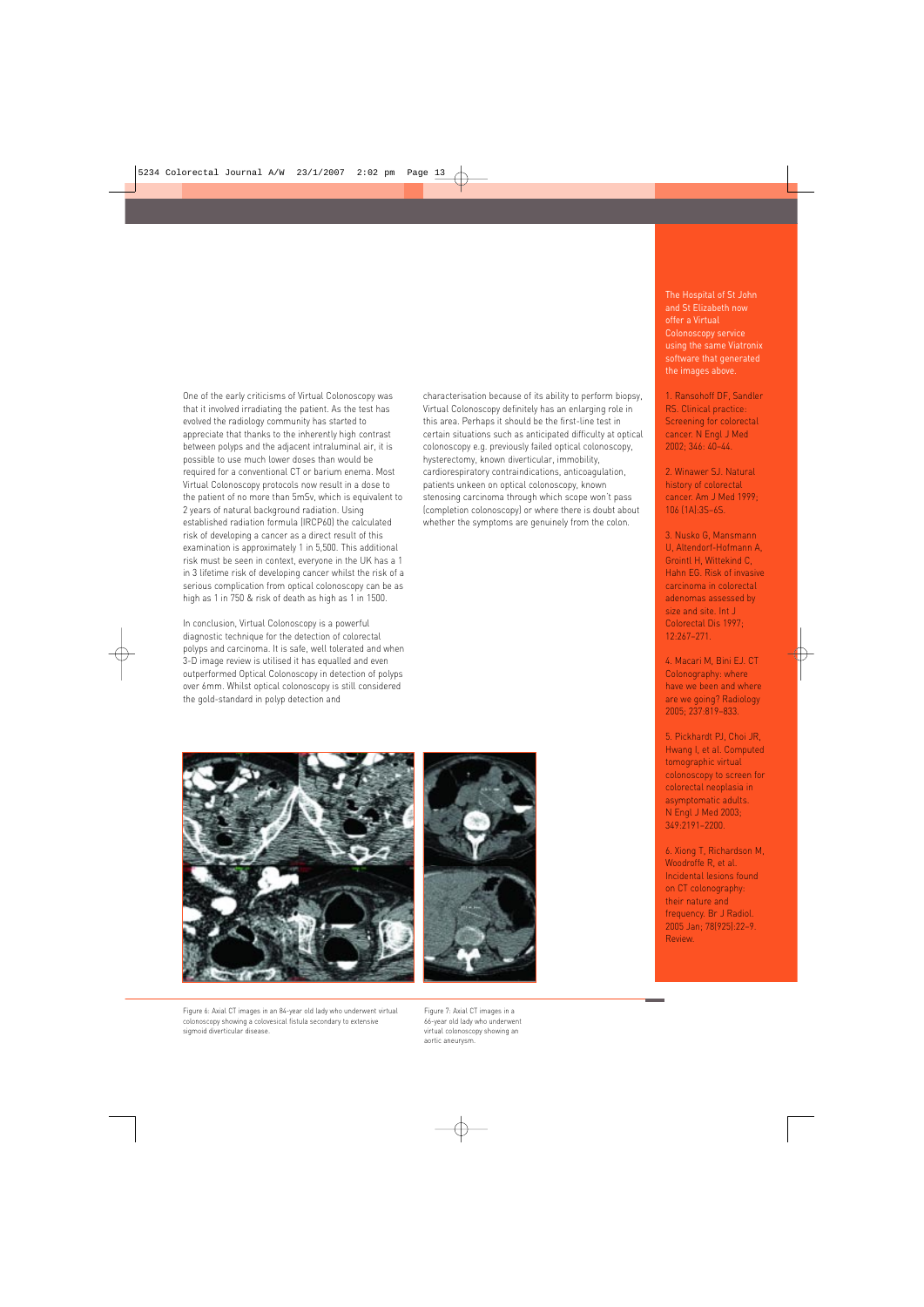One of the early criticisms of Virtual Colonoscopy was that it involved irradiating the patient. As the test has evolved the radiology community has started to appreciate that thanks to the inherently high contrast between polyps and the adjacent intraluminal air, it is possible to use much lower doses than would be required for a conventional CT or barium enema. Most Virtual Colonoscopy protocols now result in a dose to the patient of no more than 5mSv, which is equivalent to 2 years of natural background radiation. Using established radiation formula (IRCP60) the calculated risk of developing a cancer as a direct result of this examination is approximately 1 in 5,500. This additional risk must be seen in context, everyone in the UK has a 1 in 3 lifetime risk of developing cancer whilst the risk of a serious complication from optical colonoscopy can be as high as 1 in 750 & risk of death as high as 1 in 1500.

In conclusion, Virtual Colonoscopy is a powerful diagnostic technique for the detection of colorectal polyps and carcinoma. It is safe, well tolerated and when 3-D image review is utilised it has equalled and even outperformed Optical Colonoscopy in detection of polyps over 6mm. Whilst optical colonoscopy is still considered the gold-standard in polyp detection and characterisation because of its ability to perform biopsy, Virtual Colonoscopy definitely has an enlarging role in this area. Perhaps it should be the first-line test in certain situations such as anticipated difficulty at optical colonoscopy e.g. previously failed optical colonoscopy, hysterectomy, known diverticular, immobility, cardiorespiratory contraindications, anticoagulation, patients unkeen on optical colonoscopy, known stenosing carcinoma through which scope won't pass (completion colonoscopy) or where there is doubt about whether the symptoms are genuinely from the colon.

Figure 6: Axial CT images in an 84-year old lady who underwent virtual colonoscopy showing a colovesical fistula secondary to extensive sigmoid diverticular disease.

Figure 7: Axial CT images in a 66-year old lady who underwent virtual colonoscopy showing an aortic aneurysm.

The Hospital of St John and St Elizabeth now offer a Virtual Colonoscopy service using the same Viatronix software that generated the images above.

1. Ransohoff DF, Sandler RS. Clinical practice: Screening for colorectal cancer. N Engl J Med 2002; 346: 40-44.

2. Winawer SJ. Natural history of colorectal cancer. Am J Med 1999; 106 (1A):3S-6S.

3. Nusko G, Mansmann U, Altendorf-Hofmann A, Groitl H, Wittekind C, Hahn EG. Risk of invasive carcinoma in colorectal adenomas assessed by size and site. Int J Colorectal Dis 1997; 12:267-271.

4. Macari M, Bini EJ. CT Colonography: where have we been and where are we going? Radiology 2005; 237:819-833.

5. Pickhardt PJ, Choi JR, Hwang I, et al. Computed tomographic virtual colonoscopy to screen for colorectal neoplasia in asymptomatic adults. N Engl J Med 2003; 349:2191-2200.

6. Xiong T, Richardson M, Woodroffe R, et al. Incidental lesions found on CT colonography: their nature and frequency. Br J Radiol. 2005 Jan; 78(925):22-9. Review.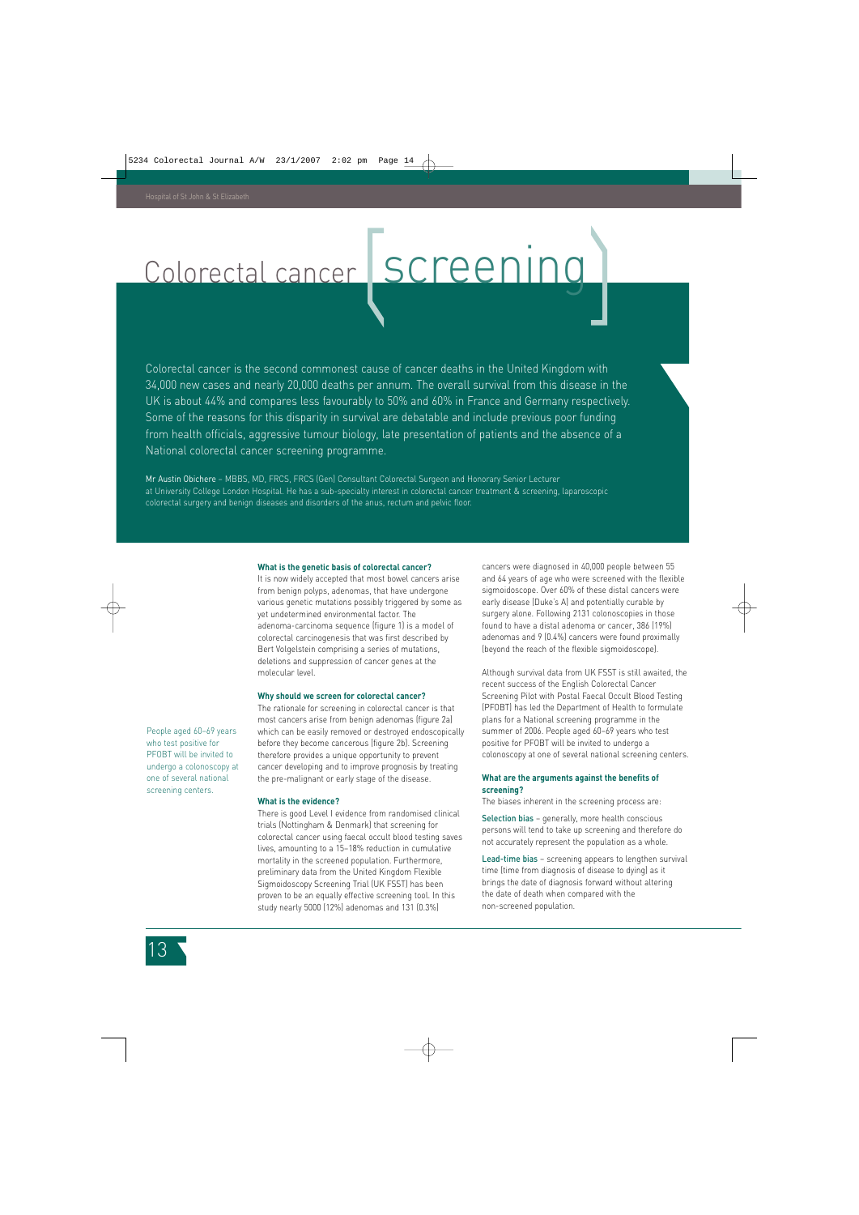# Colorectal cancer [screening]

Colorectal cancer is the second commonest cause of cancer deaths in the United Kingdom with 34,000 new cases and nearly 20,000 deaths per annum. The overall survival from this disease in the UK is about 44% and compares less favourably to 50% and 60% in France and Germany respectively. Some of the reasons for this disparity in survival are debatable and include previous poor funding from health officials, aggressive tumour biology, late presentation of patients and the absence of a National colorectal cancer screening programme.

Mr Austin Obichere – MBBS, MD, FRCS, FRCS (Gen) Consultant Colorectal Surgeon and Honorary Senior Lecturer at University College London Hospital. He has a sub-specialty interest in colorectal cancer treatment & screening, laparoscopic colorectal surgery and benign diseases and disorders of the anus, rectum and pelvic floor.

### What is the genetic basis of colorectal cancer?

It is now widely accepted that most bowel cancers arise from benign polyps, adenomas, that have undergone various genetic mutations possibly triggered by some as yet undetermined environmental factor. The adenoma-carcinoma sequence (figure 1) is a model of colorectal carcinogenesis that was first described by Bert Volgelstein comprising a series of mutations, deletions and suppression of cancer genes at the molecular level.

### Why should we screen for colorectal cancer?

The rationale for screening in colorectal cancer is that most cancers arise from benign adenomas (figure 2a) which can be easily removed or destroyed endoscopically before they become cancerous (figure 2b). Screening therefore provides a unique opportunity to prevent cancer developing and to improve prognosis by treating the pre-malignant or early stage of the disease.

### What is the evidence?

There is good Level I evidence from randomised clinical trials (Nottingham & Denmark) that screening for colorectal cancer using faecal occult blood testing saves lives, amounting to a 15–18% reduction in cumulative mortality in the screened population. Furthermore, preliminary data from the United Kingdom Flexible Sigmoidoscopy Screening Trial (UK FSST) has been proven to be an equally effective screening tool. In this study nearly 5000 (12%) adenomas and 131 (0.3%) cancers were diagnosed in 40,000 people between 55 and 64 years of age who were screened with the flexible sigmoidoscope. Over 60% of these distal cancers were early disease (Duke's A) and potentially curable by surgery alone. Following 2131 colonoscopies in those found to have a distal adenoma or cancer, 386 (19%) adenomas and 9 (0.4%) cancers were found proximally (beyond the reach of the flexible sigmoidoscope).

Although survival data from UK FSST is still awaited, the recent success of the English Colorectal Cancer Screening Pilot with Postal Faecal Occult Blood Testing (PFOBT) has led the Department of Health to formulate plans for a National screening programme in the summer of 2006. People aged 60–69 years who test positive for PFOBT will be invited to undergo a colonoscopy at one of several national screening centers.

People aged 60–69 years who test positive for PFOBT will be invited to undergo a colonoscopy at one of several national screening centers.

### What are the arguments against the benefits of screening?

The biases inherent in the screening process are:

**Selection bias** – generally, more health conscious persons will tend to take up screening and therefore do not accurately represent the population as a whole.

**Lead-time bias** – screening appears to lengthen survival time (time from diagnosis of disease to dying) as it brings the date of diagnosis forward without altering the date of death when compared with the non-screened population.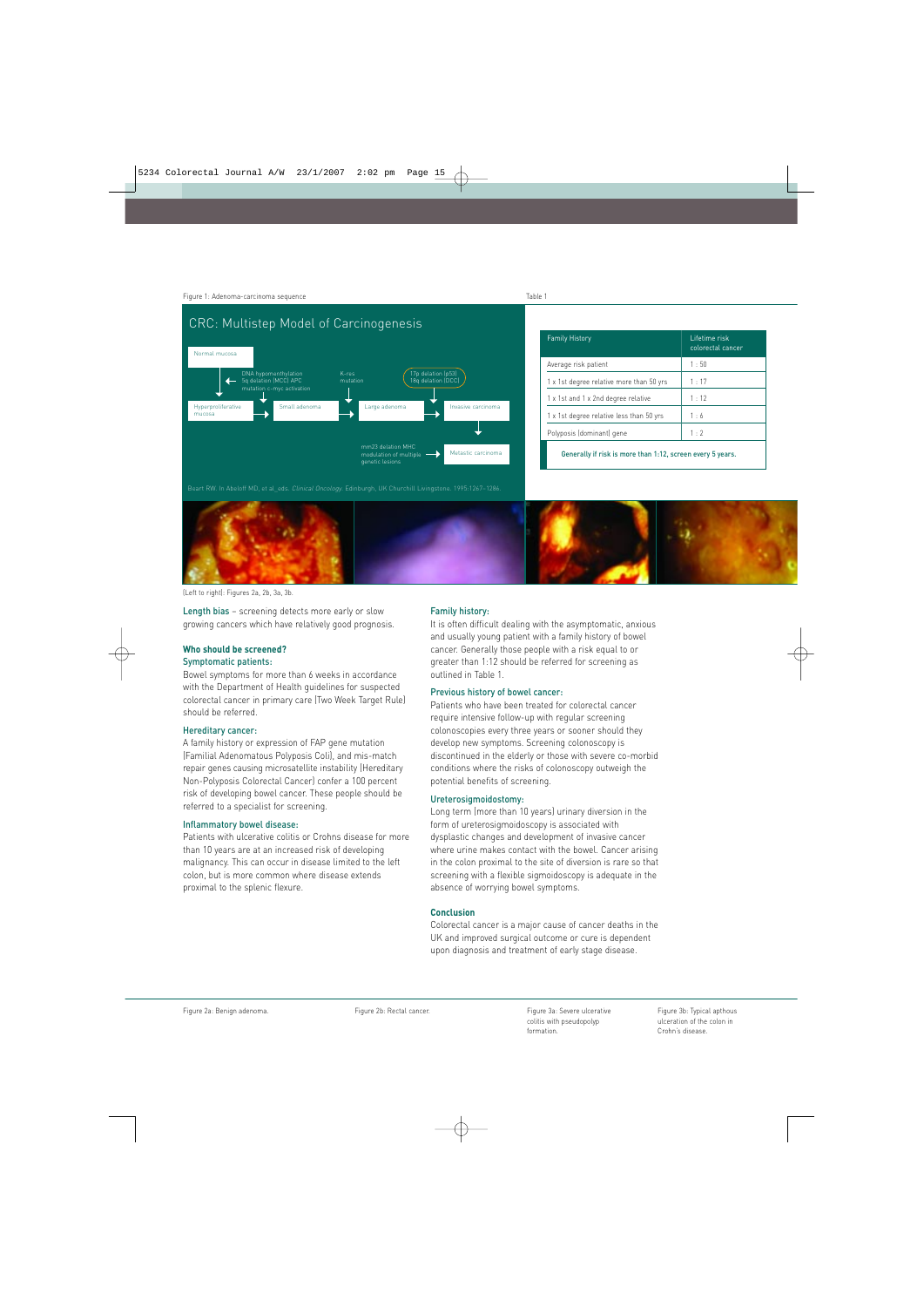Figure 1: Adenoma-carcinoma sequence

## CRC: Multistep Model of Carcinogenesis

Normal mucosa → (DNA hypomenthylation, 5q deletion (MCC) APC mutation c-myc activation) → Hyperproliferative mucosa → Small adenoma → (K-ras mutation) → Large adenoma → (17p deletion (p53), 18q deletion (DCC)) → Invasive carcinoma → (nm23 deletion MHC modulation of multiple genetic lesions) → Metastatic carcinoma

Beart RW. In Abeloff MD, et al, eds. *Clinical Oncology*. Edinburgh, UK Churchill Livingstone. 1995:1267–1286.

Table 1

| Family History | Lifetime risk colorectal cancer |
|---|---|
| Average risk patient | 1 : 50 |
| 1 x 1st degree relative more than 50 yrs | 1 : 17 |
| 1 x 1st and 1 x 2nd degree relative | 1 : 12 |
| 1 x 1st degree relative less than 50 yrs | 1 : 6 |
| Polyposis (dominant) gene | 1 : 2 |
| Generally if risk is more than 1:12, screen every 5 years. | |

(Left to right): Figures 2a, 2b, 3a, 3b.

Figure 2a: Benign adenoma.

Figure 2b: Rectal cancer.

Figure 3a: Severe ulcerative colitis with pseudopolyp formation.

Figure 3b: Typical apthous ulceration of the colon in Crohn's disease.

**Length bias** – screening detects more early or slow growing cancers which have relatively good prognosis.

### Who should be screened?

#### Symptomatic patients:

Bowel symptoms for more than 6 weeks in accordance with the Department of Health guidelines for suspected colorectal cancer in primary care (Two Week Target Rule) should be referred.

#### Hereditary cancer:

A family history or expression of FAP gene mutation (Familial Adenomatous Polyposis Coli), and mis-match repair genes causing microsatellite instability (Hereditary Non-Polyposis Colorectal Cancer) confer a 100 percent risk of developing bowel cancer. These people should be referred to a specialist for screening.

#### Inflammatory bowel disease:

Patients with ulcerative colitis or Crohns disease for more than 10 years are at an increased risk of developing malignancy. This can occur in disease limited to the left colon, but is more common where disease extends proximal to the splenic flexure.

#### Family history:

It is often difficult dealing with the asymptomatic, anxious and usually young patient with a family history of bowel cancer. Generally those people with a risk equal to or greater than 1:12 should be referred for screening as outlined in Table 1.

#### Previous history of bowel cancer:

Patients who have been treated for colorectal cancer require intensive follow-up with regular screening colonoscopies every three years or sooner should they develop new symptoms. Screening colonoscopy is discontinued in the elderly or those with severe co-morbid conditions where the risks of colonoscopy outweigh the potential benefits of screening.

#### Ureterosigmoidostomy:

Long term (more than 10 years) urinary diversion in the form of ureterosigmoidoscopy is associated with dysplastic changes and development of invasive cancer where urine makes contact with the bowel. Cancer arising in the colon proximal to the site of diversion is rare so that screening with a flexible sigmoidoscopy is adequate in the absence of worrying bowel symptoms.

### Conclusion

Colorectal cancer is a major cause of cancer deaths in the UK and improved surgical outcome or cure is dependent upon diagnosis and treatment of early stage disease.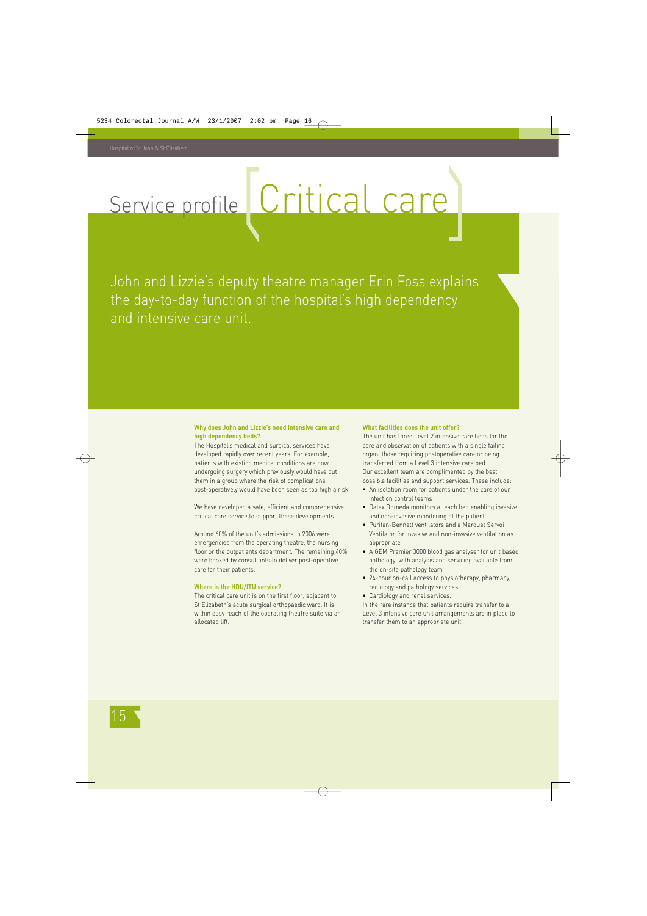# Service profile [Critical care]

John and Lizzie's deputy theatre manager Erin Foss explains the day-to-day function of the hospital's high dependency and intensive care unit.

**Why does John and Lizzie's need intensive care and high dependency beds?**

The Hospital's medical and surgical services have developed rapidly over recent years. For example, patients with existing medical conditions are now undergoing surgery which previously would have put them in a group where the risk of complications post-operatively would have been seen as too high a risk.

We have developed a safe, efficient and comprehensive critical care service to support these developments.

Around 60% of the unit's admissions in 2006 were emergencies from the operating theatre, the nursing floor or the outpatients department. The remaining 40% were booked by consultants to deliver post-operative care for their patients.

**Where is the HDU/ITU service?**

The critical care unit is on the first floor, adjacent to St Elizabeth's acute surgical orthopaedic ward. It is within easy reach of the operating theatre suite via an allocated lift.

**What facilities does the unit offer?**

The unit has three Level 2 intensive care beds for the care and observation of patients with a single failing organ, those requiring postoperative care or being transferred from a Level 3 intensive care bed.

Our excellent team are complimented by the best possible facilities and support services. These include:

- An isolation room for patients under the care of our infection control teams
- Datex Ohmeda monitors at each bed enabling invasive and non-invasive monitoring of the patient
- Puritan-Bennett ventilators and a Marquet Servoi Ventilator for invasive and non-invasive ventilation as appropriate
- A GEM Premier 3000 blood gas analyser for unit based pathology, with analysis and servicing available from the on-site pathology team
- 24-hour on-call access to physiotherapy, pharmacy, radiology and pathology services
- Cardiology and renal services.

In the rare instance that patients require transfer to a Level 3 intensive care unit arrangements are in place to transfer them to an appropriate unit.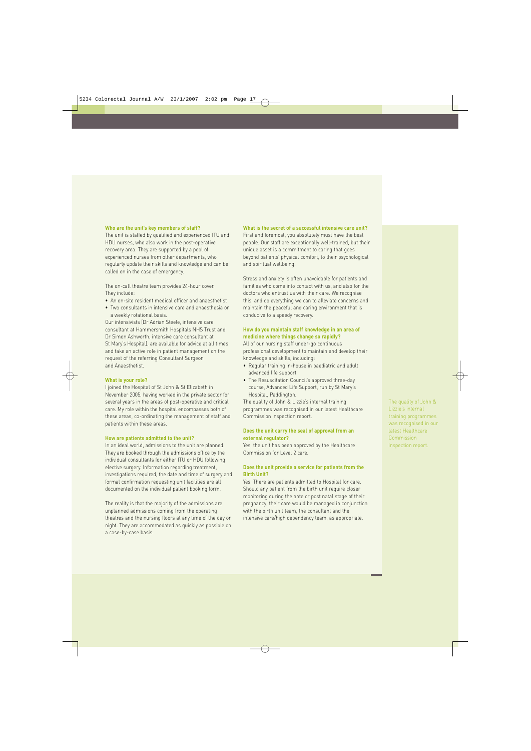### Who are the unit's key members of staff?

The unit is staffed by qualified and experienced ITU and HDU nurses, who also work in the post-operative recovery area. They are supported by a pool of experienced nurses from other departments, who regularly update their skills and knowledge and can be called on in the case of emergency.

The on-call theatre team provides 24-hour cover. They include:

- An on-site resident medical officer and anaesthetist
- Two consultants in intensive care and anaesthesia on a weekly rotational basis.

Our intensivists (Dr Adrian Steele, intensive care consultant at Hammersmith Hospitals NHS Trust and Dr Simon Ashworth, intensive care consultant at St Mary's Hospital), are available for advice at all times and take an active role in patient management on the request of the referring Consultant Surgeon and Anaesthetist.

### What is your role?

I joined the Hospital of St John & St Elizabeth in November 2005, having worked in the private sector for several years in the areas of post-operative and critical care. My role within the hospital encompasses both of these areas, co-ordinating the management of staff and patients within these areas.

### How are patients admitted to the unit?

In an ideal world, admissions to the unit are planned. They are booked through the admissions office by the individual consultants for either ITU or HDU following elective surgery. Information regarding treatment, investigations required, the date and time of surgery and formal confirmation requesting unit facilities are all documented on the individual patient booking form.

The reality is that the majority of the admissions are unplanned admissions coming from the operating theatres and the nursing floors at any time of the day or night. They are accommodated as quickly as possible on a case-by-case basis.

### What is the secret of a successful intensive care unit?

First and foremost, you absolutely must have the best people. Our staff are exceptionally well-trained, but their unique asset is a commitment to caring that goes beyond patients' physical comfort, to their psychological and spiritual wellbeing.

Stress and anxiety is often unavoidable for patients and families who come into contact with us, and also for the doctors who entrust us with their care. We recognise this, and do everything we can to alleviate concerns and maintain the peaceful and caring environment that is conducive to a speedy recovery.

### How do you maintain staff knowledge in an area of medicine where things change so rapidly?

All of our nursing staff under-go continuous professional development to maintain and develop their knowledge and skills, including:

- Regular training in-house in paediatric and adult advanced life support
- The Resuscitation Council's approved three-day course, Advanced Life Support, run by St Mary's Hospital, Paddington.

The quality of John & Lizzie's internal training programmes was recognised in our latest Healthcare Commission inspection report.

### Does the unit carry the seal of approval from an external regulator?

Yes, the unit has been approved by the Healthcare Commission for Level 2 care.

### Does the unit provide a service for patients from the Birth Unit?

Yes. There are patients admitted to Hospital for care. Should any patient from the birth unit require closer monitoring during the ante or post natal stage of their pregnancy, their care would be managed in conjunction with the birth unit team, the consultant and the intensive care/high dependency team, as appropriate.

The quality of John & Lizzie's internal training programmes was recognised in our latest Healthcare Commission inspection report.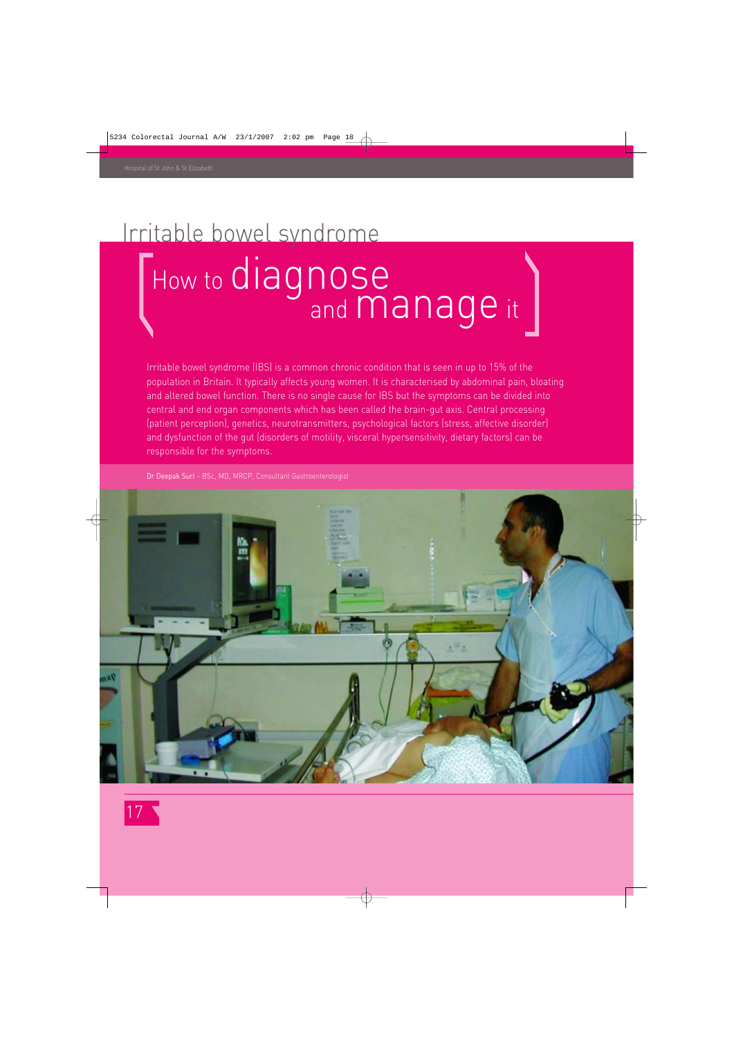# Irritable bowel syndrome

## How to diagnose and manage it

Irritable bowel syndrome (IBS) is a common chronic condition that is seen in up to 15% of the population in Britain. It typically affects young women. It is characterised by abdominal pain, bloating and altered bowel function. There is no single cause for IBS but the symptoms can be divided into central and end organ components which has been called the brain-gut axis. Central processing (patient perception), genetics, neurotransmitters, psychological factors (stress, affective disorder) and dysfunction of the gut (disorders of motility, visceral hypersensitivity, dietary factors) can be responsible for the symptoms.

**Dr Deepak Suri** – BSc, MD, MRCP, Consultant Gastroenterologist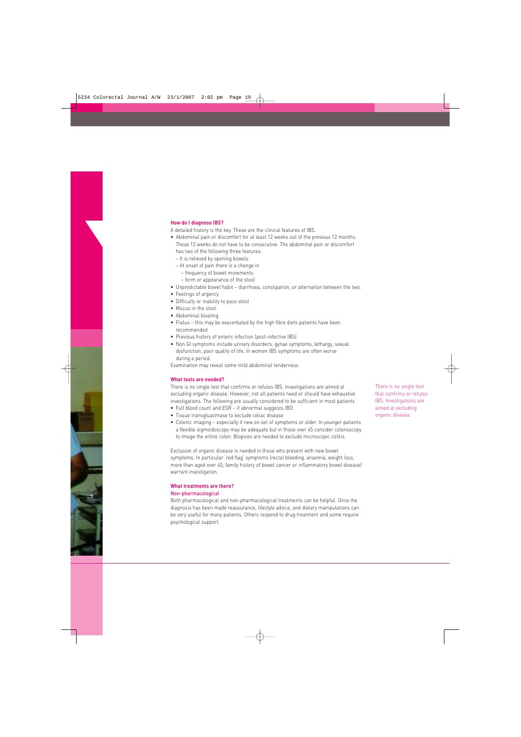### How do I diagnose IBS?

A detailed history is the key. These are the clinical features of IBS.

- Abdominal pain or discomfort for at least 12 weeks out of the previous 12 months. These 12 weeks do not have to be consecutive. The abdominal pain or discomfort has two of the following three features:
  - It is relieved by opening bowels
  - At onset of pain there is a change in
    - frequency of bowel movements
    - form or appearance of the stool
- Unpredictable bowel habit – diarrhoea, constipation, or alternation between the two.
- Feelings of urgency
- Difficulty or inability to pass stool
- Mucus in the stool
- Abdominal bloating
- Flatus – this may be exacerbated by the high fibre diets patients have been recommended
- Previous history of enteric infection (post-infective IBS)
- Non GI symptoms include urinary disorders, gynae symptoms, lethargy, sexual dysfunction, poor quality of life. In women IBS symptoms are often worse during a period.

Examination may reveal some mild abdominal tenderness.

### What tests are needed?

There is no single test that confirms or refutes IBS. Investigations are aimed at excluding organic disease. However, not all patients need or should have exhaustive investigations. The following are usually considered to be sufficient in most patients

- Full blood count and ESR – if abnormal suggests IBD
- Tissue transgluatimase to exclude celiac disease
- Colonic imaging – especially if new on set of symptoms or older. In younger patients a flexible sigmoidoscopy may be adequate but in those over 45 consider colonoscopy to image the entire colon. Biopsies are needed to exclude microscopic colitis.

Exclusion of organic disease is needed in those who present with new bowel symptoms. In particular 'red flag' symptoms (rectal bleeding, anaemia, weight loss, more than aged over 45, family history of bowel cancer or inflammatory bowel disease) warrant investigation.

> There is no single test that confirms or refutes IBS. Investigations are aimed at excluding organic disease.

### What treatments are there?

#### Non-pharmacological

Both pharmacological and non-pharmacological treatments can be helpful. Once the diagnosis has been made reassurance, lifestyle advice, and dietary manipulations can be very useful for many patients. Others respond to drug treatment and some require psychological support.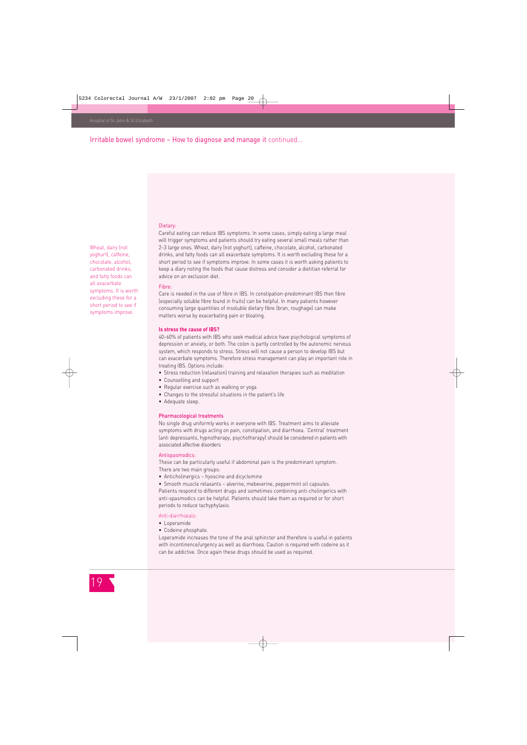## Irritable bowel syndrome – How to diagnose and manage it continued...

Wheat, dairy (not yoghurt), caffeine, chocolate, alcohol, carbonated drinks, and fatty foods can all exacerbate symptoms. It is worth excluding these for a short period to see if symptoms improve.

#### Dietary:

Careful eating can reduce IBS symptoms. In some cases, simply eating a large meal will trigger symptoms and patients should try eating several small meals rather than 2–3 large ones. Wheat, dairy (not yoghurt), caffeine, chocolate, alcohol, carbonated drinks, and fatty foods can all exacerbate symptoms. It is worth excluding these for a short period to see if symptoms improve. In some cases it is worth asking patients to keep a diary noting the foods that cause distress and consider a dietitian referral for advice on an exclusion diet.

#### Fibre:

Care is needed in the use of fibre in IBS. In constipation-predominant IBS then fibre (especially soluble fibre found in fruits) can be helpful. In many patients however consuming large quantities of insoluble dietary fibre (bran, roughage) can make matters worse by exacerbating pain or bloating.

### Is stress the cause of IBS?

40–60% of patients with IBS who seek medical advice have psychological symptoms of depression or anxiety, or both. The colon is partly controlled by the autonomic nervous system, which responds to stress. Stress will not cause a person to develop IBS but can exacerbate symptoms. Therefore stress management can play an important role in treating IBS. Options include:

- Stress reduction (relaxation) training and relaxation therapies such as meditation
- Counselling and support
- Regular exercise such as walking or yoga
- Changes to the stressful situations in the patient's life
- Adequate sleep.

### Pharmacological treatments

No single drug uniformly works in everyone with IBS. Treatment aims to alleviate symptoms with drugs acting on pain, constipation, and diarrhoea. 'Central' treatment (anti depressants, hypnotherapy, psychotherapy) should be considered in patients with associated affective disorders

#### Antispasmodics:

These can be particularly useful if abdominal pain is the predominant symptom. There are two main groups:

- Anticholinergics – hyoscine and dicyclomine
- Smooth muscle relaxants – alverine, mebeverine, peppermint oil capsules.

Patients respond to different drugs and sometimes combining anti-cholingerics with anti-spasmodics can be helpful. Patients should take them as required or for short periods to reduce tachyphylaxis.

#### Anti-diarrhoeals:

- Loperamide
- Codeine phosphate.

Loperamide increases the tone of the anal sphincter and therefore is useful in patients with incontinence/urgency as well as diarrhoea. Caution is required with codeine as it can be addictive. Once again these drugs should be used as required.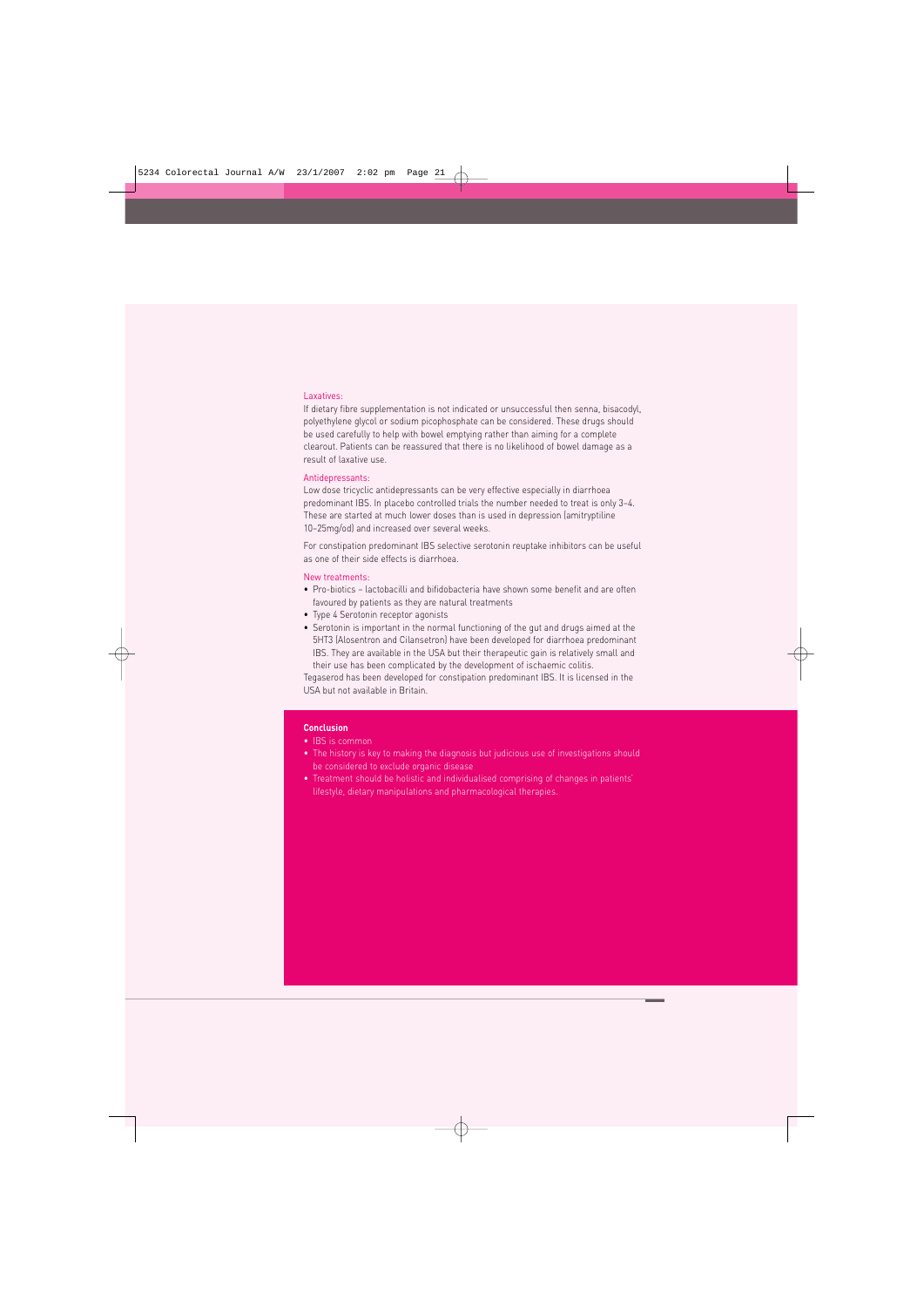### Laxatives:

If dietary fibre supplementation is not indicated or unsuccessful then senna, bisacodyl, polyethylene glycol or sodium picophosphate can be considered. These drugs should be used carefully to help with bowel emptying rather than aiming for a complete clearout. Patients can be reassured that there is no likelihood of bowel damage as a result of laxative use.

### Antidepressants:

Low dose tricyclic antidepressants can be very effective especially in diarrhoea predominant IBS. In placebo controlled trials the number needed to treat is only 3–4. These are started at much lower doses than is used in depression (amitryptiline 10–25mg/od) and increased over several weeks.

For constipation predominant IBS selective serotonin reuptake inhibitors can be useful as one of their side effects is diarrhoea.

### New treatments:

- Pro-biotics – lactobacilli and bifidobacteria have shown some benefit and are often favoured by patients as they are natural treatments
- Type 4 Serotonin receptor agonists
- Serotonin is important in the normal functioning of the gut and drugs aimed at the 5HT3 (Alosentron and Cilansetron) have been developed for diarrhoea predominant IBS. They are available in the USA but their therapeutic gain is relatively small and their use has been complicated by the development of ischaemic colitis.

Tegaserod has been developed for constipation predominant IBS. It is licensed in the USA but not available in Britain.

**Conclusion**

- IBS is common
- The history is key to making the diagnosis but judicious use of investigations should be considered to exclude organic disease
- Treatment should be holistic and individualised comprising of changes in patients' lifestyle, dietary manipulations and pharmacological therapies.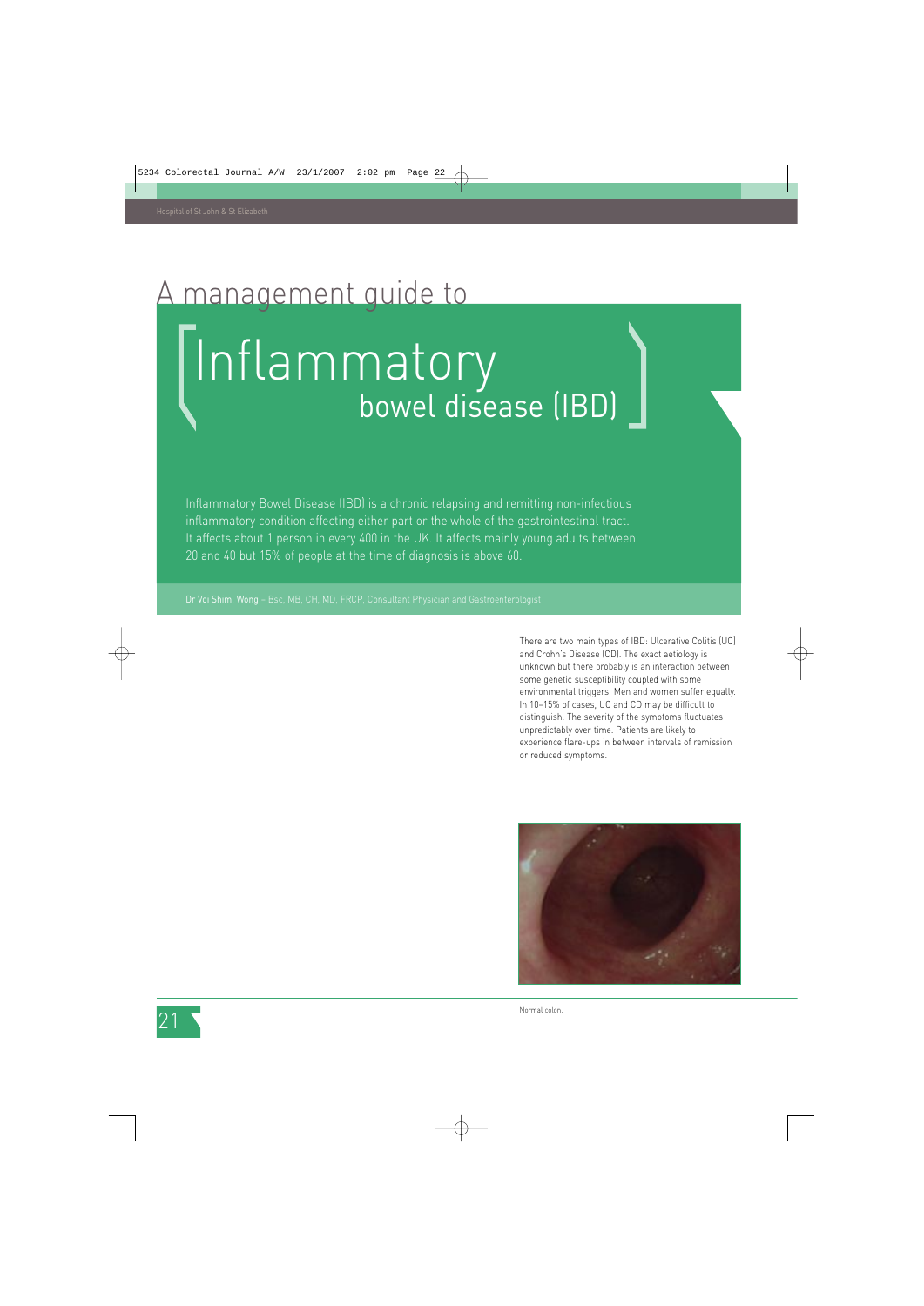# A management guide to Inflammatory bowel disease (IBD)

Inflammatory Bowel Disease (IBD) is a chronic relapsing and remitting non-infectious inflammatory condition affecting either part or the whole of the gastrointestinal tract. It affects about 1 person in every 400 in the UK. It affects mainly young adults between 20 and 40 but 15% of people at the time of diagnosis is above 60.

Dr Voi Shim, Wong – Bsc, MB, CH, MD, FRCP, Consultant Physician and Gastroenterologist

There are two main types of IBD: Ulcerative Colitis (UC) and Crohn's Disease (CD). The exact aetiology is unknown but there probably is an interaction between some genetic susceptibility coupled with some environmental triggers. Men and women suffer equally. In 10–15% of cases, UC and CD may be difficult to distinguish. The severity of the symptoms fluctuates unpredictably over time. Patients are likely to experience flare-ups in between intervals of remission or reduced symptoms.

Normal colon.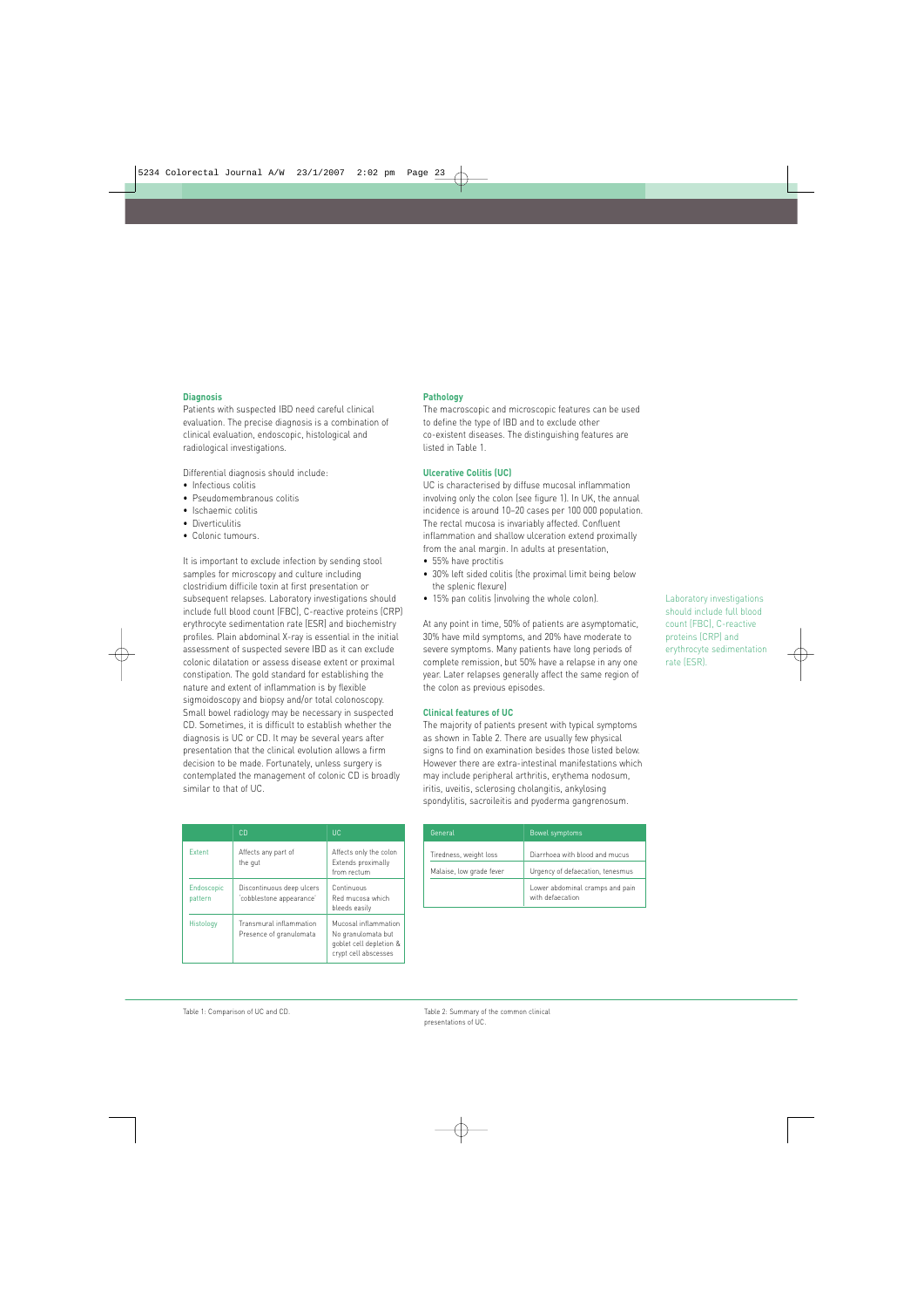## Diagnosis

Patients with suspected IBD need careful clinical evaluation. The precise diagnosis is a combination of clinical evaluation, endoscopic, histological and radiological investigations.

Differential diagnosis should include:

- Infectious colitis
- Pseudomembranous colitis
- Ischaemic colitis
- Diverticulitis
- Colonic tumours.

It is important to exclude infection by sending stool samples for microscopy and culture including clostridium difficile toxin at first presentation or subsequent relapses. Laboratory investigations should include full blood count (FBC), C-reactive proteins (CRP) erythrocyte sedimentation rate (ESR) and biochemistry profiles. Plain abdominal X-ray is essential in the initial assessment of suspected severe IBD as it can exclude colonic dilatation or assess disease extent or proximal constipation. The gold standard for establishing the nature and extent of inflammation is by flexible sigmoidoscopy and biopsy and/or total colonoscopy. Small bowel radiology may be necessary in suspected CD. Sometimes, it is difficult to establish whether the diagnosis is UC or CD. It may be several years after presentation that the clinical evolution allows a firm decision to be made. Fortunately, unless surgery is contemplated the management of colonic CD is broadly similar to that of UC.

## Pathology

The macroscopic and microscopic features can be used to define the type of IBD and to exclude other co-existent diseases. The distinguishing features are listed in Table 1.

## Ulcerative Colitis (UC)

UC is characterised by diffuse mucosal inflammation involving only the colon (see figure 1). In UK, the annual incidence is around 10–20 cases per 100 000 population. The rectal mucosa is invariably affected. Confluent inflammation and shallow ulceration extend proximally from the anal margin. In adults at presentation,

- 55% have proctitis
- 30% left sided colitis (the proximal limit being below the splenic flexure)
- 15% pan colitis (involving the whole colon).

At any point in time, 50% of patients are asymptomatic, 30% have mild symptoms, and 20% have moderate to severe symptoms. Many patients have long periods of complete remission, but 50% have a relapse in any one year. Later relapses generally affect the same region of the colon as previous episodes.

## Clinical features of UC

The majority of patients present with typical symptoms as shown in Table 2. There are usually few physical signs to find on examination besides those listed below. However there are extra-intestinal manifestations which may include peripheral arthritis, erythema nodosum, iritis, uveitis, sclerosing cholangitis, ankylosing spondylitis, sacroileitis and pyoderma gangrenosum.

Laboratory investigations should include full blood count (FBC), C-reactive proteins (CRP) and erythrocyte sedimentation rate (ESR).

| | CD | UC |
|---|---|---|
| Extent | Affects any part of the gut | Affects only the colon Extends proximally from rectum |
| Endoscopic pattern | Discontinuous deep ulcers 'cobblestone appearance' | Continuous Red mucosa which bleeds easily |
| Histology | Transmural inflammation Presence of granulomata | Mucosal inflammation No granulomata but goblet cell depletion & crypt cell abscesses |

Table 1: Comparison of UC and CD.

| General | Bowel symptoms |
|---|---|
| Tiredness, weight loss | Diarrhoea with blood and mucus |
| Malaise, low grade fever | Urgency of defaecation, tenesmus |
| | Lower abdominal cramps and pain with defaecation |

Table 2: Summary of the common clinical presentations of UC.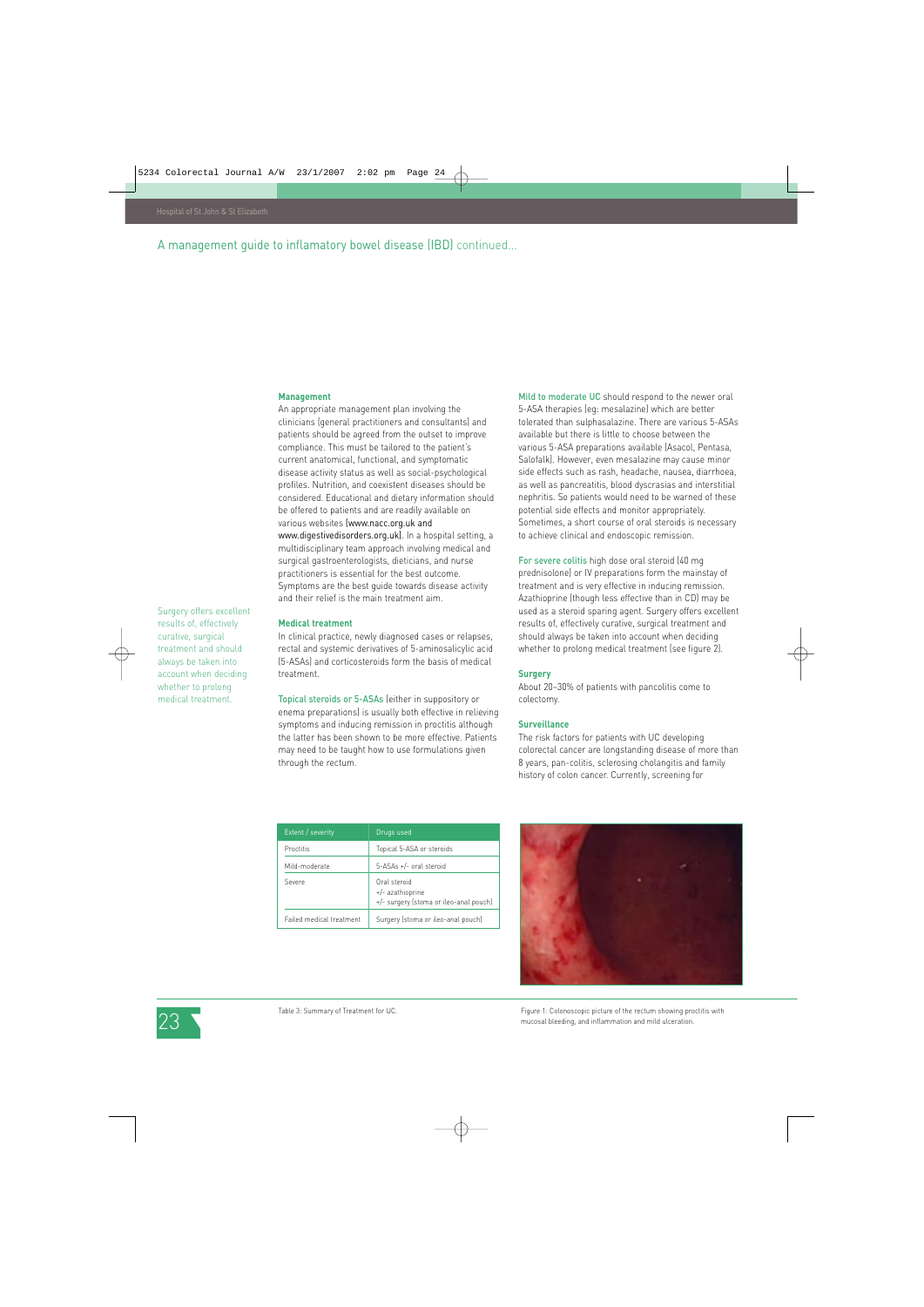## A management guide to inflamatory bowel disease (IBD) continued...

### Management

An appropriate management plan involving the clinicians (general practitioners and consultants) and patients should be agreed from the outset to improve compliance. This must be tailored to the patient's current anatomical, functional, and symptomatic disease activity status as well as social-psychological profiles. Nutrition, and coexistent diseases should be considered. Educational and dietary information should be offered to patients and are readily available on various websites (www.nacc.org.uk and www.digestivedisorders.org.uk). In a hospital setting, a multidisciplinary team approach involving medical and surgical gastroenterologists, dieticians, and nurse practitioners is essential for the best outcome. Symptoms are the best guide towards disease activity and their relief is the main treatment aim.

Surgery offers excellent results of, effectively curative, surgical treatment and should always be taken into account when deciding whether to prolong medical treatment.

### Medical treatment

In clinical practice, newly diagnosed cases or relapses, rectal and systemic derivatives of 5-aminosalicylic acid (5-ASAs) and corticosteroids form the basis of medical treatment.

**Topical steroids or 5-ASAs** (either in suppository or enema preparations) is usually both effective in relieving symptoms and inducing remission in proctitis although the latter has been shown to be more effective. Patients may need to be taught how to use formulations given through the rectum.

**Mild to moderate UC** should respond to the newer oral 5-ASA therapies (eg: mesalazine) which are better tolerated than sulphasalazine. There are various 5-ASAs available but there is little to choose between the various 5-ASA preparations available (Asacol, Pentasa, Salofalk). However, even mesalazine may cause minor side effects such as rash, headache, nausea, diarrhoea, as well as pancreatitis, blood dyscrasias and interstitial nephritis. So patients would need to be warned of these potential side effects and monitor appropriately. Sometimes, a short course of oral steroids is necessary to achieve clinical and endoscopic remission.

**For severe colitis** high dose oral steroid (40 mg prednisolone) or IV preparations form the mainstay of treatment and is very effective in inducing remission. Azathioprine (though less effective than in CD) may be used as a steroid sparing agent. Surgery offers excellent results of, effectively curative, surgical treatment and should always be taken into account when deciding whether to prolong medical treatment (see figure 2).

### Surgery

About 20–30% of patients with pancolitis come to colectomy.

### Surveillance

The risk factors for patients with UC developing colorectal cancer are longstanding disease of more than 8 years, pan-colitis, sclerosing cholangitis and family history of colon cancer. Currently, screening for

| Extent / severity | Drugs used |
|---|---|
| Proctitis | Topical 5-ASA or steroids |
| Mild-moderate | 5-ASAs +/- oral steroid |
| Severe | Oral steroid<br>+/- azathioprine<br>+/- surgery (stoma or ileo-anal pouch) |
| Failed medical treatment | Surgery (stoma or ileo-anal pouch) |

Table 3: Summary of Treatment for UC.

Figure 1: Colonoscopic picture of the rectum showing proctitis with mucosal bleeding, and inflammation and mild ulceration.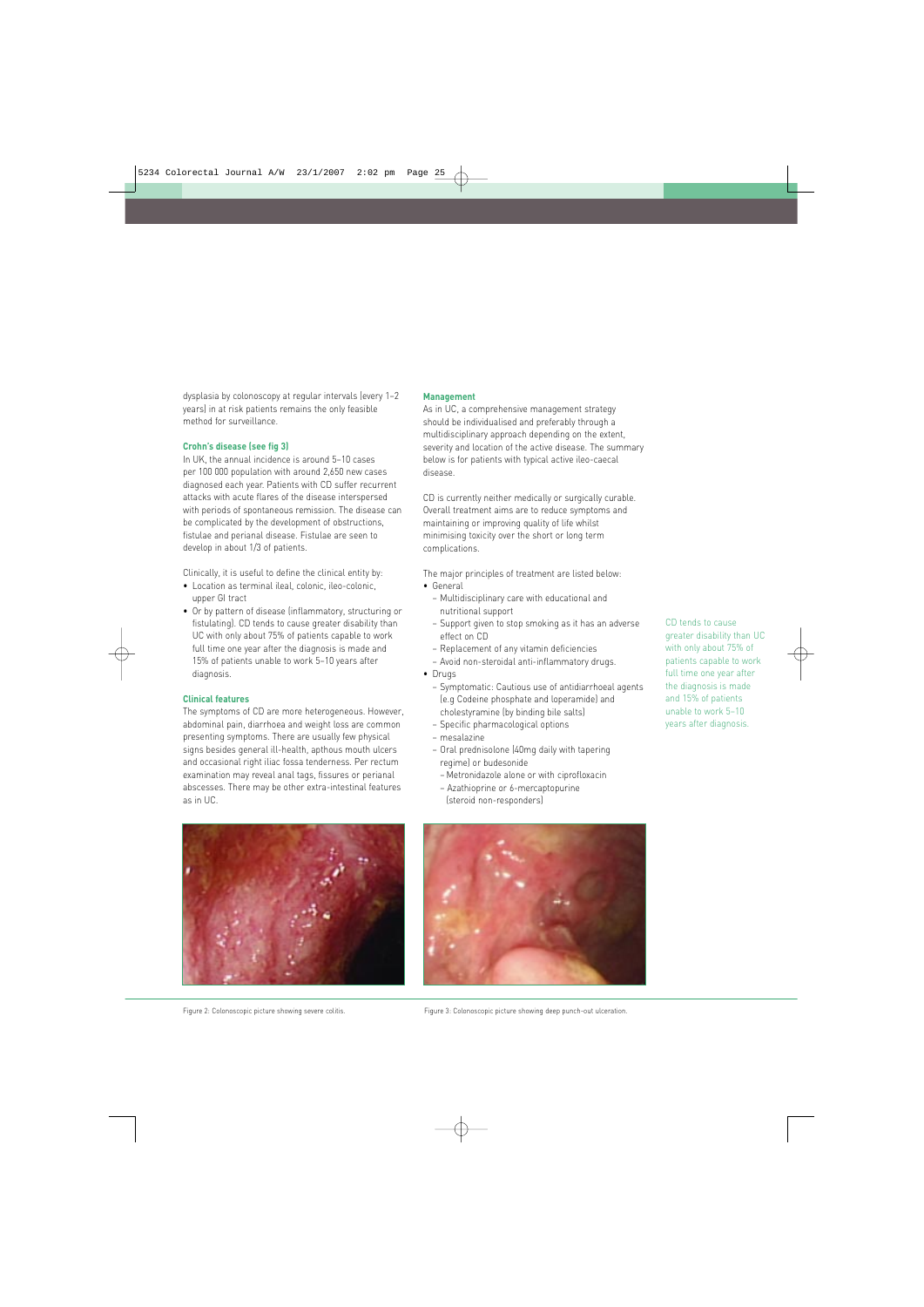dysplasia by colonoscopy at regular intervals (every 1–2 years) in at risk patients remains the only feasible method for surveillance.

### Crohn's disease (see fig 3)

In UK, the annual incidence is around 5–10 cases per 100 000 population with around 2,650 new cases diagnosed each year. Patients with CD suffer recurrent attacks with acute flares of the disease interspersed with periods of spontaneous remission. The disease can be complicated by the development of obstructions, fistulae and perianal disease. Fistulae are seen to develop in about 1/3 of patients.

Clinically, it is useful to define the clinical entity by:

- Location as terminal ileal, colonic, ileo-colonic, upper GI tract
- Or by pattern of disease (inflammatory, structuring or fistulating). CD tends to cause greater disability than UC with only about 75% of patients capable to work full time one year after the diagnosis is made and 15% of patients unable to work 5–10 years after diagnosis.

### Clinical features

The symptoms of CD are more heterogeneous. However, abdominal pain, diarrhoea and weight loss are common presenting symptoms. There are usually few physical signs besides general ill-health, apthous mouth ulcers and occasional right iliac fossa tenderness. Per rectum examination may reveal anal tags, fissures or perianal abscesses. There may be other extra-intestinal features as in UC.

### Management

As in UC, a comprehensive management strategy should be individualised and preferably through a multidisciplinary approach depending on the extent, severity and location of the active disease. The summary below is for patients with typical active ileo-caecal disease.

CD is currently neither medically or surgically curable. Overall treatment aims are to reduce symptoms and maintaining or improving quality of life whilst minimising toxicity over the short or long term complications.

The major principles of treatment are listed below:

- General
  - Multidisciplinary care with educational and nutritional support
  - Support given to stop smoking as it has an adverse effect on CD
  - Replacement of any vitamin deficiencies
  - Avoid non-steroidal anti-inflammatory drugs.
- Drugs
  - Symptomatic: Cautious use of antidiarrhoeal agents (e.g Codeine phosphate and loperamide) and cholestyramine (by binding bile salts)
  - Specific pharmacological options
  - mesalazine
  - Oral prednisolone (40mg daily with tapering regime) or budesonide
    - Metronidazole alone or with ciprofloxacin
    - Azathioprine or 6-mercaptopurine (steroid non-responders)

CD tends to cause greater disability than UC with only about 75% of patients capable to work full time one year after the diagnosis is made and 15% of patients unable to work 5–10 years after diagnosis.

Figure 2: Colonoscopic picture showing severe colitis.

Figure 3: Colonoscopic picture showing deep punch-out ulceration.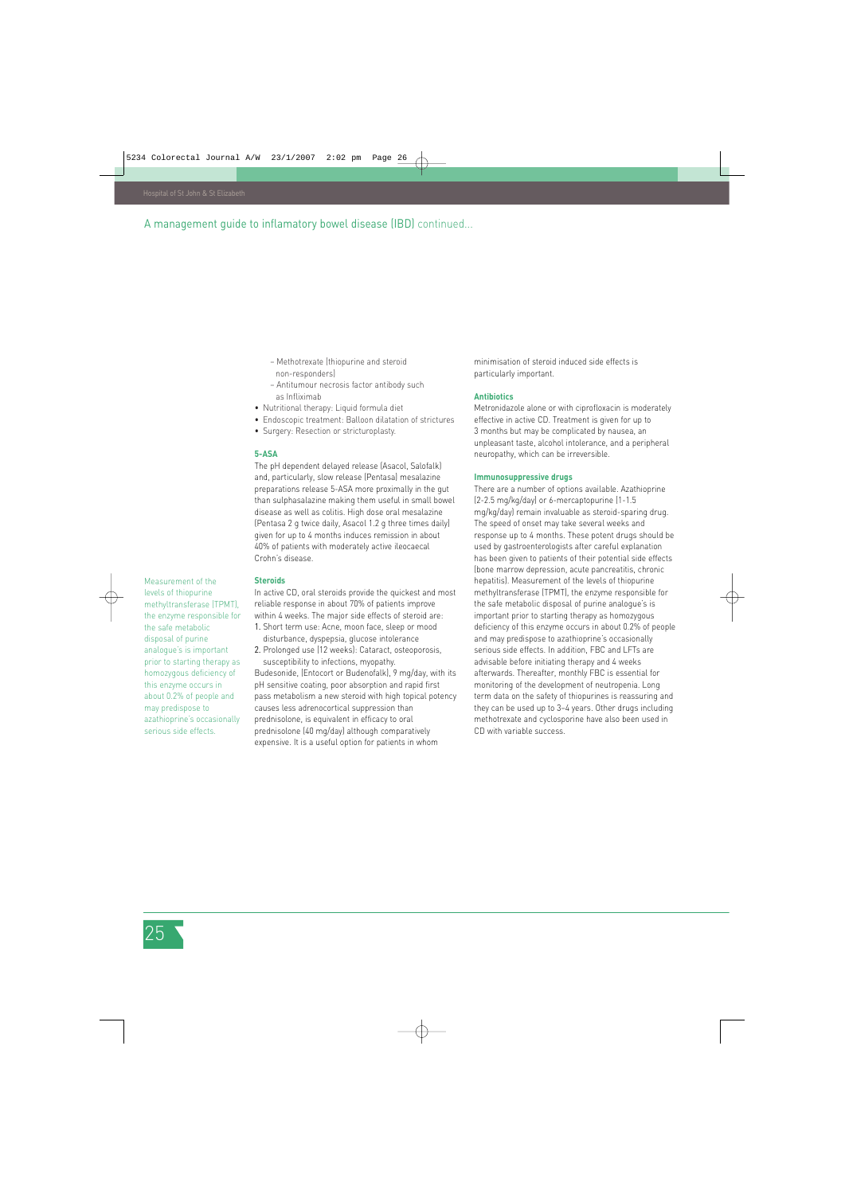## A management guide to inflamatory bowel disease (IBD) continued...

   - Methotrexate (thiopurine and steroid non-responders)
   - Antitumour necrosis factor antibody such as Infliximab
- Nutritional therapy: Liquid formula diet
- Endoscopic treatment: Balloon dilatation of strictures
- Surgery: Resection or stricturoplasty.

### 5-ASA

The pH dependent delayed release (Asacol, Salofalk) and, particularly, slow release (Pentasa) mesalazine preparations release 5-ASA more proximally in the gut than sulphasalazine making them useful in small bowel disease as well as colitis. High dose oral mesalazine (Pentasa 2 g twice daily, Asacol 1.2 g three times daily) given for up to 4 months induces remission in about 40% of patients with moderately active ileocaecal Crohn's disease.

### Steroids

In active CD, oral steroids provide the quickest and most reliable response in about 70% of patients improve within 4 weeks. The major side effects of steroid are:

1. Short term use: Acne, moon face, sleep or mood disturbance, dyspepsia, glucose intolerance
2. Prolonged use (12 weeks): Cataract, osteoporosis, susceptibility to infections, myopathy.

Budesonide, (Entocort or Budenofalk), 9 mg/day, with its pH sensitive coating, poor absorption and rapid first pass metabolism a new steroid with high topical potency causes less adrenocortical suppression than prednisolone, is equivalent in efficacy to oral prednisolone (40 mg/day) although comparatively expensive. It is a useful option for patients in whom minimisation of steroid induced side effects is particularly important.

### Antibiotics

Metronidazole alone or with ciprofloxacin is moderately effective in active CD. Treatment is given for up to 3 months but may be complicated by nausea, an unpleasant taste, alcohol intolerance, and a peripheral neuropathy, which can be irreversible.

### Immunosuppressive drugs

There are a number of options available. Azathioprine (2-2.5 mg/kg/day) or 6-mercaptopurine (1-1.5 mg/kg/day) remain invaluable as steroid-sparing drug. The speed of onset may take several weeks and response up to 4 months. These potent drugs should be used by gastroenterologists after careful explanation has been given to patients of their potential side effects (bone marrow depression, acute pancreatitis, chronic hepatitis). Measurement of the levels of thiopurine methyltransferase (TPMT), the enzyme responsible for the safe metabolic disposal of purine analogue's is important prior to starting therapy as homozygous deficiency of this enzyme occurs in about 0.2% of people and may predispose to azathioprine's occasionally serious side effects. In addition, FBC and LFTs are advisable before initiating therapy and 4 weeks afterwards. Thereafter, monthly FBC is essential for monitoring of the development of neutropenia. Long term data on the safety of thiopurines is reassuring and they can be used up to 3-4 years. Other drugs including methotrexate and cyclosporine have also been used in CD with variable success.

*Measurement of the levels of thiopurine methyltransferase (TPMT), the enzyme responsible for the safe metabolic disposal of purine analogue's is important prior to starting therapy as homozygous deficiency of this enzyme occurs in about 0.2% of people and may predispose to azathioprine's occasionally serious side effects.*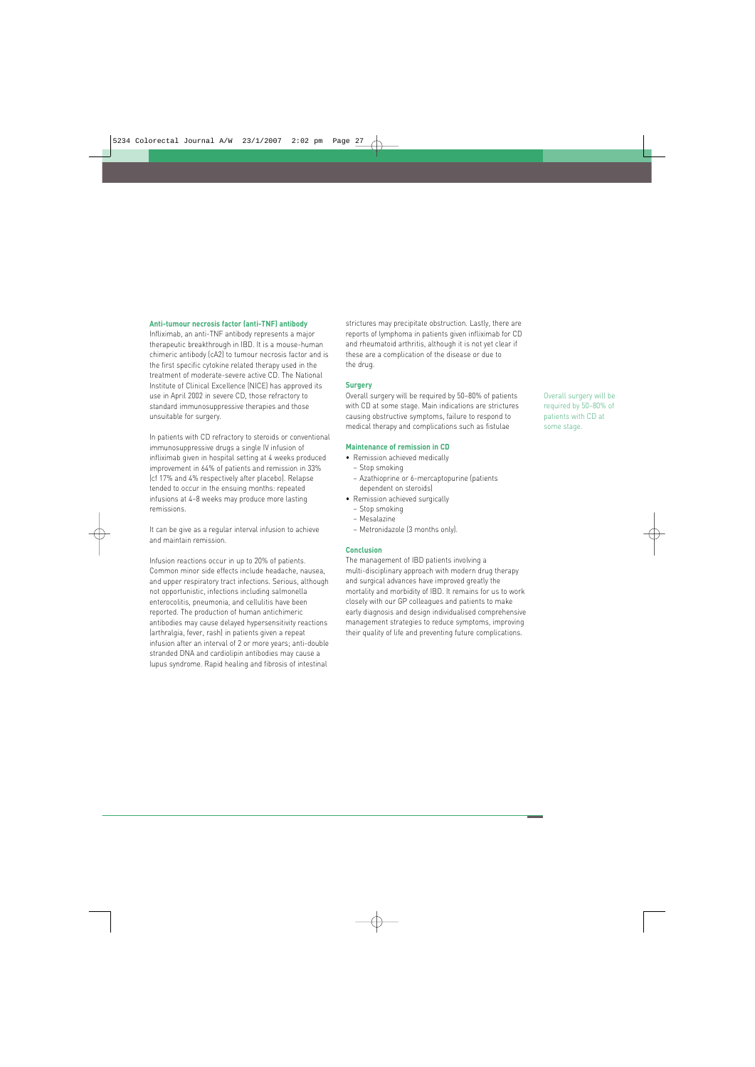### Anti-tumour necrosis factor (anti-TNF) antibody

Infliximab, an anti-TNF antibody represents a major therapeutic breakthrough in IBD. It is a mouse-human chimeric antibody (cA2) to tumour necrosis factor and is the first specific cytokine related therapy used in the treatment of moderate-severe active CD. The National Institute of Clinical Excellence (NICE) has approved its use in April 2002 in severe CD, those refractory to standard immunosuppressive therapies and those unsuitable for surgery.

In patients with CD refractory to steroids or conventional immunosuppressive drugs a single IV infusion of infliximab given in hospital setting at 4 weeks produced improvement in 64% of patients and remission in 33% (cf 17% and 4% respectively after placebo). Relapse tended to occur in the ensuing months: repeated infusions at 4–8 weeks may produce more lasting remissions.

It can be give as a regular interval infusion to achieve and maintain remission.

Infusion reactions occur in up to 20% of patients. Common minor side effects include headache, nausea, and upper respiratory tract infections. Serious, although not opportunistic, infections including salmonella enterocolitis, pneumonia, and cellulitis have been reported. The production of human antichimeric antibodies may cause delayed hypersensitivity reactions (arthralgia, fever, rash) in patients given a repeat infusion after an interval of 2 or more years; anti-double stranded DNA and cardiolipin antibodies may cause a lupus syndrome. Rapid healing and fibrosis of intestinal strictures may precipitate obstruction. Lastly, there are reports of lymphoma in patients given infliximab for CD and rheumatoid arthritis, although it is not yet clear if these are a complication of the disease or due to the drug.

### Surgery

Overall surgery will be required by 50–80% of patients with CD at some stage. Main indications are strictures causing obstructive symptoms, failure to respond to medical therapy and complications such as fistulae

Overall surgery will be required by 50–80% of patients with CD at some stage.

### Maintenance of remission in CD

- Remission achieved medically
  - Stop smoking
  - Azathioprine or 6-mercaptopurine (patients dependent on steroids)
- Remission achieved surgically
  - Stop smoking
  - Mesalazine
  - Metronidazole (3 months only).

### Conclusion

The management of IBD patients involving a multi-disciplinary approach with modern drug therapy and surgical advances have improved greatly the mortality and morbidity of IBD. It remains for us to work closely with our GP colleagues and patients to make early diagnosis and design individualised comprehensive management strategies to reduce symptoms, improving their quality of life and preventing future complications.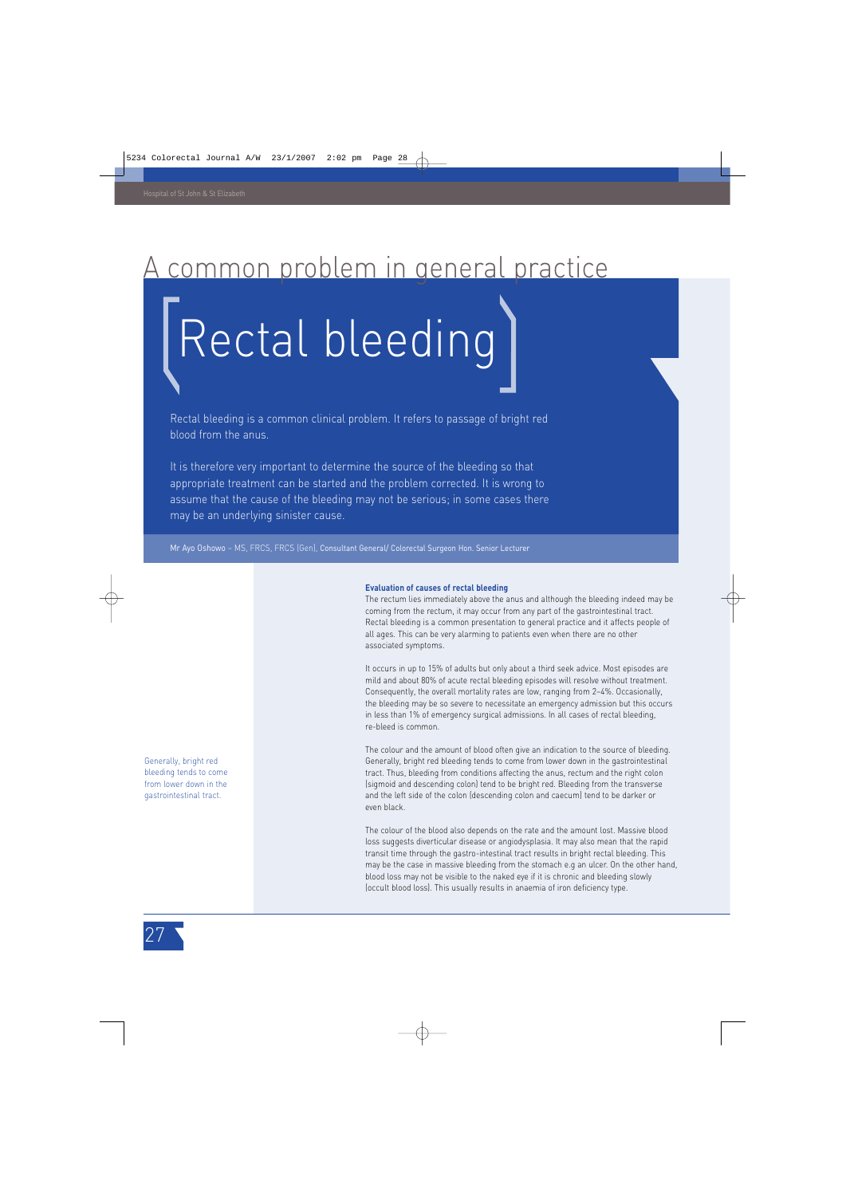## A common problem in general practice

# Rectal bleeding

Rectal bleeding is a common clinical problem. It refers to passage of bright red blood from the anus.

It is therefore very important to determine the source of the bleeding so that appropriate treatment can be started and the problem corrected. It is wrong to assume that the cause of the bleeding may not be serious; in some cases there may be an underlying sinister cause.

Mr Ayo Oshowo – MS, FRCS, FRCS (Gen), Consultant General/ Colorectal Surgeon Hon. Senior Lecturer

### Evaluation of causes of rectal bleeding

The rectum lies immediately above the anus and although the bleeding indeed may be coming from the rectum, it may occur from any part of the gastrointestinal tract. Rectal bleeding is a common presentation to general practice and it affects people of all ages. This can be very alarming to patients even when there are no other associated symptoms.

It occurs in up to 15% of adults but only about a third seek advice. Most episodes are mild and about 80% of acute rectal bleeding episodes will resolve without treatment. Consequently, the overall mortality rates are low, ranging from 2–4%. Occasionally, the bleeding may be so severe to necessitate an emergency admission but this occurs in less than 1% of emergency surgical admissions. In all cases of rectal bleeding, re-bleed is common.

Generally, bright red bleeding tends to come from lower down in the gastrointestinal tract.

The colour and the amount of blood often give an indication to the source of bleeding. Generally, bright red bleeding tends to come from lower down in the gastrointestinal tract. Thus, bleeding from conditions affecting the anus, rectum and the right colon (sigmoid and descending colon) tend to be bright red. Bleeding from the transverse and the left side of the colon (descending colon and caecum) tend to be darker or even black.

The colour of the blood also depends on the rate and the amount lost. Massive blood loss suggests diverticular disease or angiodysplasia. It may also mean that the rapid transit time through the gastro-intestinal tract results in bright rectal bleeding. This may be the case in massive bleeding from the stomach e.g an ulcer. On the other hand, blood loss may not be visible to the naked eye if it is chronic and bleeding slowly (occult blood loss). This usually results in anaemia of iron deficiency type.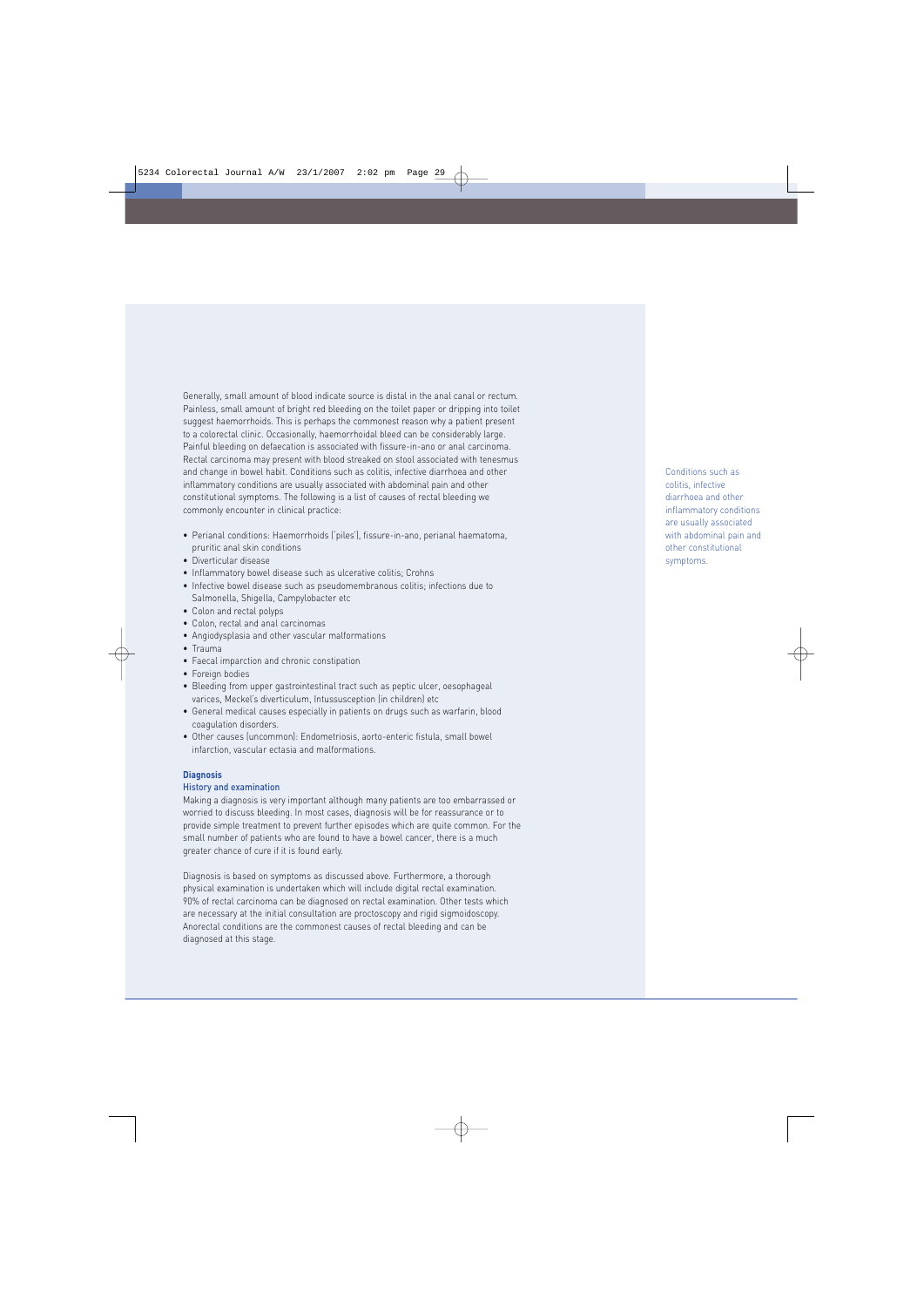Generally, small amount of blood indicate source is distal in the anal canal or rectum. Painless, small amount of bright red bleeding on the toilet paper or dripping into toilet suggest haemorrhoids. This is perhaps the commonest reason why a patient present to a colorectal clinic. Occasionally, haemorrhoidal bleed can be considerably large. Painful bleeding on defaecation is associated with fissure-in-ano or anal carcinoma. Rectal carcinoma may present with blood streaked on stool associated with tenesmus and change in bowel habit. Conditions such as colitis, infective diarrhoea and other inflammatory conditions are usually associated with abdominal pain and other constitutional symptoms. The following is a list of causes of rectal bleeding we commonly encounter in clinical practice:

- Perianal conditions: Haemorrhoids ('piles'), fissure-in-ano, perianal haematoma, pruritic anal skin conditions
- Diverticular disease
- Inflammatory bowel disease such as ulcerative colitis; Crohns
- Infective bowel disease such as pseudomembranous colitis; infections due to Salmonella, Shigella, Campylobacter etc
- Colon and rectal polyps
- Colon, rectal and anal carcinomas
- Angiodysplasia and other vascular malformations
- Trauma
- Faecal imparction and chronic constipation
- Foreign bodies
- Bleeding from upper gastrointestinal tract such as peptic ulcer, oesophageal varices, Meckel's diverticulum, Intussusception (in children) etc
- General medical causes especially in patients on drugs such as warfarin, blood coagulation disorders.
- Other causes (uncommon): Endometriosis, aorto-enteric fistula, small bowel infarction, vascular ectasia and malformations.

Conditions such as colitis, infective diarrhoea and other inflammatory conditions are usually associated with abdominal pain and other constitutional symptoms.

## Diagnosis

### History and examination

Making a diagnosis is very important although many patients are too embarrassed or worried to discuss bleeding. In most cases, diagnosis will be for reassurance or to provide simple treatment to prevent further episodes which are quite common. For the small number of patients who are found to have a bowel cancer, there is a much greater chance of cure if it is found early.

Diagnosis is based on symptoms as discussed above. Furthermore, a thorough physical examination is undertaken which will include digital rectal examination. 90% of rectal carcinoma can be diagnosed on rectal examination. Other tests which are necessary at the initial consultation are proctoscopy and rigid sigmoidoscopy. Anorectal conditions are the commonest causes of rectal bleeding and can be diagnosed at this stage.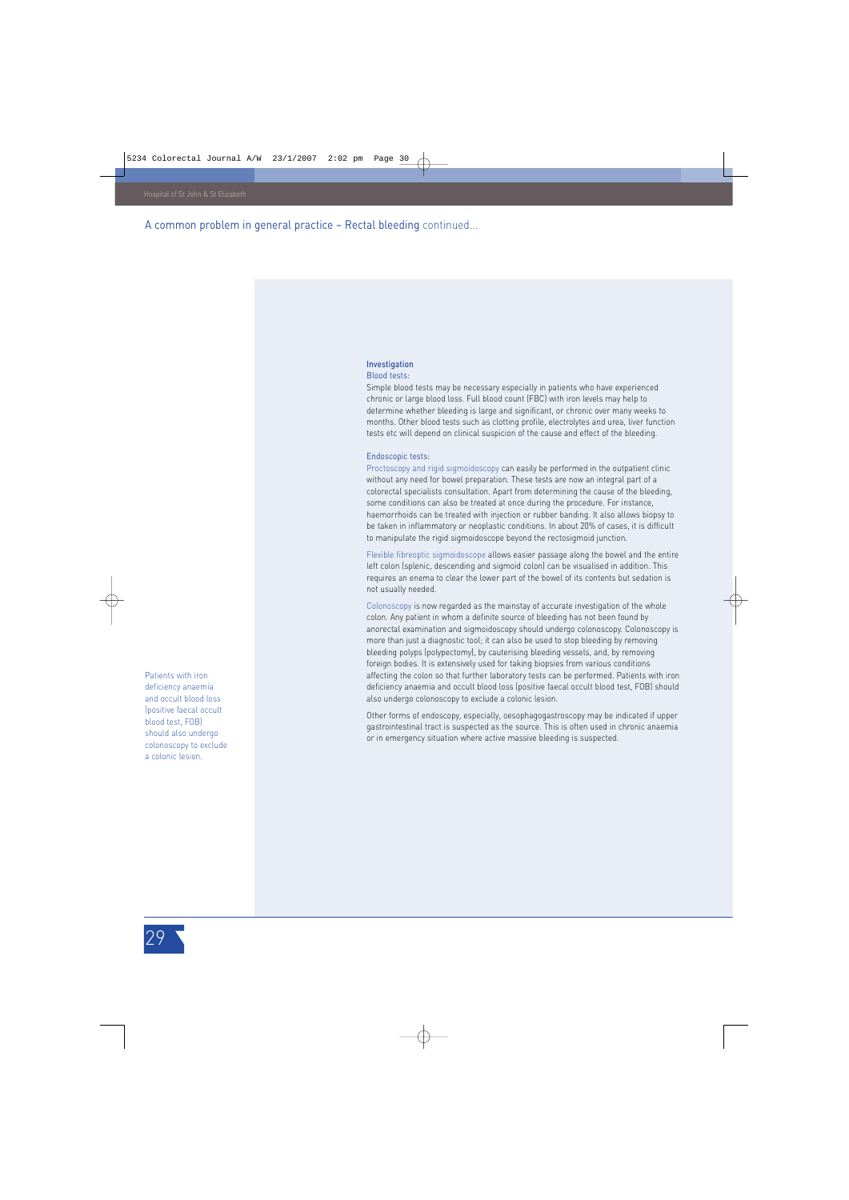A common problem in general practice – Rectal bleeding continued...

## Investigation

### Blood tests:

Simple blood tests may be necessary especially in patients who have experienced chronic or large blood loss. Full blood count (FBC) with iron levels may help to determine whether bleeding is large and significant, or chronic over many weeks to months. Other blood tests such as clotting profile, electrolytes and urea, liver function tests etc will depend on clinical suspicion of the cause and effect of the bleeding.

### Endoscopic tests:

Proctoscopy and rigid sigmoidoscopy can easily be performed in the outpatient clinic without any need for bowel preparation. These tests are now an integral part of a colorectal specialists consultation. Apart from determining the cause of the bleeding, some conditions can also be treated at once during the procedure. For instance, haemorrhoids can be treated with injection or rubber banding. It also allows biopsy to be taken in inflammatory or neoplastic conditions. In about 20% of cases, it is difficult to manipulate the rigid sigmoidoscope beyond the rectosigmoid junction.

Flexible fibreoptic sigmoidoscope allows easier passage along the bowel and the entire left colon (splenic, descending and sigmoid colon) can be visualised in addition. This requires an enema to clear the lower part of the bowel of its contents but sedation is not usually needed.

Colonoscopy is now regarded as the mainstay of accurate investigation of the whole colon. Any patient in whom a definite source of bleeding has not been found by anorectal examination and sigmoidoscopy should undergo colonoscopy. Colonoscopy is more than just a diagnostic tool; it can also be used to stop bleeding by removing bleeding polyps (polypectomy), by cauterising bleeding vessels, and, by removing foreign bodies. It is extensively used for taking biopsies from various conditions affecting the colon so that further laboratory tests can be performed. Patients with iron deficiency anaemia and occult blood loss (positive faecal occult blood test, FOB) should also undergo colonoscopy to exclude a colonic lesion.

Other forms of endoscopy, especially, oesophagogastroscopy may be indicated if upper gastrointestinal tract is suspected as the source. This is often used in chronic anaemia or in emergency situation where active massive bleeding is suspected.

Patients with iron deficiency anaemia and occult blood loss (positive faecal occult blood test, FOB) should also undergo colonoscopy to exclude a colonic lesion.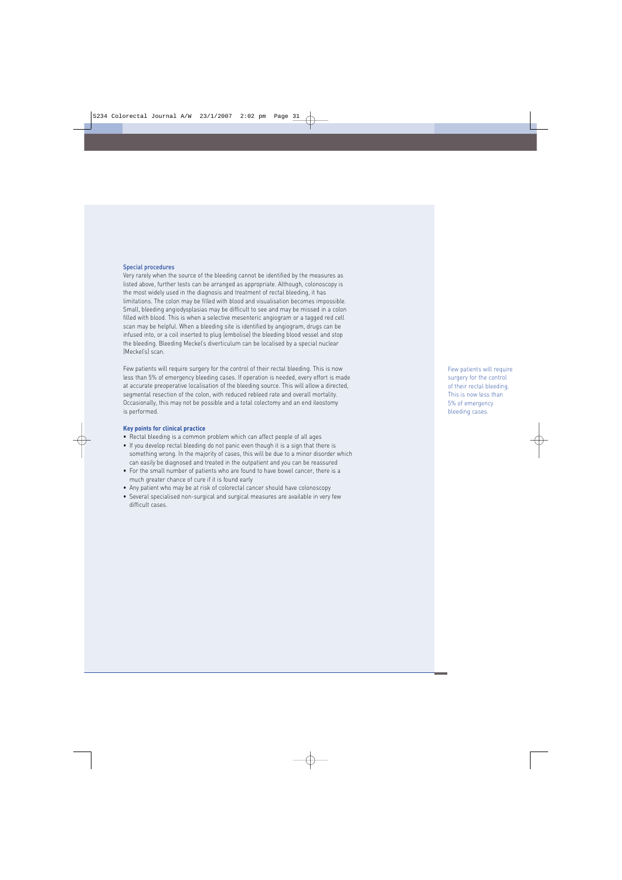### Special procedures

Very rarely when the source of the bleeding cannot be identified by the measures as listed above, further tests can be arranged as appropriate. Although, colonoscopy is the most widely used in the diagnosis and treatment of rectal bleeding, it has limitations. The colon may be filled with blood and visualisation becomes impossible. Small, bleeding angiodysplasias may be difficult to see and may be missed in a colon filled with blood. This is when a selective mesenteric angiogram or a tagged red cell scan may be helpful. When a bleeding site is identified by angiogram, drugs can be infused into, or a coil inserted to plug (embolise) the bleeding blood vessel and stop the bleeding. Bleeding Meckel's diverticulum can be localised by a special nuclear (Meckel's) scan.

Few patients will require surgery for the control of their rectal bleeding. This is now less than 5% of emergency bleeding cases. If operation is needed, every effort is made at accurate preoperative localisation of the bleeding source. This will allow a directed, segmental resection of the colon, with reduced rebleed rate and overall mortality. Occasionally, this may not be possible and a total colectomy and an end ileostomy is performed.

> Few patients will require surgery for the control of their rectal bleeding. This is now less than 5% of emergency bleeding cases.

### Key points for clinical practice

- Rectal bleeding is a common problem which can affect people of all ages
- If you develop rectal bleeding do not panic even though it is a sign that there is something wrong. In the majority of cases, this will be due to a minor disorder which can easily be diagnosed and treated in the outpatient and you can be reassured
- For the small number of patients who are found to have bowel cancer, there is a much greater chance of cure if it is found early
- Any patient who may be at risk of colorectal cancer should have colonoscopy
- Several specialised non-surgical and surgical measures are available in very few difficult cases.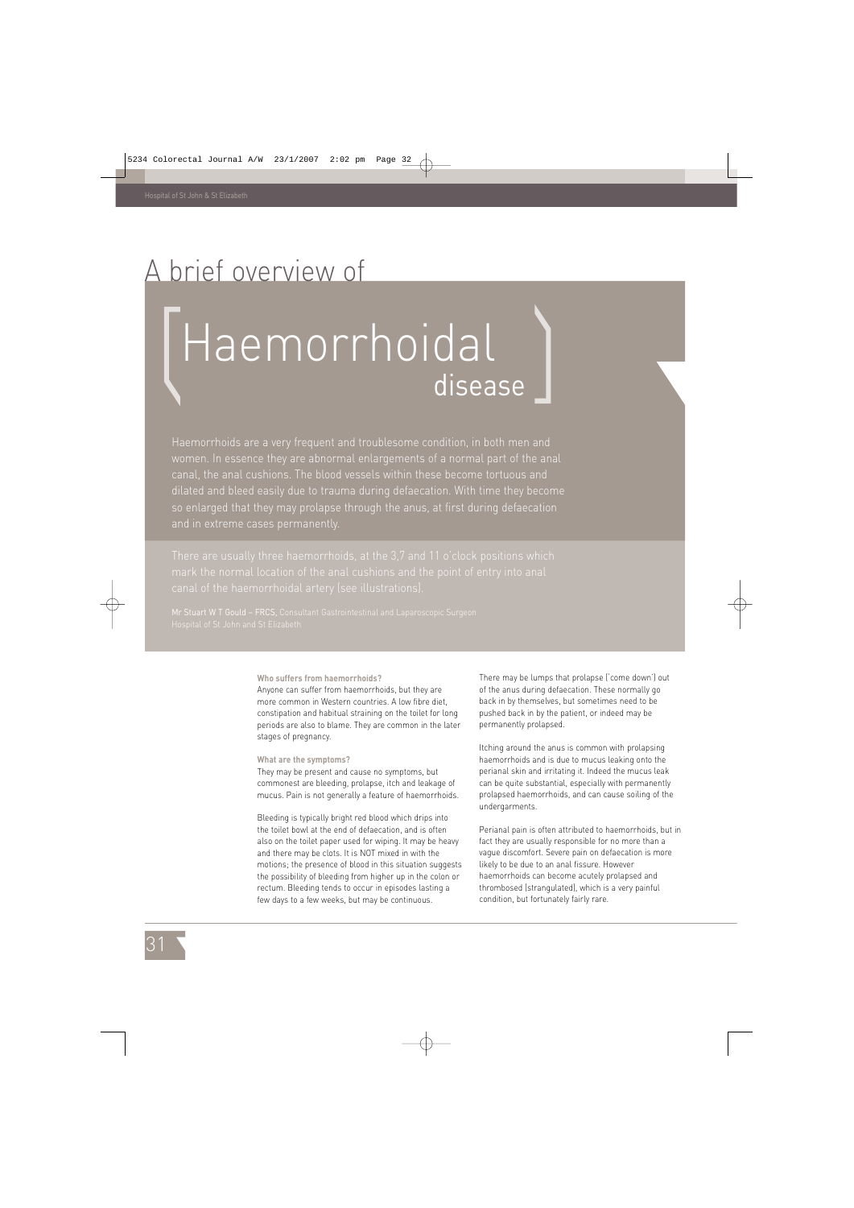# A brief overview of Haemorrhoidal disease

Haemorrhoids are a very frequent and troublesome condition, in both men and women. In essence they are abnormal enlargements of a normal part of the anal canal, the anal cushions. The blood vessels within these become tortuous and dilated and bleed easily due to trauma during defaecation. With time they become so enlarged that they may prolapse through the anus, at first during defaecation and in extreme cases permanently.

There are usually three haemorrhoids, at the 3,7 and 11 o'clock positions which mark the normal location of the anal cushions and the point of entry into anal canal of the haemorrhoidal artery (see illustrations).

**Mr Stuart W T Gould – FRCS**, Consultant Gastrointestinal and Laparoscopic Surgeon
Hospital of St John and St Elizabeth

### Who suffers from haemorrhoids?

Anyone can suffer from haemorrhoids, but they are more common in Western countries. A low fibre diet, constipation and habitual straining on the toilet for long periods are also to blame. They are common in the later stages of pregnancy.

### What are the symptoms?

They may be present and cause no symptoms, but commonest are bleeding, prolapse, itch and leakage of mucus. Pain is not generally a feature of haemorrhoids.

Bleeding is typically bright red blood which drips into the toilet bowl at the end of defaecation, and is often also on the toilet paper used for wiping. It may be heavy and there may be clots. It is NOT mixed in with the motions; the presence of blood in this situation suggests the possibility of bleeding from higher up in the colon or rectum. Bleeding tends to occur in episodes lasting a few days to a few weeks, but may be continuous.

There may be lumps that prolapse ('come down') out of the anus during defaecation. These normally go back in by themselves, but sometimes need to be pushed back in by the patient, or indeed may be permanently prolapsed.

Itching around the anus is common with prolapsing haemorrhoids and is due to mucus leaking onto the perianal skin and irritating it. Indeed the mucus leak can be quite substantial, especially with permanently prolapsed haemorrhoids, and can cause soiling of the undergarments.

Perianal pain is often attributed to haemorrhoids, but in fact they are usually responsible for no more than a vague discomfort. Severe pain on defaecation is more likely to be due to an anal fissure. However haemorrhoids can become acutely prolapsed and thrombosed (strangulated), which is a very painful condition, but fortunately fairly rare.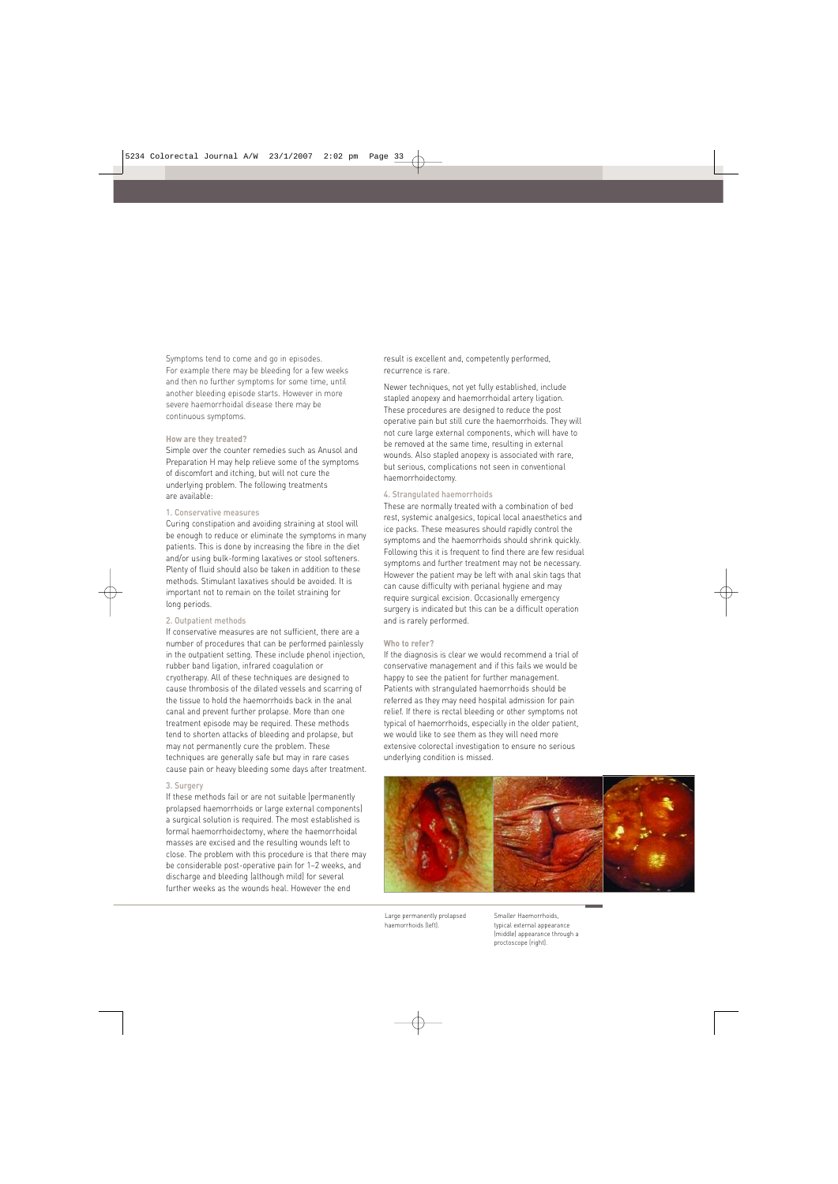Symptoms tend to come and go in episodes. For example there may be bleeding for a few weeks and then no further symptoms for some time, until another bleeding episode starts. However in more severe haemorrhoidal disease there may be continuous symptoms.

### How are they treated?

Simple over the counter remedies such as Anusol and Preparation H may help relieve some of the symptoms of discomfort and itching, but will not cure the underlying problem. The following treatments are available:

#### 1. Conservative measures

Curing constipation and avoiding straining at stool will be enough to reduce or eliminate the symptoms in many patients. This is done by increasing the fibre in the diet and/or using bulk-forming laxatives or stool softeners. Plenty of fluid should also be taken in addition to these methods. Stimulant laxatives should be avoided. It is important not to remain on the toilet straining for long periods.

#### 2. Outpatient methods

If conservative measures are not sufficient, there are a number of procedures that can be performed painlessly in the outpatient setting. These include phenol injection, rubber band ligation, infrared coagulation or cryotherapy. All of these techniques are designed to cause thrombosis of the dilated vessels and scarring of the tissue to hold the haemorrhoids back in the anal canal and prevent further prolapse. More than one treatment episode may be required. These methods tend to shorten attacks of bleeding and prolapse, but may not permanently cure the problem. These techniques are generally safe but may in rare cases cause pain or heavy bleeding some days after treatment.

#### 3. Surgery

If these methods fail or are not suitable (permanently prolapsed haemorrhoids or large external components) a surgical solution is required. The most established is formal haemorrhoidectomy, where the haemorrhoidal masses are excised and the resulting wounds left to close. The problem with this procedure is that there may be considerable post-operative pain for 1–2 weeks, and discharge and bleeding (although mild) for several further weeks as the wounds heal. However the end result is excellent and, competently performed, recurrence is rare.

Newer techniques, not yet fully established, include stapled anopexy and haemorrhoidal artery ligation. These procedures are designed to reduce the post operative pain but still cure the haemorrhoids. They will not cure large external components, which will have to be removed at the same time, resulting in external wounds. Also stapled anopexy is associated with rare, but serious, complications not seen in conventional haemorrhoidectomy.

#### 4. Strangulated haemorrhoids

These are normally treated with a combination of bed rest, systemic analgesics, topical local anaesthetics and ice packs. These measures should rapidly control the symptoms and the haemorrhoids should shrink quickly. Following this it is frequent to find there are few residual symptoms and further treatment may not be necessary. However the patient may be left with anal skin tags that can cause difficulty with perianal hygiene and may require surgical excision. Occasionally emergency surgery is indicated but this can be a difficult operation and is rarely performed.

### Who to refer?

If the diagnosis is clear we would recommend a trial of conservative management and if this fails we would be happy to see the patient for further management. Patients with strangulated haemorrhoids should be referred as they may need hospital admission for pain relief. If there is rectal bleeding or other symptoms not typical of haemorrhoids, especially in the older patient, we would like to see them as they will need more extensive colorectal investigation to ensure no serious underlying condition is missed.

Large permanently prolapsed haemorrhoids (left).

Smaller Haemorrhoids, typical external appearance (middle) appearance through a proctoscope (right).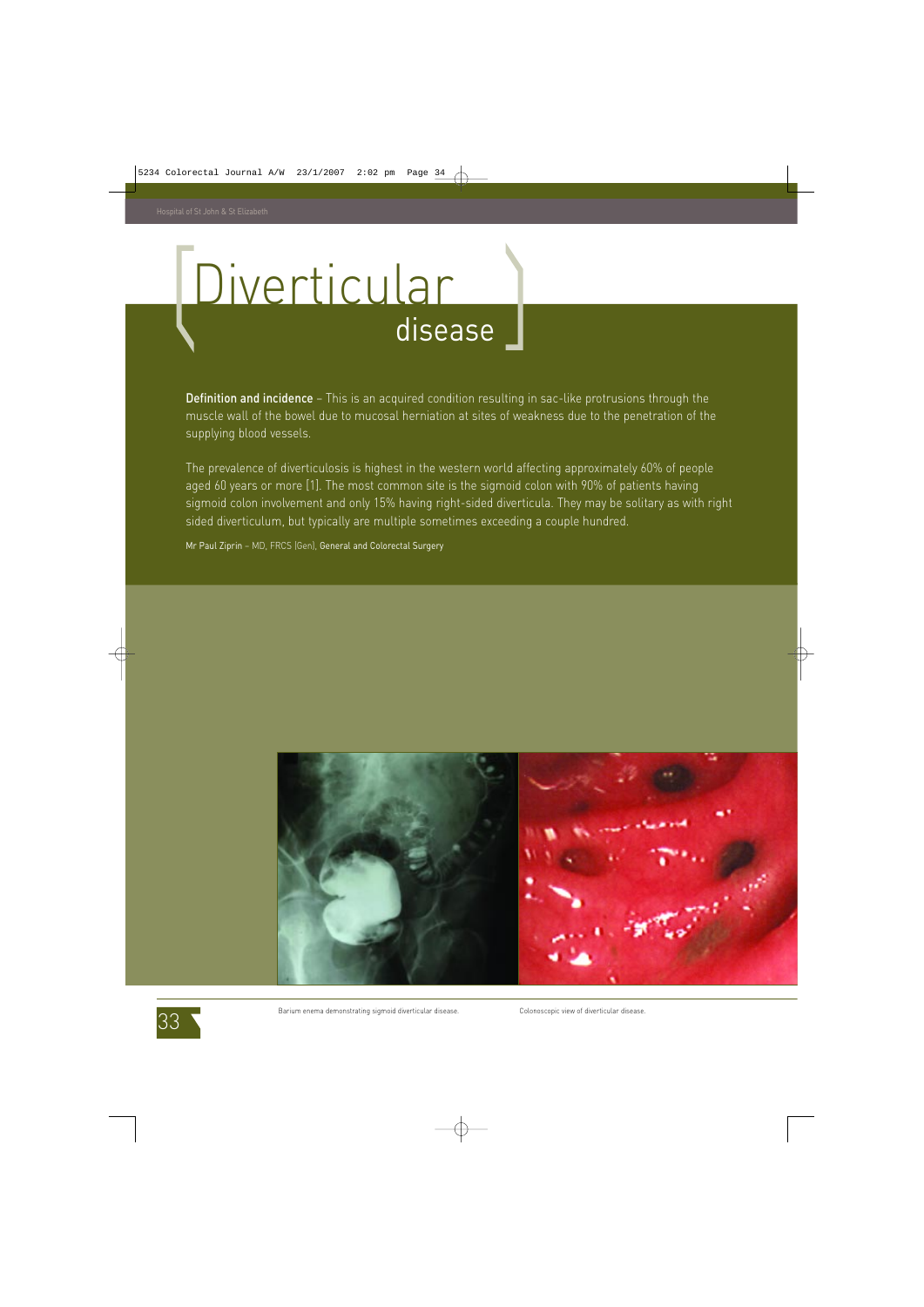# Diverticular disease

**Definition and incidence** – This is an acquired condition resulting in sac-like protrusions through the muscle wall of the bowel due to mucosal herniation at sites of weakness due to the penetration of the supplying blood vessels.

The prevalence of diverticulosis is highest in the western world affecting approximately 60% of people aged 60 years or more [1]. The most common site is the sigmoid colon with 90% of patients having sigmoid colon involvement and only 15% having right-sided diverticula. They may be solitary as with right sided diverticulum, but typically are multiple sometimes exceeding a couple hundred.

Mr Paul Ziprin – MD, FRCS (Gen), General and Colorectal Surgery

Barium enema demonstrating sigmoid diverticular disease.

Colonoscopic view of diverticular disease.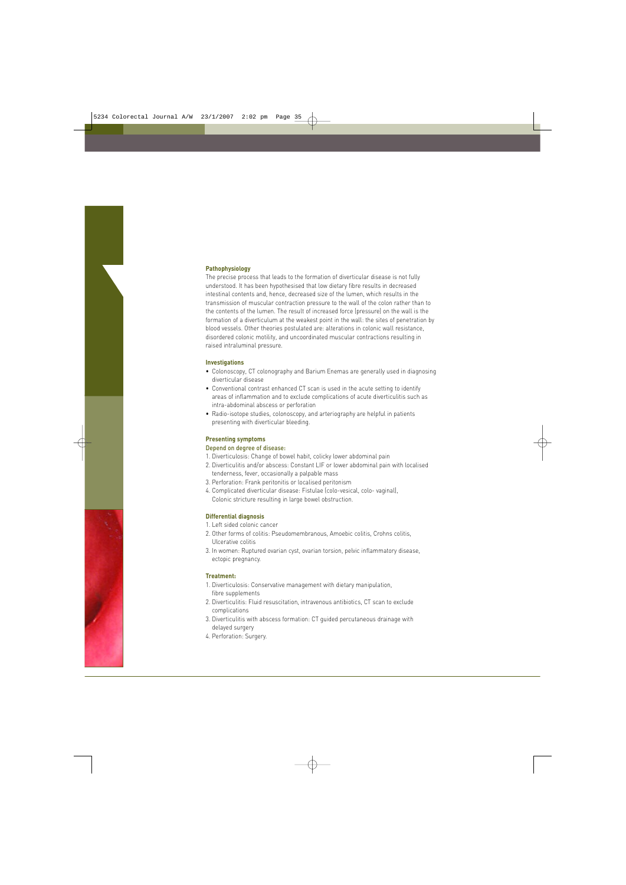### Pathophysiology

The precise process that leads to the formation of diverticular disease is not fully understood. It has been hypothesised that low dietary fibre results in decreased intestinal contents and, hence, decreased size of the lumen, which results in the transmission of muscular contraction pressure to the wall of the colon rather than to the contents of the lumen. The result of increased force (pressure) on the wall is the formation of a diverticulum at the weakest point in the wall: the sites of penetration by blood vessels. Other theories postulated are: alterations in colonic wall resistance, disordered colonic motility, and uncoordinated muscular contractions resulting in raised intraluminal pressure.

### Investigations

- Colonoscopy, CT colonography and Barium Enemas are generally used in diagnosing diverticular disease
- Conventional contrast enhanced CT scan is used in the acute setting to identify areas of inflammation and to exclude complications of acute diverticulitis such as intra-abdominal abscess or perforation
- Radio-isotope studies, colonoscopy, and arteriography are helpful in patients presenting with diverticular bleeding.

### Presenting symptoms

**Depend on degree of disease:**

1. Diverticulosis: Change of bowel habit, colicky lower abdominal pain
2. Diverticulitis and/or abscess: Constant LIF or lower abdominal pain with localised tenderness, fever, occasionally a palpable mass
3. Perforation: Frank peritonitis or localised peritonism
4. Complicated diverticular disease: Fistulae (colo-vesical, colo- vaginal), Colonic stricture resulting in large bowel obstruction.

### Differential diagnosis

1. Left sided colonic cancer
2. Other forms of colitis: Pseudomembranous, Amoebic colitis, Crohns colitis, Ulcerative colitis
3. In women: Ruptured ovarian cyst, ovarian torsion, pelvic inflammatory disease, ectopic pregnancy.

### Treatment:

1. Diverticulosis: Conservative management with dietary manipulation, fibre supplements
2. Diverticulitis: Fluid resuscitation, intravenous antibiotics, CT scan to exclude complications
3. Diverticulitis with abscess formation: CT guided percutaneous drainage with delayed surgery
4. Perforation: Surgery.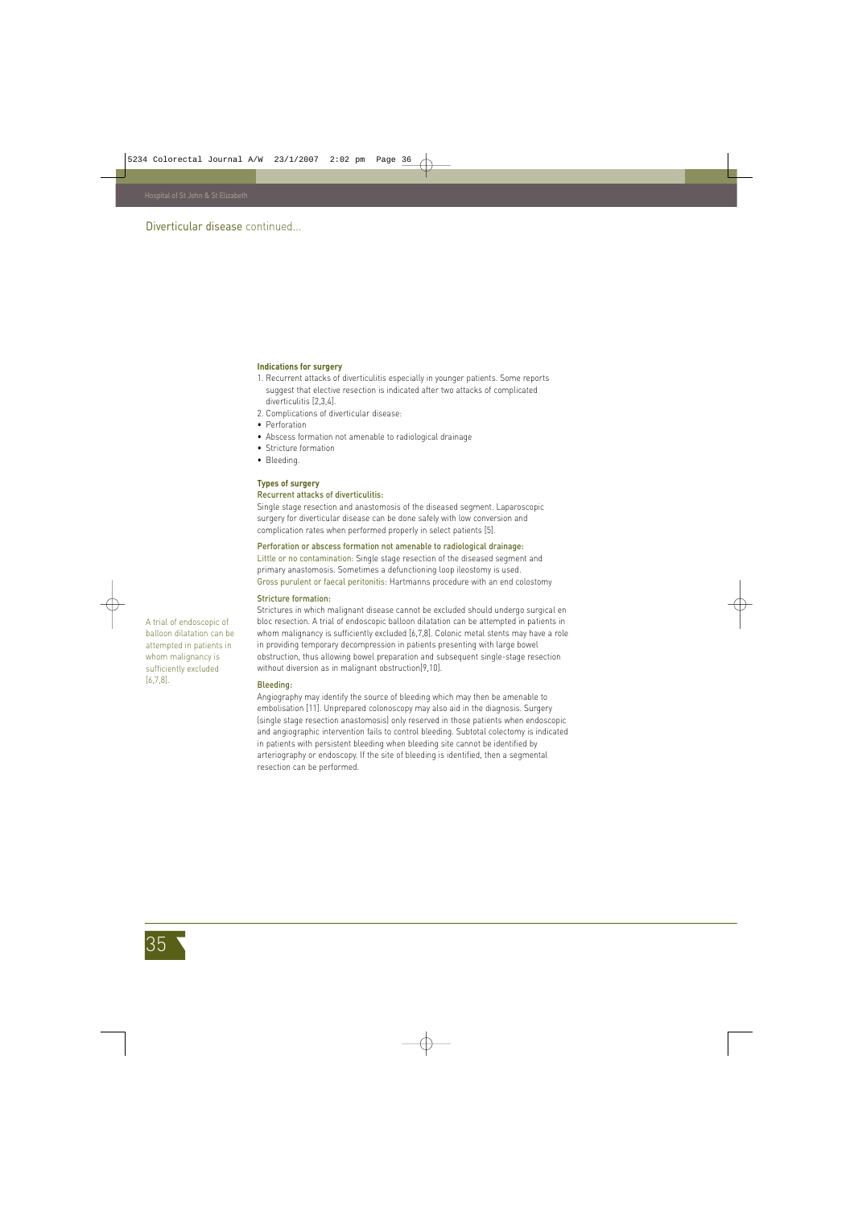## Diverticular disease continued...

**Indications for surgery**

1. Recurrent attacks of diverticulitis especially in younger patients. Some reports suggest that elective resection is indicated after two attacks of complicated diverticulitis [2,3,4].
2. Complications of diverticular disease:

- Perforation
- Abscess formation not amenable to radiological drainage
- Stricture formation
- Bleeding.

**Types of surgery**

**Recurrent attacks of diverticulitis:**

Single stage resection and anastomosis of the diseased segment. Laparoscopic surgery for diverticular disease can be done safely with low conversion and complication rates when performed properly in select patients [5].

**Perforation or abscess formation not amenable to radiological drainage:**

Little or no contamination: Single stage resection of the diseased segment and primary anastomosis. Sometimes a defunctioning loop ileostomy is used.
Gross purulent or faecal peritonitis: Hartmanns procedure with an end colostomy

**Stricture formation:**

Strictures in which malignant disease cannot be excluded should undergo surgical en bloc resection. A trial of endoscopic balloon dilatation can be attempted in patients in whom malignancy is sufficiently excluded [6,7,8]. Colonic metal stents may have a role in providing temporary decompression in patients presenting with large bowel obstruction, thus allowing bowel preparation and subsequent single-stage resection without diversion as in malignant obstruction[9,10].

A trial of endoscopic balloon dilatation can be attempted in patients in whom malignancy is sufficiently excluded [6,7,8].

**Bleeding:**

Angiography may identify the source of bleeding which may then be amenable to embolisation [11]. Unprepared colonoscopy may also aid in the diagnosis. Surgery (single stage resection anastomosis) only reserved in those patients when endoscopic and angiographic intervention fails to control bleeding. Subtotal colectomy is indicated in patients with persistent bleeding when bleeding site cannot be identified by arteriography or endoscopy. If the site of bleeding is identified, then a segmental resection can be performed.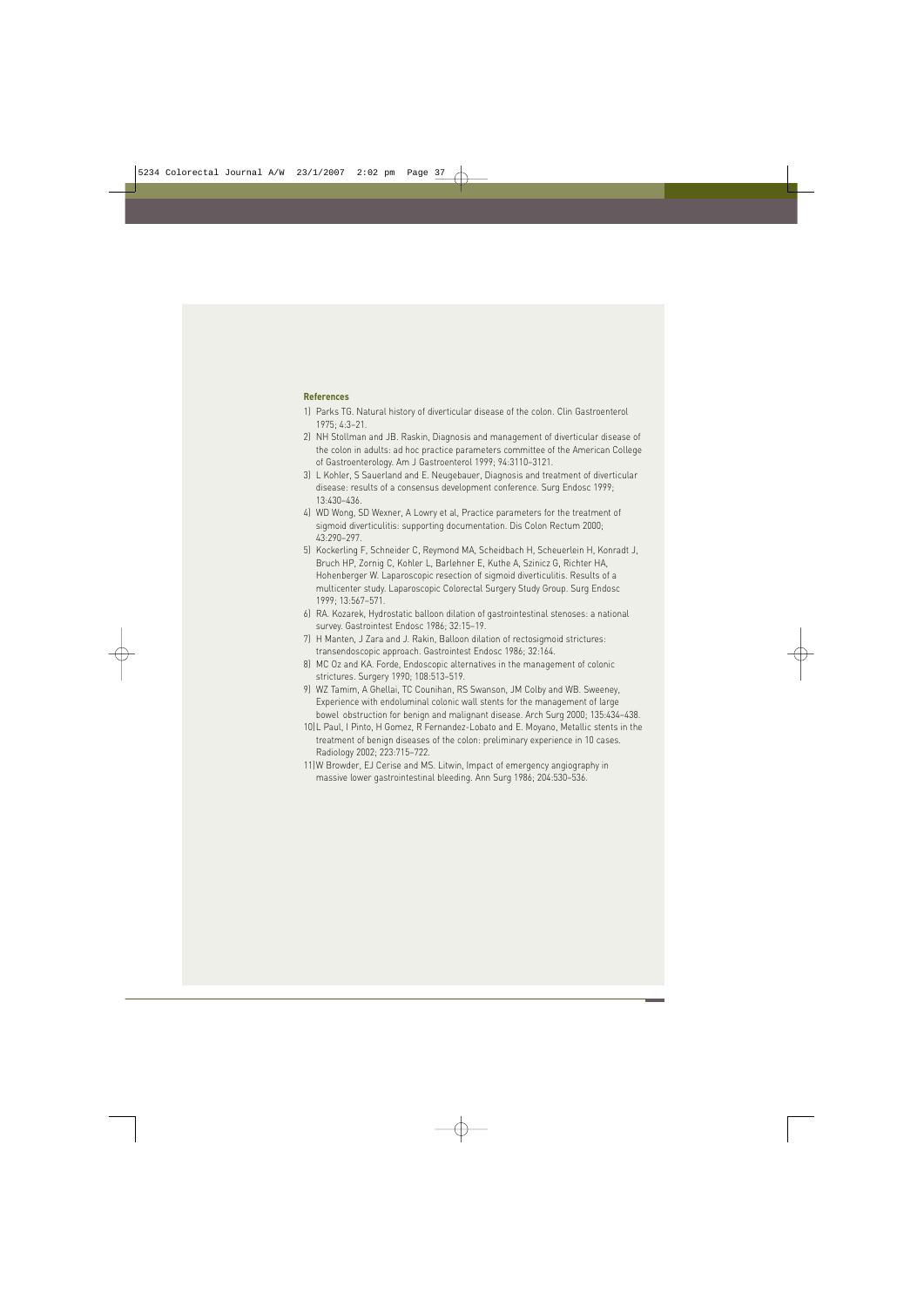**References**

1) Parks TG. Natural history of diverticular disease of the colon. Clin Gastroenterol 1975; 4:3–21.
2) NH Stollman and JB. Raskin, Diagnosis and management of diverticular disease of the colon in adults: ad hoc practice parameters committee of the American College of Gastroenterology. Am J Gastroenterol 1999; 94:3110–3121.
3) L Kohler, S Sauerland and E. Neugebauer, Diagnosis and treatment of diverticular disease: results of a consensus development conference. Surg Endosc 1999; 13:430–436.
4) WD Wong, SD Wexner, A Lowry et al, Practice parameters for the treatment of sigmoid diverticulitis: supporting documentation. Dis Colon Rectum 2000; 43:290–297.
5) Kockerling F, Schneider C, Reymond MA, Scheidbach H, Scheuerlein H, Konradt J, Bruch HP, Zornig C, Kohler L, Barlehner E, Kuthe A, Szinicz G, Richter HA, Hohenberger W. Laparoscopic resection of sigmoid diverticulitis. Results of a multicenter study. Laparoscopic Colorectal Surgery Study Group. Surg Endosc 1999; 13:567–571.
6) RA. Kozarek, Hydrostatic balloon dilation of gastrointestinal stenoses: a national survey. Gastrointest Endosc 1986; 32:15–19.
7) H Manten, J Zara and J. Rakin, Balloon dilation of rectosigmoid strictures: transendoscopic approach. Gastrointest Endosc 1986; 32:164.
8) MC Oz and KA. Forde, Endoscopic alternatives in the management of colonic strictures. Surgery 1990; 108:513–519.
9) WZ Tamim, A Ghellai, TC Counihan, RS Swanson, JM Colby and WB. Sweeney, Experience with endoluminal colonic wall stents for the management of large bowel obstruction for benign and malignant disease. Arch Surg 2000; 135:434–438.
10) L Paul, I Pinto, H Gomez, R Fernandez-Lobato and E. Moyano, Metallic stents in the treatment of benign diseases of the colon: preliminary experience in 10 cases. Radiology 2002; 223:715–722.
11) W Browder, EJ Cerise and MS. Litwin, Impact of emergency angiography in massive lower gastrointestinal bleeding. Ann Surg 1986; 204:530–536.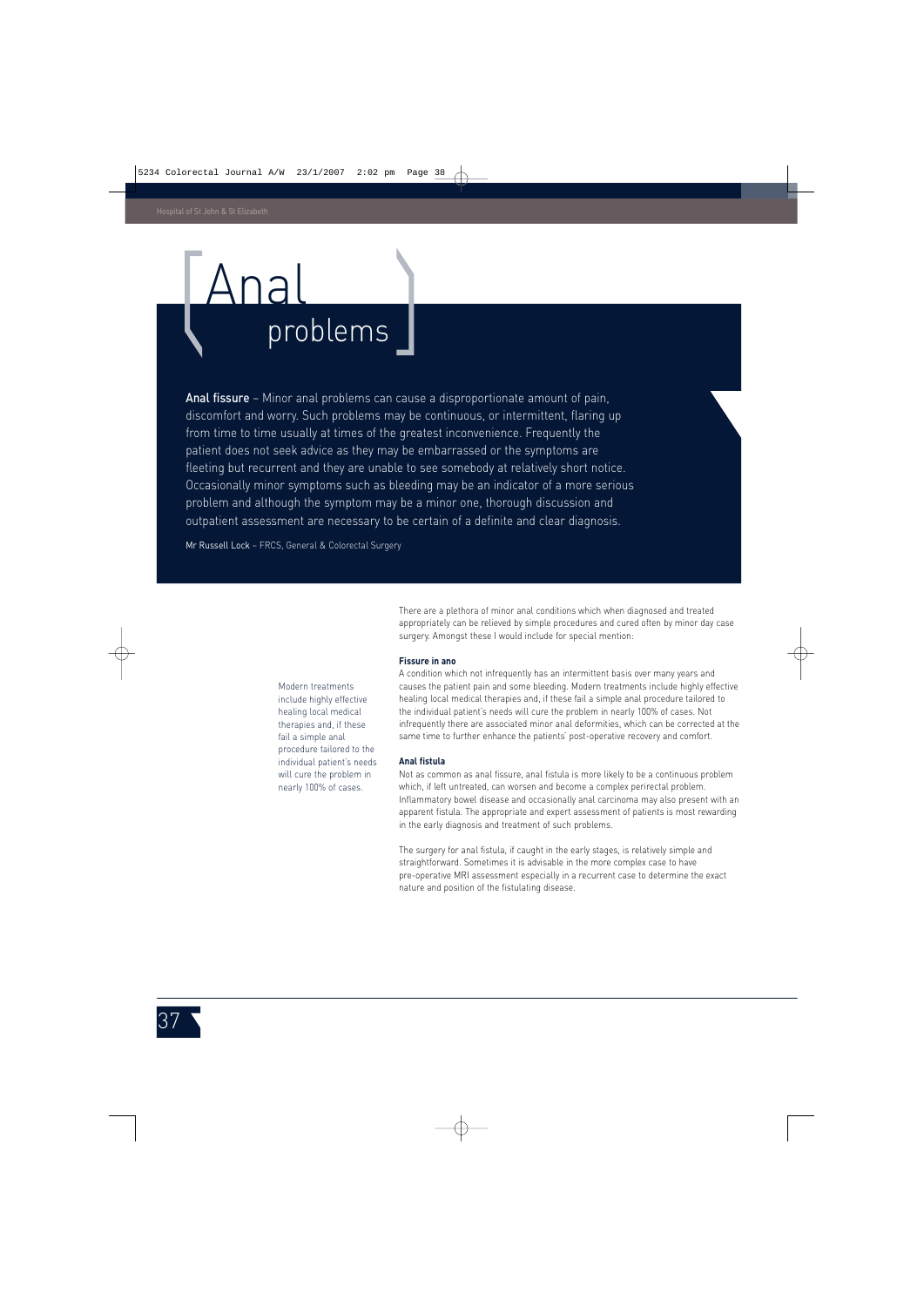# Anal problems

**Anal fissure** – Minor anal problems can cause a disproportionate amount of pain, discomfort and worry. Such problems may be continuous, or intermittent, flaring up from time to time usually at times of the greatest inconvenience. Frequently the patient does not seek advice as they may be embarrassed or the symptoms are fleeting but recurrent and they are unable to see somebody at relatively short notice. Occasionally minor symptoms such as bleeding may be an indicator of a more serious problem and although the symptom may be a minor one, thorough discussion and outpatient assessment are necessary to be certain of a definite and clear diagnosis.

**Mr Russell Lock** – FRCS, General & Colorectal Surgery

There are a plethora of minor anal conditions which when diagnosed and treated appropriately can be relieved by simple procedures and cured often by minor day case surgery. Amongst these I would include for special mention:

### Fissure in ano

A condition which not infrequently has an intermittent basis over many years and causes the patient pain and some bleeding. Modern treatments include highly effective healing local medical therapies and, if these fail a simple anal procedure tailored to the individual patient's needs will cure the problem in nearly 100% of cases. Not infrequently there are associated minor anal deformities, which can be corrected at the same time to further enhance the patients' post-operative recovery and comfort.

> Modern treatments include highly effective healing local medical therapies and, if these fail a simple anal procedure tailored to the individual patient's needs will cure the problem in nearly 100% of cases.

### Anal fistula

Not as common as anal fissure, anal fistula is more likely to be a continuous problem which, if left untreated, can worsen and become a complex perirectal problem. Inflammatory bowel disease and occasionally anal carcinoma may also present with an apparent fistula. The appropriate and expert assessment of patients is most rewarding in the early diagnosis and treatment of such problems.

The surgery for anal fistula, if caught in the early stages, is relatively simple and straightforward. Sometimes it is advisable in the more complex case to have pre-operative MRI assessment especially in a recurrent case to determine the exact nature and position of the fistulating disease.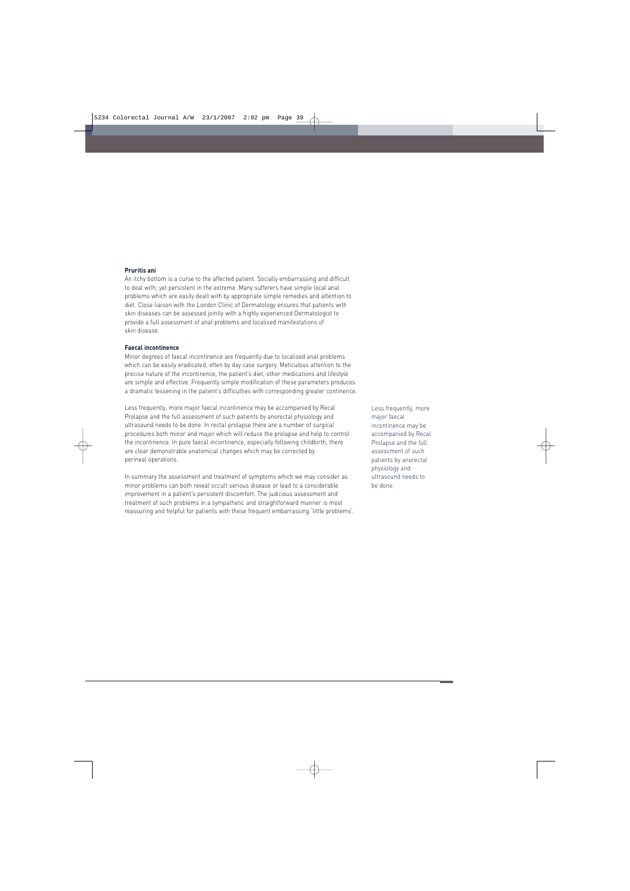**Pruritis ani**

An itchy bottom is a curse to the affected patient. Socially embarrassing and difficult to deal with; yet persistent in the extreme. Many sufferers have simple local anal problems which are easily dealt with by appropriate simple remedies and attention to diet. Close liaison with the London Clinic of Dermatology ensures that patients with skin diseases can be assessed jointly with a highly experienced Dermatologist to provide a full assessment of anal problems and localised manifestations of skin disease.

**Faecal incontinence**

Minor degrees of faecal incontinence are frequently due to localised anal problems which can be easily eradicated, often by day case surgery. Meticulous attention to the precise nature of the incontinence, the patient's diet, other medications and lifestyle are simple and effective. Frequently simple modification of these parameters produces a dramatic lessening in the patient's difficulties with corresponding greater continence.

Less frequently, more major faecal incontinence may be accompanied by Recal Prolapse and the full assessment of such patients by anorectal physiology and ultrasound needs to be done. In rectal prolapse there are a number of surgical procedures both minor and major which will reduce the prolapse and help to control the incontinence. In pure faecal incontinence, especially following childbirth, there are clear demonstrable anatomical changes which may be corrected by perineal operations.

In summary the assessment and treatment of symptoms which we may consider as minor problems can both reveal occult serious disease or lead to a considerable improvement in a patient's persistent discomfort. The judicious assessment and treatment of such problems in a sympathetic and straightforward manner is most reassuring and helpful for patients with these frequent embarrassing 'little problems'.

> Less frequently, more major faecal incontinence may be accompanied by Recal Prolapse and the full assessment of such patients by anorectal physiology and ultrasound needs to be done.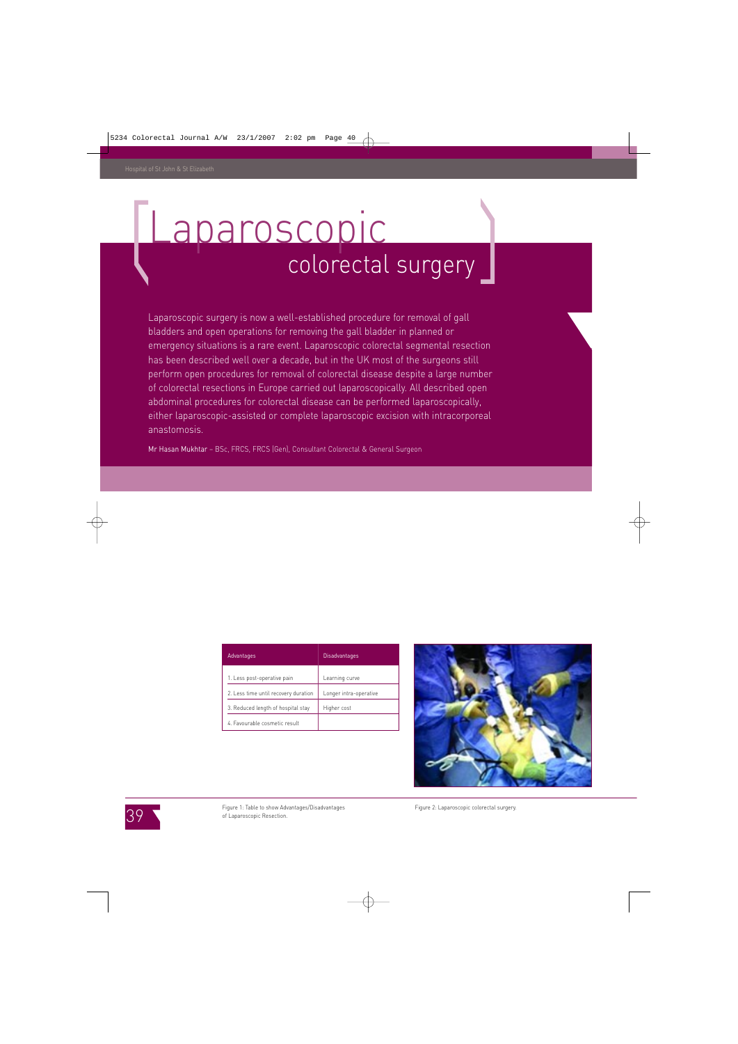# Laparoscopic colorectal surgery

Laparoscopic surgery is now a well-established procedure for removal of gall bladders and open operations for removing the gall bladder in planned or emergency situations is a rare event. Laparoscopic colorectal segmental resection has been described well over a decade, but in the UK most of the surgeons still perform open procedures for removal of colorectal disease despite a large number of colorectal resections in Europe carried out laparoscopically. All described open abdominal procedures for colorectal disease can be performed laparoscopically, either laparoscopic-assisted or complete laparoscopic excision with intracorporeal anastomosis.

Mr Hasan Mukhtar – BSc, FRCS, FRCS (Gen), Consultant Colorectal & General Surgeon

| Advantages | Disadvantages |
|---|---|
| 1. Less post-operative pain | Learning curve |
| 2. Less time until recovery duration | Longer intra-operative |
| 3. Reduced length of hospital stay | Higher cost |
| 4. Favourable cosmetic result | |

Figure 1: Table to show Advantages/Disadvantages of Laparoscopic Resection.

Figure 2: Laparoscopic colorectal surgery.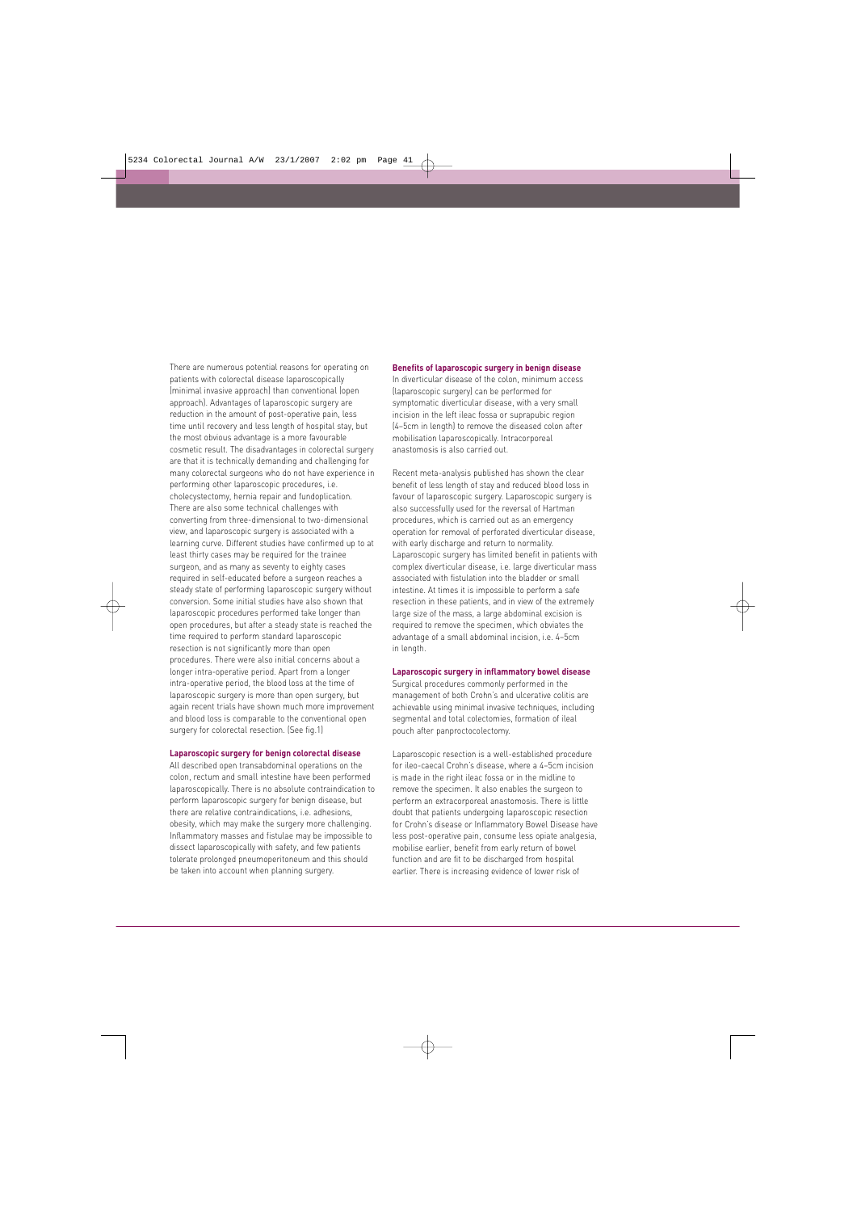There are numerous potential reasons for operating on patients with colorectal disease laparoscopically (minimal invasive approach) than conventional (open approach). Advantages of laparoscopic surgery are reduction in the amount of post-operative pain, less time until recovery and less length of hospital stay, but the most obvious advantage is a more favourable cosmetic result. The disadvantages in colorectal surgery are that it is technically demanding and challenging for many colorectal surgeons who do not have experience in performing other laparoscopic procedures, i.e. cholecystectomy, hernia repair and fundoplication. There are also some technical challenges with converting from three-dimensional to two-dimensional view, and laparoscopic surgery is associated with a learning curve. Different studies have confirmed up to at least thirty cases may be required for the trainee surgeon, and as many as seventy to eighty cases required in self-educated before a surgeon reaches a steady state of performing laparoscopic surgery without conversion. Some initial studies have also shown that laparoscopic procedures performed take longer than open procedures, but after a steady state is reached the time required to perform standard laparoscopic resection is not significantly more than open procedures. There were also initial concerns about a longer intra-operative period. Apart from a longer intra-operative period, the blood loss at the time of laparoscopic surgery is more than open surgery, but again recent trials have shown much more improvement and blood loss is comparable to the conventional open surgery for colorectal resection. (See fig.1)

**Laparoscopic surgery for benign colorectal disease**

All described open transabdominal operations on the colon, rectum and small intestine have been performed laparoscopically. There is no absolute contraindication to perform laparoscopic surgery for benign disease, but there are relative contraindications, i.e. adhesions, obesity, which may make the surgery more challenging. Inflammatory masses and fistulae may be impossible to dissect laparoscopically with safety, and few patients tolerate prolonged pneumoperitoneum and this should be taken into account when planning surgery.

**Benefits of laparoscopic surgery in benign disease**

In diverticular disease of the colon, minimum access (laparoscopic surgery) can be performed for symptomatic diverticular disease, with a very small incision in the left ileac fossa or suprapubic region (4-5cm in length) to remove the diseased colon after mobilisation laparoscopically. Intracorporeal anastomosis is also carried out.

Recent meta-analysis published has shown the clear benefit of less length of stay and reduced blood loss in favour of laparoscopic surgery. Laparoscopic surgery is also successfully used for the reversal of Hartman procedures, which is carried out as an emergency operation for removal of perforated diverticular disease, with early discharge and return to normality. Laparoscopic surgery has limited benefit in patients with complex diverticular disease, i.e. large diverticular mass associated with fistulation into the bladder or small intestine. At times it is impossible to perform a safe resection in these patients, and in view of the extremely large size of the mass, a large abdominal excision is required to remove the specimen, which obviates the advantage of a small abdominal incision, i.e. 4-5cm in length.

**Laparoscopic surgery in inflammatory bowel disease**

Surgical procedures commonly performed in the management of both Crohn's and ulcerative colitis are achievable using minimal invasive techniques, including segmental and total colectomies, formation of ileal pouch after panproctocolectomy.

Laparoscopic resection is a well-established procedure for ileo-caecal Crohn's disease, where a 4-5cm incision is made in the right ileac fossa or in the midline to remove the specimen. It also enables the surgeon to perform an extracorporeal anastomosis. There is little doubt that patients undergoing laparoscopic resection for Crohn's disease or Inflammatory Bowel Disease have less post-operative pain, consume less opiate analgesia, mobilise earlier, benefit from early return of bowel function and are fit to be discharged from hospital earlier. There is increasing evidence of lower risk of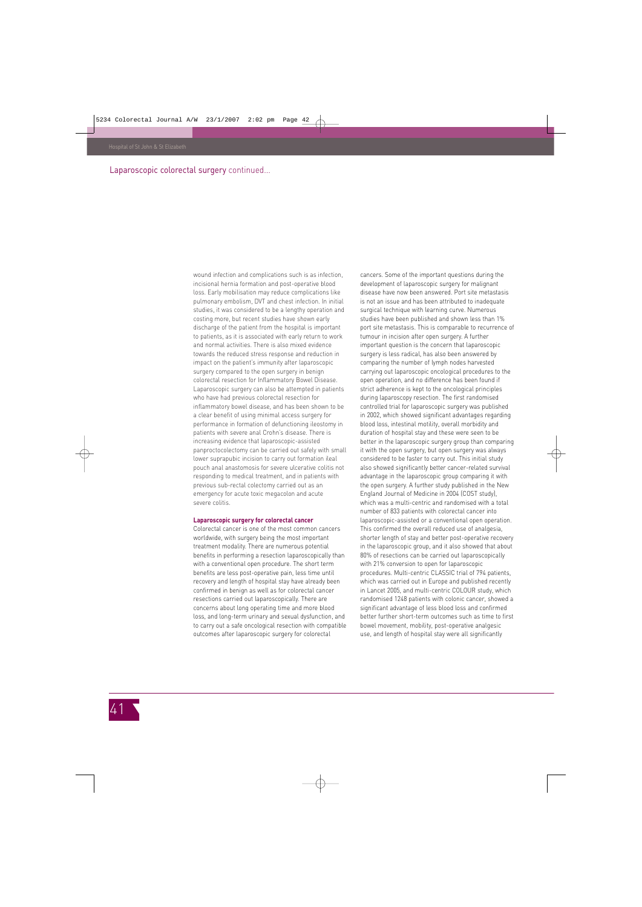## Laparoscopic colorectal surgery continued...

wound infection and complications such is as infection, incisional hernia formation and post-operative blood loss. Early mobilisation may reduce complications like pulmonary embolism, DVT and chest infection. In initial studies, it was considered to be a lengthy operation and costing more, but recent studies have shown early discharge of the patient from the hospital is important to patients, as it is associated with early return to work and normal activities. There is also mixed evidence towards the reduced stress response and reduction in impact on the patient's immunity after laparoscopic surgery compared to the open surgery in benign colorectal resection for Inflammatory Bowel Disease. Laparoscopic surgery can also be attempted in patients who have had previous colorectal resection for inflammatory bowel disease, and has been shown to be a clear benefit of using minimal access surgery for performance in formation of defunctioning ileostomy in patients with severe anal Crohn's disease. There is increasing evidence that laparoscopic-assisted panproctocolectomy can be carried out safely with small lower suprapubic incision to carry out formation ileal pouch anal anastomosis for severe ulcerative colitis not responding to medical treatment, and in patients with previous sub-rectal colectomy carried out as an emergency for acute toxic megacolon and acute severe colitis.

**Laparoscopic surgery for colorectal cancer**

Colorectal cancer is one of the most common cancers worldwide, with surgery being the most important treatment modality. There are numerous potential benefits in performing a resection laparoscopically than with a conventional open procedure. The short term benefits are less post-operative pain, less time until recovery and length of hospital stay have already been confirmed in benign as well as for colorectal cancer resections carried out laparoscopically. There are concerns about long operating time and more blood loss, and long-term urinary and sexual dysfunction, and to carry out a safe oncological resection with compatible outcomes after laparoscopic surgery for colorectal cancers. Some of the important questions during the development of laparoscopic surgery for malignant disease have now been answered. Port site metastasis is not an issue and has been attributed to inadequate surgical technique with learning curve. Numerous studies have been published and shown less than 1% port site metastasis. This is comparable to recurrence of tumour in incision after open surgery. A further important question is the concern that laparoscopic surgery is less radical, has also been answered by comparing the number of lymph nodes harvested carrying out laparoscopic oncological procedures to the open operation, and no difference has been found if strict adherence is kept to the oncological principles during laparoscopy resection. The first randomised controlled trial for laparoscopic surgery was published in 2002, which showed significant advantages regarding blood loss, intestinal motility, overall morbidity and duration of hospital stay and these were seen to be better in the laparoscopic surgery group than comparing it with the open surgery, but open surgery was always considered to be faster to carry out. This initial study also showed significantly better cancer-related survival advantage in the laparoscopic group comparing it with the open surgery. A further study published in the New England Journal of Medicine in 2004 (COST study), which was a multi-centric and randomised with a total number of 833 patients with colorectal cancer into laparoscopic-assisted or a conventional open operation. This confirmed the overall reduced use of analgesia, shorter length of stay and better post-operative recovery in the laparoscopic group, and it also showed that about 80% of resections can be carried out laparoscopically with 21% conversion to open for laparoscopic procedures. Multi-centric CLASSIC trial of 794 patients, which was carried out in Europe and published recently in Lancet 2005, and multi-centric COLOUR study, which randomised 1248 patients with colonic cancer, showed a significant advantage of less blood loss and confirmed better further short-term outcomes such as time to first bowel movement, mobility, post-operative analgesic use, and length of hospital stay were all significantly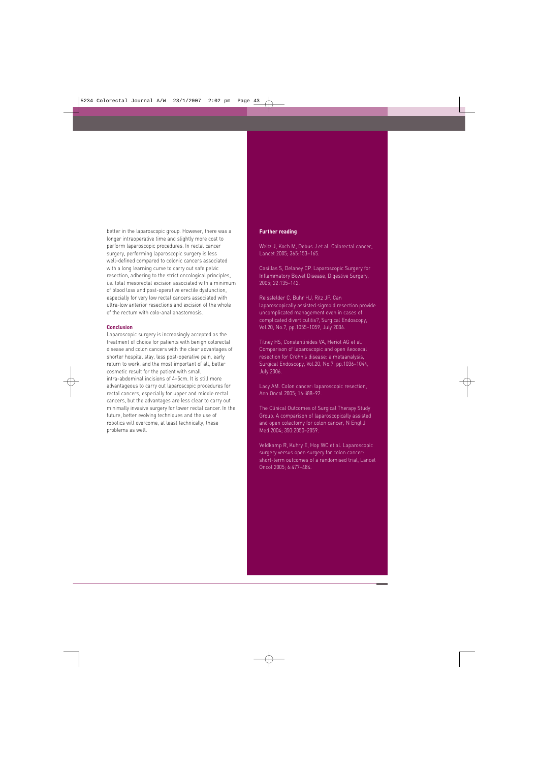better in the laparoscopic group. However, there was a longer intraoperative time and slightly more cost to perform laparoscopic procedures. In rectal cancer surgery, performing laparoscopic surgery is less well-defined compared to colonic cancers associated with a long learning curve to carry out safe pelvic resection, adhering to the strict oncological principles, i.e. total mesorectal excision associated with a minimum of blood loss and post-operative erectile dysfunction, especially for very low rectal cancers associated with ultra-low anterior resections and excision of the whole of the rectum with colo-anal anastomosis.

### Conclusion

Laparoscopic surgery is increasingly accepted as the treatment of choice for patients with benign colorectal disease and colon cancers with the clear advantages of shorter hospital stay, less post-operative pain, early return to work, and the most important of all, better cosmetic result for the patient with small intra-abdominal incisions of 4–5cm. It is still more advantageous to carry out laparoscopic procedures for rectal cancers, especially for upper and middle rectal cancers, but the advantages are less clear to carry out minimally invasive surgery for lower rectal cancer. In the future, better evolving techniques and the use of robotics will overcome, at least technically, these problems as well.

### Further reading

Weitz J, Koch M, Debus J et al. Colorectal cancer, Lancet 2005; 365:153–165.

Casillas S, Delaney CP. Laparoscopic Surgery for Inflammatory Bowel Disease, Digestive Surgery, 2005; 22:135–142.

Reissfelder C, Buhr HJ, Ritz JP. Can laparoscopically assisted sigmoid resection provide uncomplicated management even in cases of complicated diverticulitis?, Surgical Endoscopy, Vol.20, No.7, pp.1055–1059, July 2006.

Tilney HS, Constantinides VA, Heriot AG et al. Comparison of laparoscopic and open ileocecal resection for Crohn's disease: a metaanalysis, Surgical Endoscopy, Vol.20, No.7, pp.1036–1044, July 2006.

Lacy AM. Colon cancer: laparoscopic resection, Ann Oncol 2005; 16:ii88–92.

The Clinical Outcomes of Surgical Therapy Study Group. A comparison of laparoscopically assisted and open colectomy for colon cancer, N Engl J Med 2004; 350:2050–2059.

Veldkamp R, Kuhry E, Hop WC et al. Laparoscopic surgery versus open surgery for colon cancer: short-term outcomes of a randomised trial, Lancet Oncol 2005; 6:477–484.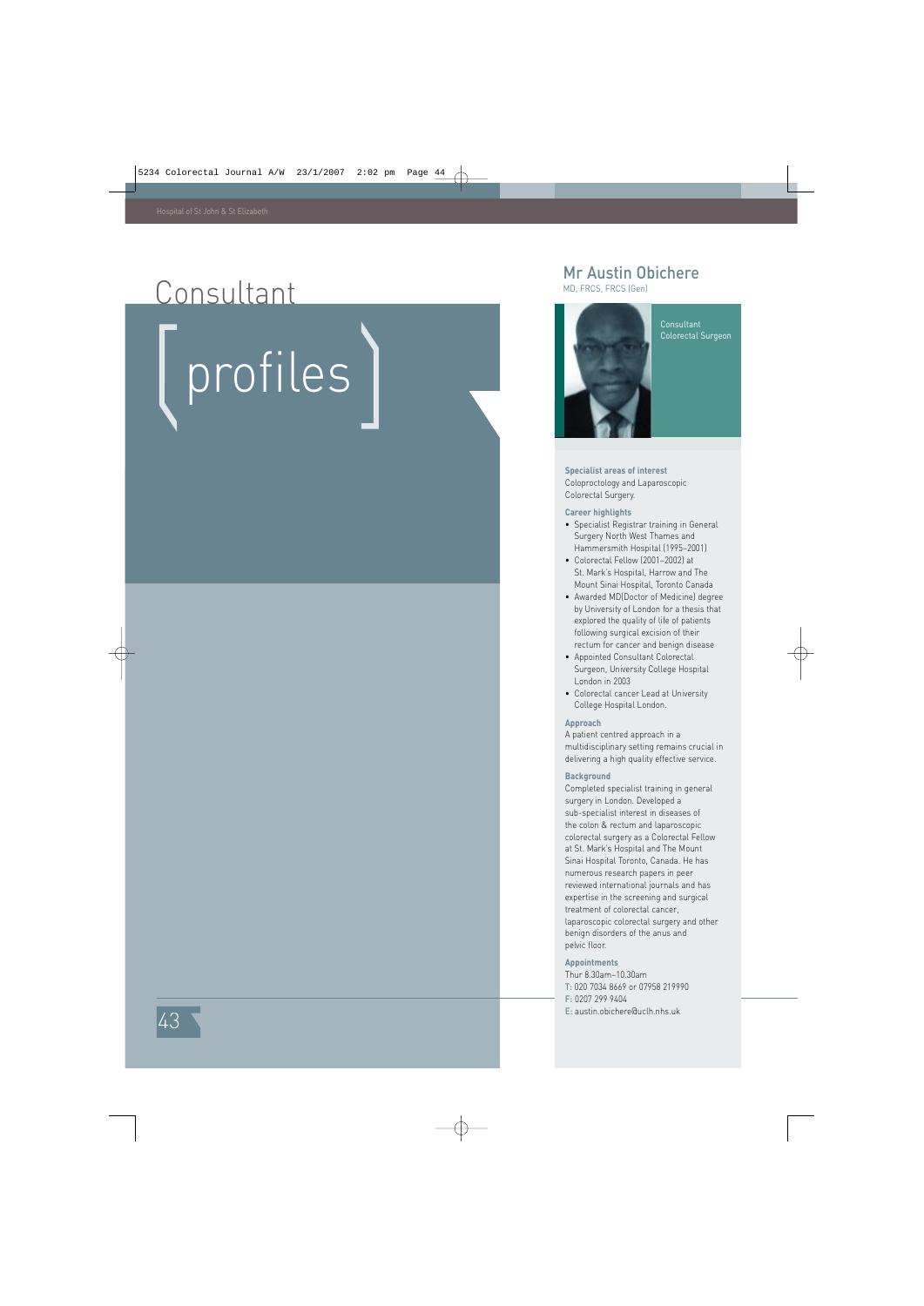# Consultant profiles

## Mr Austin Obichere

MD, FRCS, FRCS (Gen)

Consultant Colorectal Surgeon

**Specialist areas of interest**

Coloproctology and Laparoscopic Colorectal Surgery.

**Career highlights**

- Specialist Registrar training in General Surgery North West Thames and Hammersmith Hospital (1995–2001)
- Colorectal Fellow (2001–2002) at St. Mark's Hospital, Harrow and The Mount Sinai Hospital, Toronto Canada
- Awarded MD(Doctor of Medicine) degree by University of London for a thesis that explored the quality of life of patients following surgical excision of their rectum for cancer and benign disease
- Appointed Consultant Colorectal Surgeon, University College Hospital London in 2003
- Colorectal cancer Lead at University College Hospital London.

**Approach**

A patient centred approach in a multidisciplinary setting remains crucial in delivering a high quality effective service.

**Background**

Completed specialist training in general surgery in London. Developed a sub-specialist interest in diseases of the colon & rectum and laparoscopic colorectal surgery as a Colorectal Fellow at St. Mark's Hospital and The Mount Sinai Hospital Toronto, Canada. He has numerous research papers in peer reviewed international journals and has expertise in the screening and surgical treatment of colorectal cancer, laparoscopic colorectal surgery and other benign disorders of the anus and pelvic floor.

**Appointments**

Thur 8:30am–10.30am

T: 020 7034 8669 or 07958 219990

F: 0207 299 9404

E: austin.obichere@uclh.nhs.uk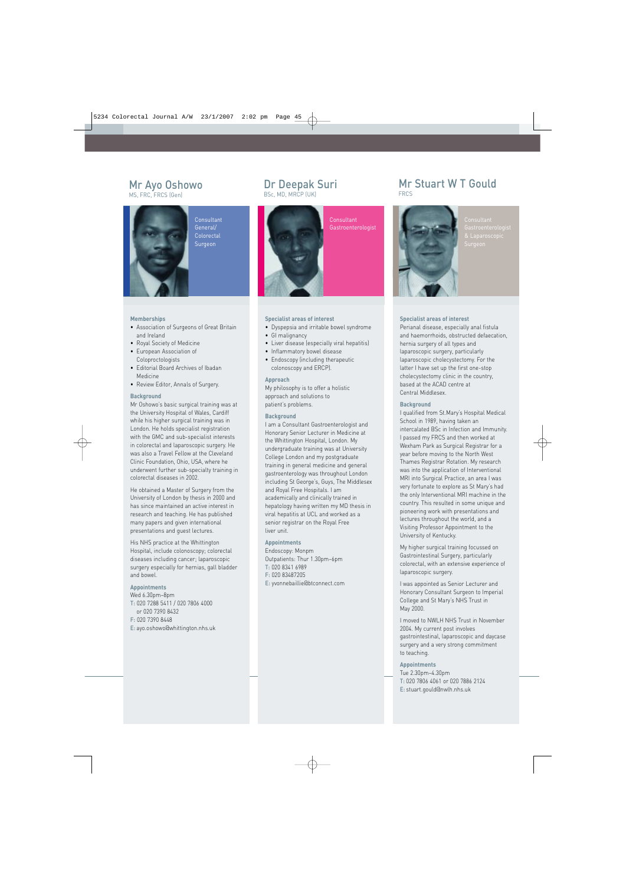## Mr Ayo Oshowo

MS, FRC, FRCS (Gen)

Consultant General/ Colorectal Surgeon

### Memberships

- Association of Surgeons of Great Britain and Ireland
- Royal Society of Medicine
- European Association of Coloproctologists
- Editorial Board Archives of Ibadan Medicine
- Review Editor, Annals of Surgery.

### Background

Mr Oshowo's basic surgical training was at the University Hospital of Wales, Cardiff while his higher surgical training was in London. He holds specialist registration with the GMC and sub-specialist interests in colorectal and laparoscopic surgery. He was also a Travel Fellow at the Cleveland Clinic Foundation, Ohio, USA, where he underwent further sub-specialty training in colorectal diseases in 2002.

He obtained a Master of Surgery from the University of London by thesis in 2000 and has since maintained an active interest in research and teaching. He has published many papers and given international presentations and guest lectures.

His NHS practice at the Whittington Hospital, include colonoscopy; colorectal diseases including cancer; laparoscopic surgery especially for hernias, gall bladder and bowel.

### Appointments

Wed 6.30pm–8pm
T: 020 7288 5411 / 020 7806 4000 or 020 7390 8432
F: 020 7390 8448
E: ayo.oshowo@whittington.nhs.uk

## Dr Deepak Suri

BSc, MD, MRCP (UK)

Consultant Gastroenterologist

### Specialist areas of interest

- Dyspepsia and irritable bowel syndrome
- GI malignancy
- Liver disease (especially viral hepatitis)
- Inflammatory bowel disease
- Endoscopy (including therapeutic colonoscopy and ERCP).

### Approach

My philosophy is to offer a holistic approach and solutions to patient's problems.

### Background

I am a Consultant Gastroenterologist and Honorary Senior Lecturer in Medicine at the Whittington Hospital, London. My undergraduate training was at University College London and my postgraduate training in general medicine and general gastroenterology was throughout London including St George's, Guys, The Middlesex and Royal Free Hospitals. I am academically and clinically trained in hepatology having written my MD thesis in viral hepatitis at UCL and worked as a senior registrar on the Royal Free liver unit.

### Appointments

Endoscopy: Monpm
Outpatients: Thur 1.30pm–6pm
T: 020 8341 6989
F: 020 83487205
E: yvonnebaillie@btconnect.com

## Mr Stuart W T Gould

FRCS

Consultant Gastroenterologist & Laparoscopic Surgeon

### Specialist areas of interest

Perianal disease, especially anal fistula and haemorrhoids, obstructed defaecation, hernia surgery of all types and laparoscopic surgery, particularly laparoscopic cholecystectomy. For the latter I have set up the first one-stop cholecystectomy clinic in the country, based at the ACAD centre at Central Middlesex.

### Background

I qualified from St.Mary's Hospital Medical School in 1989, having taken an intercalated BSc in Infection and Immunity. I passed my FRCS and then worked at Wexham Park as Surgical Registrar for a year before moving to the North West Thames Registrar Rotation. My research was into the application of Interventional MRI into Surgical Practice, an area I was very fortunate to explore as St Mary's had the only Interventional MRI machine in the country. This resulted in some unique and pioneering work with presentations and lectures throughout the world, and a Visiting Professor Appointment to the University of Kentucky.

My higher surgical training focussed on Gastrointestinal Surgery, particularly colorectal, with an extensive experience of laparoscopic surgery.

I was appointed as Senior Lecturer and Honorary Consultant Surgeon to Imperial College and St Mary's NHS Trust in May 2000.

I moved to NWLH NHS Trust in November 2004. My current post involves gastrointestinal, laparoscopic and daycase surgery and a very strong commitment to teaching.

### Appointments

Tue 2.30pm–4.30pm
T: 020 7806 4061 or 020 7886 2124
E: stuart.gould@nwlh.nhs.uk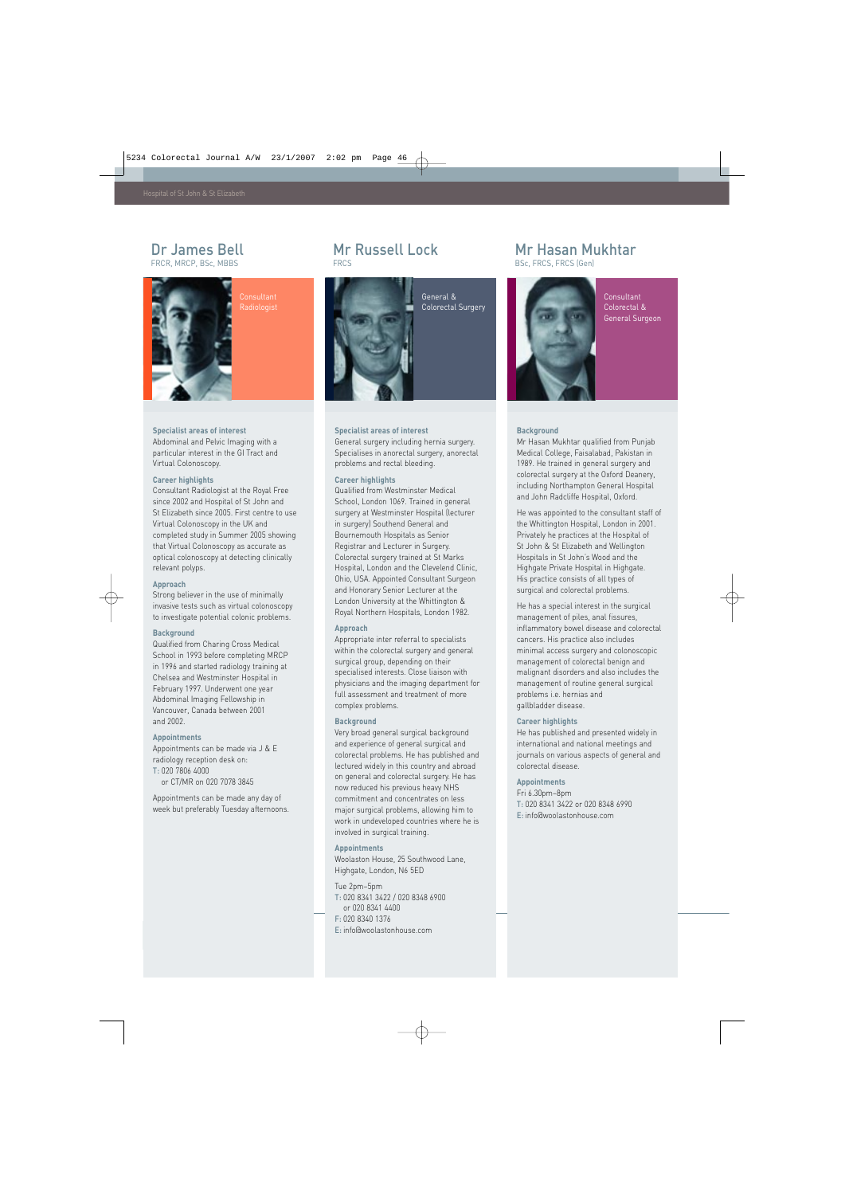## Dr James Bell

FRCR, MRCP, BSc, MBBS

Consultant Radiologist

### Specialist areas of interest

Abdominal and Pelvic Imaging with a particular interest in the GI Tract and Virtual Colonoscopy.

### Career highlights

Consultant Radiologist at the Royal Free since 2002 and Hospital of St John and St Elizabeth since 2005. First centre to use Virtual Colonoscopy in the UK and completed study in Summer 2005 showing that Virtual Colonoscopy as accurate as optical colonoscopy at detecting clinically relevant polyps.

### Approach

Strong believer in the use of minimally invasive tests such as virtual colonoscopy to investigate potential colonic problems.

### Background

Qualified from Charing Cross Medical School in 1993 before completing MRCP in 1996 and started radiology training at Chelsea and Westminster Hospital in February 1997. Underwent one year Abdominal Imaging Fellowship in Vancouver, Canada between 2001 and 2002.

### Appointments

Appointments can be made via J & E radiology reception desk on:
T: 020 7806 4000
or CT/MR on 020 7078 3845

Appointments can be made any day of week but preferably Tuesday afternoons.

## Mr Russell Lock

FRCS

General & Colorectal Surgery

### Specialist areas of interest

General surgery including hernia surgery. Specialises in anorectal surgery, anorectal problems and rectal bleeding.

### Career highlights

Qualified from Westminster Medical School, London 1069. Trained in general surgery at Westminster Hospital (lecturer in surgery) Southend General and Bournemouth Hospitals as Senior Registrar and Lecturer in Surgery. Colorectal surgery trained at St Marks Hospital, London and the Clevelend Clinic, Ohio, USA. Appointed Consultant Surgeon and Honorary Senior Lecturer at the London University at the Whittington & Royal Northern Hospitals, London 1982.

### Approach

Appropriate inter referral to specialists within the colorectal surgery and general surgical group, depending on their specialised interests. Close liaison with physicians and the imaging department for full assessment and treatment of more complex problems.

### Background

Very broad general surgical background and experience of general surgical and colorectal problems. He has published and lectured widely in this country and abroad on general and colorectal surgery. He has now reduced his previous heavy NHS commitment and concentrates on less major surgical problems, allowing him to work in undeveloped countries where he is involved in surgical training.

### Appointments

Woolaston House, 25 Southwood Lane, Highgate, London, N6 5ED

Tue 2pm–5pm
T: 020 8341 3422 / 020 8348 6900
or 020 8341 4400
F: 020 8340 1376
E: info@woolastonhouse.com

## Mr Hasan Mukhtar

BSc, FRCS, FRCS (Gen)

Consultant Colorectal & General Surgeon

### Background

Mr Hasan Mukhtar qualified from Punjab Medical College, Faisalabad, Pakistan in 1989. He trained in general surgery and colorectal surgery at the Oxford Deanery, including Northampton General Hospital and John Radcliffe Hospital, Oxford.

He was appointed to the consultant staff of the Whittington Hospital, London in 2001. Privately he practices at the Hospital of St John & St Elizabeth and Wellington Hospitals in St John's Wood and the Highgate Private Hospital in Highgate. His practice consists of all types of surgical and colorectal problems.

He has a special interest in the surgical management of piles, anal fissures, inflammatory bowel disease and colorectal cancers. His practice also includes minimal access surgery and colonoscopic management of colorectal benign and malignant disorders and also includes the management of routine general surgical problems i.e. hernias and gallbladder disease.

### Career highlights

He has published and presented widely in international and national meetings and journals on various aspects of general and colorectal disease.

### Appointments

Fri 6.30pm–8pm
T: 020 8341 3422 or 020 8348 6990
E: info@woolastonhouse.com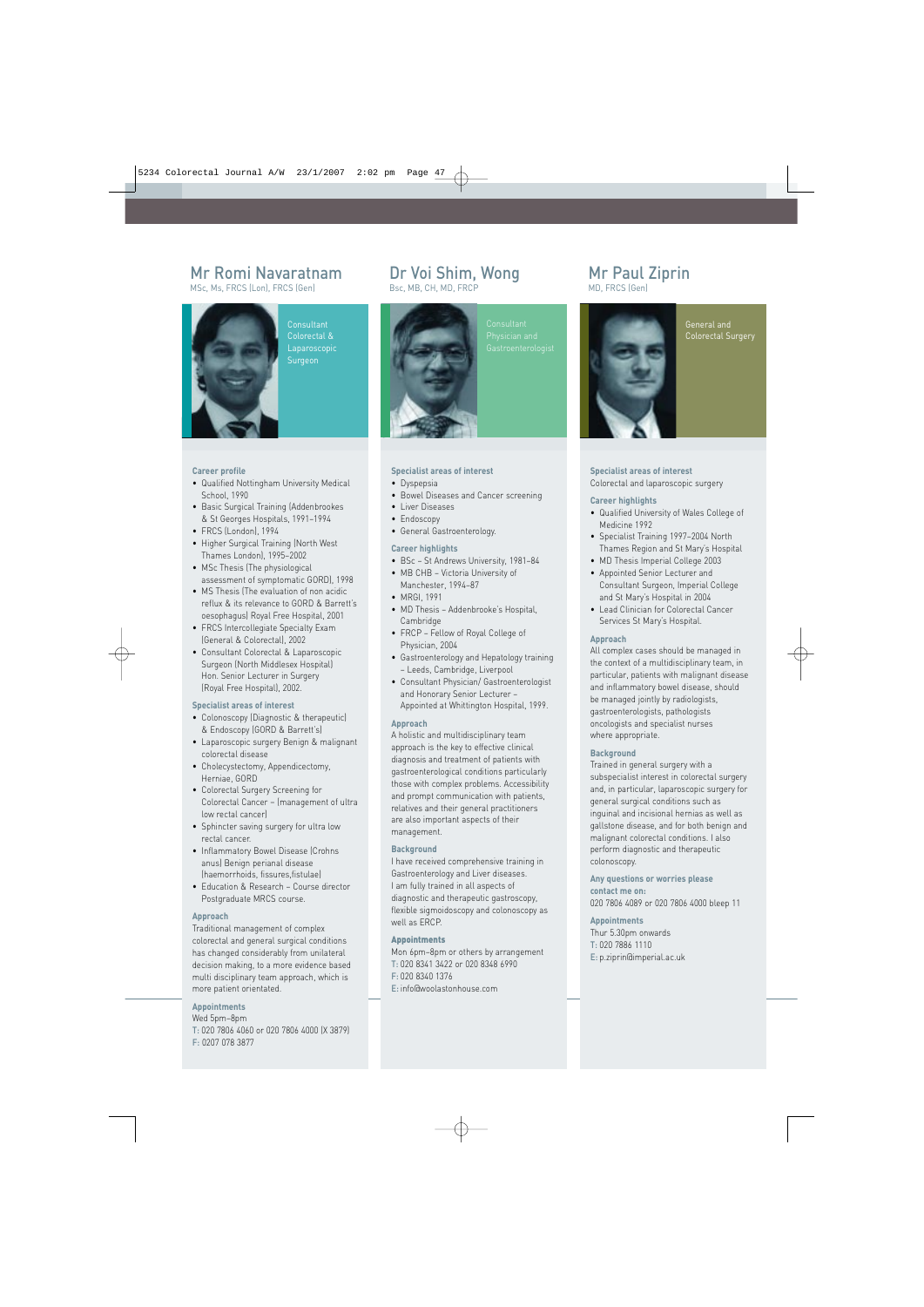## Mr Romi Navaratnam

MSc, Ms, FRCS (Lon), FRCS (Gen)

Consultant Colorectal & Laparoscopic Surgeon

### Career profile

- Qualified Nottingham University Medical School, 1990
- Basic Surgical Training (Addenbrookes & St Georges Hospitals, 1991–1994
- FRCS (London), 1994
- Higher Surgical Training (North West Thames London), 1995–2002
- MSc Thesis (The physiological assessment of symptomatic GORD), 1998
- MS Thesis (The evaluation of non acidic reflux & its relevance to GORD & Barrett's oesophagus) Royal Free Hospital, 2001
- FRCS Intercollegiate Specialty Exam (General & Colorectal), 2002
- Consultant Colorectal & Laparoscopic Surgeon (North Middlesex Hospital) Hon. Senior Lecturer in Surgery (Royal Free Hospital), 2002.

### Specialist areas of interest

- Colonoscopy (Diagnostic & therapeutic) & Endoscopy (GORD & Barrett's)
- Laparoscopic surgery Benign & malignant colorectal disease
- Cholecystectomy, Appendicectomy, Herniae, GORD
- Colorectal Surgery Screening for Colorectal Cancer – (management of ultra low rectal cancer)
- Sphincter saving surgery for ultra low rectal cancer.
- Inflammatory Bowel Disease (Crohns anus) Benign perianal disease (haemorrhoids, fissures,fistulae)
- Education & Research – Course director Postgraduate MRCS course.

### Approach

Traditional management of complex colorectal and general surgical conditions has changed considerably from unilateral decision making, to a more evidence based multi disciplinary team approach, which is more patient orientated.

### Appointments

Wed 5pm–8pm
T: 020 7806 4060 or 020 7806 4000 (X 3879)
F: 0207 078 3877

## Dr Voi Shim, Wong

Bsc, MB, CH, MD, FRCP

Consultant Physician and Gastroenterologist

### Specialist areas of interest

- Dyspepsia
- Bowel Diseases and Cancer screening
- Liver Diseases
- Endoscopy
- General Gastroenterology.

### Career highlights

- BSc – St Andrews University, 1981–84
- MB CHB – Victoria University of Manchester, 1994–87
- MRGI, 1991
- MD Thesis – Addenbrooke's Hospital, Cambridge
- FRCP – Fellow of Royal College of Physician, 2004
- Gastroenterology and Hepatology training – Leeds, Cambridge, Liverpool
- Consultant Physician/ Gastroenterologist and Honorary Senior Lecturer – Appointed at Whittington Hospital, 1999.

### Approach

A holistic and multidisciplinary team approach is the key to effective clinical diagnosis and treatment of patients with gastroenterological conditions particularly those with complex problems. Accessibility and prompt communication with patients, relatives and their general practitioners are also important aspects of their management.

### Background

I have received comprehensive training in Gastroenterology and Liver diseases. I am fully trained in all aspects of diagnostic and therapeutic gastroscopy, flexible sigmoidoscopy and colonoscopy as well as ERCP.

### Appointments

Mon 6pm–8pm or others by arrangement
T: 020 8341 3422 or 020 8348 6990
F: 020 8340 1376
E: info@woolastonhouse.com

## Mr Paul Ziprin

MD, FRCS (Gen)

General and Colorectal Surgery

### Specialist areas of interest

Colorectal and laparoscopic surgery

### Career highlights

- Qualified University of Wales College of Medicine 1992
- Specialist Training 1997–2004 North Thames Region and St Mary's Hospital
- MD Thesis Imperial College 2003
- Appointed Senior Lecturer and Consultant Surgeon, Imperial College and St Mary's Hospital in 2004
- Lead Clinician for Colorectal Cancer Services St Mary's Hospital.

### Approach

All complex cases should be managed in the context of a multidisciplinary team, in particular, patients with malignant disease and inflammatory bowel disease, should be managed jointly by radiologists, gastroenterologists, pathologists oncologists and specialist nurses where appropriate.

### Background

Trained in general surgery with a subspecialist interest in colorectal surgery and, in particular, laparoscopic surgery for general surgical conditions such as inguinal and incisional hernias as well as gallstone disease, and for both benign and malignant colorectal conditions. I also perform diagnostic and therapeutic colonoscopy.

### Any questions or worries please contact me on:

020 7806 4089 or 020 7806 4000 bleep 11

### Appointments

Thur 5.30pm onwards
T: 020 7886 1110
E: p.ziprin@imperial.ac.uk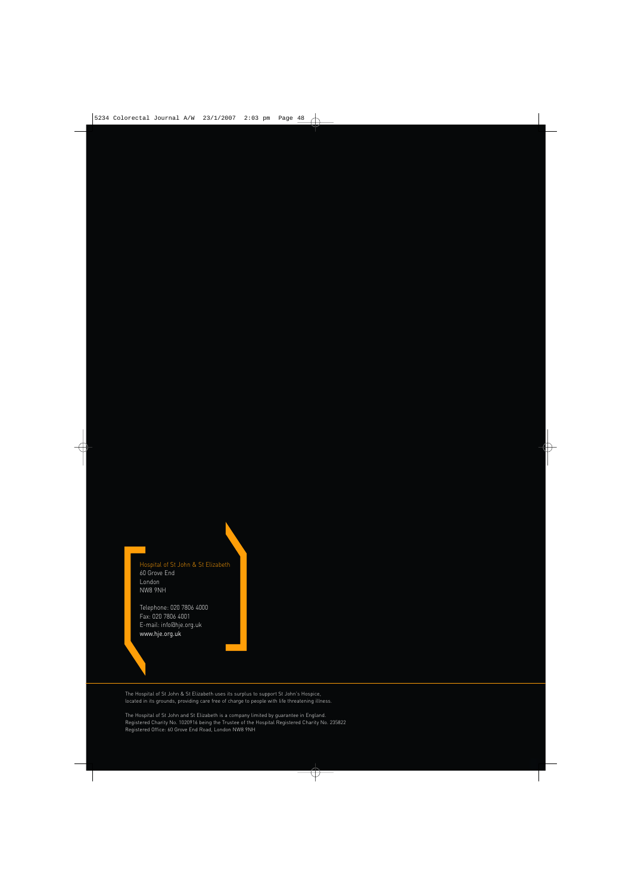Hospital of St John & St Elizabeth
60 Grove End
London
NW8 9NH

Telephone: 020 7806 4000
Fax: 020 7806 4001
E-mail: info@hje.org.uk
www.hje.org.uk

The Hospital of St John & St Elizabeth uses its surplus to support St John's Hospice, located in its grounds, providing care free of charge to people with life threatening illness.

The Hospital of St John and St Elizabeth is a company limited by guarantee in England.
Registered Charity No. 1020916 being the Trustee of the Hospital Registered Charity No. 235822
Registered Office: 60 Grove End Road, London NW8 9NH